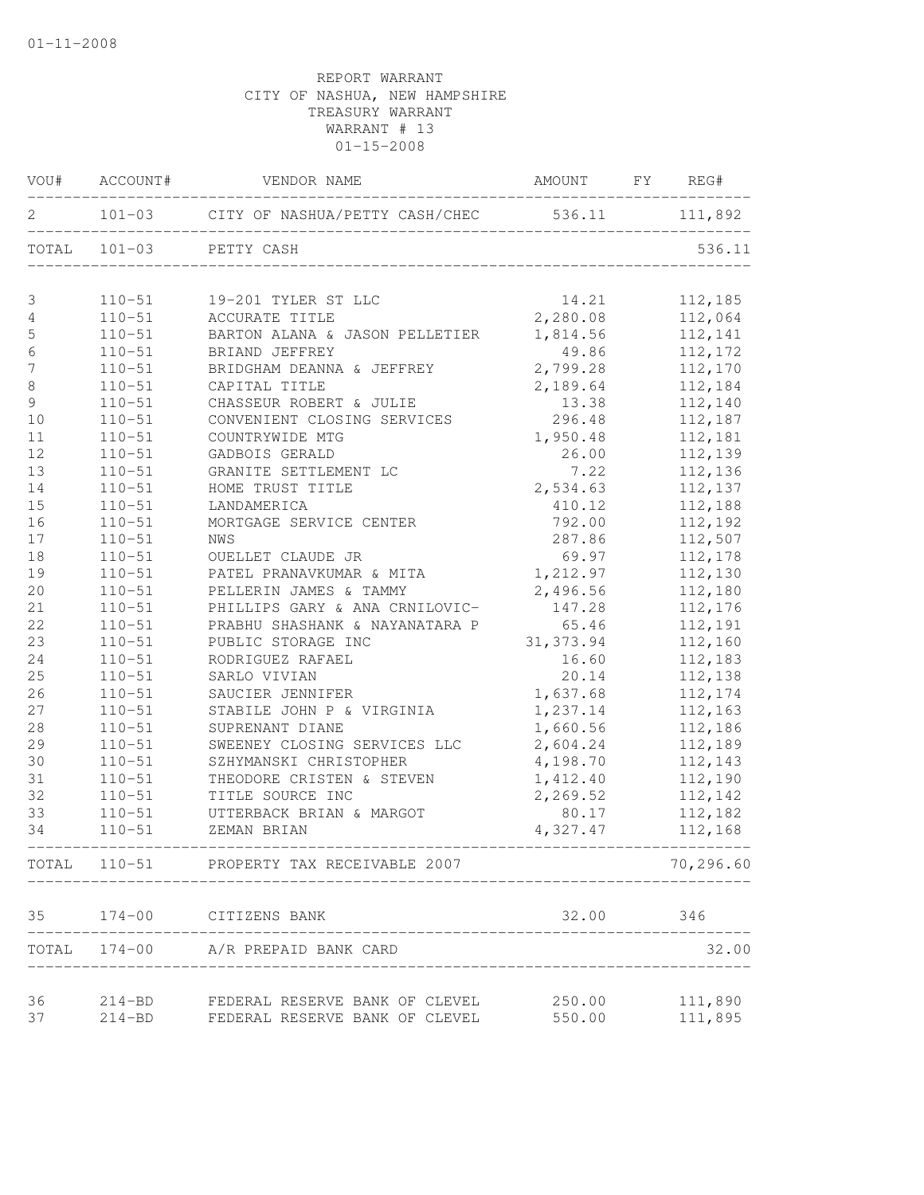01-11-2008

REPORT WARRANT
CITY OF NASHUA, NEW HAMPSHIRE
TREASURY WARRANT
WARRANT # 13
01-15-2008

| VOU# | ACCOUNT# | VENDOR NAME | AMOUNT | FY | REG# |
|---|---|---|---|---|---|
| 2 | 101-03 | CITY OF NASHUA/PETTY CASH/CHEC | 536.11 | | 111,892 |
| TOTAL | 101-03 | PETTY CASH | | | 536.11 |
| 3 | 110-51 | 19-201 TYLER ST LLC | 14.21 | | 112,185 |
| 4 | 110-51 | ACCURATE TITLE | 2,280.08 | | 112,064 |
| 5 | 110-51 | BARTON ALANA & JASON PELLETIER | 1,814.56 | | 112,141 |
| 6 | 110-51 | BRIAND JEFFREY | 49.86 | | 112,172 |
| 7 | 110-51 | BRIDGHAM DEANNA & JEFFREY | 2,799.28 | | 112,170 |
| 8 | 110-51 | CAPITAL TITLE | 2,189.64 | | 112,184 |
| 9 | 110-51 | CHASSEUR ROBERT & JULIE | 13.38 | | 112,140 |
| 10 | 110-51 | CONVENIENT CLOSING SERVICES | 296.48 | | 112,187 |
| 11 | 110-51 | COUNTRYWIDE MTG | 1,950.48 | | 112,181 |
| 12 | 110-51 | GADBOIS GERALD | 26.00 | | 112,139 |
| 13 | 110-51 | GRANITE SETTLEMENT LC | 7.22 | | 112,136 |
| 14 | 110-51 | HOME TRUST TITLE | 2,534.63 | | 112,137 |
| 15 | 110-51 | LANDAMERICA | 410.12 | | 112,188 |
| 16 | 110-51 | MORTGAGE SERVICE CENTER | 792.00 | | 112,192 |
| 17 | 110-51 | NWS | 287.86 | | 112,507 |
| 18 | 110-51 | OUELLET CLAUDE JR | 69.97 | | 112,178 |
| 19 | 110-51 | PATEL PRANAVKUMAR & MITA | 1,212.97 | | 112,130 |
| 20 | 110-51 | PELLERIN JAMES & TAMMY | 2,496.56 | | 112,180 |
| 21 | 110-51 | PHILLIPS GARY & ANA CRNILOVIC- | 147.28 | | 112,176 |
| 22 | 110-51 | PRABHU SHASHANK & NAYANATARA P | 65.46 | | 112,191 |
| 23 | 110-51 | PUBLIC STORAGE INC | 31,373.94 | | 112,160 |
| 24 | 110-51 | RODRIGUEZ RAFAEL | 16.60 | | 112,183 |
| 25 | 110-51 | SARLO VIVIAN | 20.14 | | 112,138 |
| 26 | 110-51 | SAUCIER JENNIFER | 1,637.68 | | 112,174 |
| 27 | 110-51 | STABILE JOHN P & VIRGINIA | 1,237.14 | | 112,163 |
| 28 | 110-51 | SUPRENANT DIANE | 1,660.56 | | 112,186 |
| 29 | 110-51 | SWEENEY CLOSING SERVICES LLC | 2,604.24 | | 112,189 |
| 30 | 110-51 | SZHYMANSKI CHRISTOPHER | 4,198.70 | | 112,143 |
| 31 | 110-51 | THEODORE CRISTEN & STEVEN | 1,412.40 | | 112,190 |
| 32 | 110-51 | TITLE SOURCE INC | 2,269.52 | | 112,142 |
| 33 | 110-51 | UTTERBACK BRIAN & MARGOT | 80.17 | | 112,182 |
| 34 | 110-51 | ZEMAN BRIAN | 4,327.47 | | 112,168 |
| TOTAL | 110-51 | PROPERTY TAX RECEIVABLE 2007 | | | 70,296.60 |
| 35 | 174-00 | CITIZENS BANK | 32.00 | | 346 |
| TOTAL | 174-00 | A/R PREPAID BANK CARD | | | 32.00 |
| 36 | 214-BD | FEDERAL RESERVE BANK OF CLEVEL | 250.00 | | 111,890 |
| 37 | 214-BD | FEDERAL RESERVE BANK OF CLEVEL | 550.00 | | 111,895 |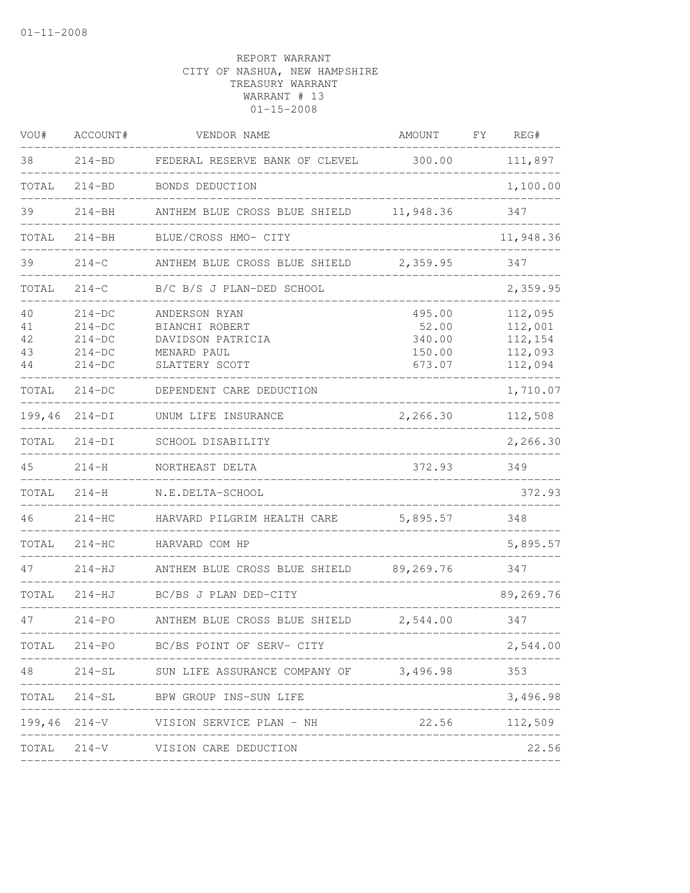REPORT WARRANT
CITY OF NASHUA, NEW HAMPSHIRE
TREASURY WARRANT
WARRANT # 13
01-15-2008

| VOU# | ACCOUNT# | VENDOR NAME | AMOUNT | FY | REG# |
|---|---|---|---|---|---|
| 38 | 214-BD | FEDERAL RESERVE BANK OF CLEVEL | 300.00 | | 111,897 |
| TOTAL | 214-BD | BONDS DEDUCTION | | | 1,100.00 |
| 39 | 214-BH | ANTHEM BLUE CROSS BLUE SHIELD | 11,948.36 | | 347 |
| TOTAL | 214-BH | BLUE/CROSS HMO- CITY | | | 11,948.36 |
| 39 | 214-C | ANTHEM BLUE CROSS BLUE SHIELD | 2,359.95 | | 347 |
| TOTAL | 214-C | B/C B/S J PLAN-DED SCHOOL | | | 2,359.95 |
| 40 | 214-DC | ANDERSON RYAN | 495.00 | | 112,095 |
| 41 | 214-DC | BIANCHI ROBERT | 52.00 | | 112,001 |
| 42 | 214-DC | DAVIDSON PATRICIA | 340.00 | | 112,154 |
| 43 | 214-DC | MENARD PAUL | 150.00 | | 112,093 |
| 44 | 214-DC | SLATTERY SCOTT | 673.07 | | 112,094 |
| TOTAL | 214-DC | DEPENDENT CARE DEDUCTION | | | 1,710.07 |
| 199,46 | 214-DI | UNUM LIFE INSURANCE | 2,266.30 | | 112,508 |
| TOTAL | 214-DI | SCHOOL DISABILITY | | | 2,266.30 |
| 45 | 214-H | NORTHEAST DELTA | 372.93 | | 349 |
| TOTAL | 214-H | N.E.DELTA-SCHOOL | | | 372.93 |
| 46 | 214-HC | HARVARD PILGRIM HEALTH CARE | 5,895.57 | | 348 |
| TOTAL | 214-HC | HARVARD COM HP | | | 5,895.57 |
| 47 | 214-HJ | ANTHEM BLUE CROSS BLUE SHIELD | 89,269.76 | | 347 |
| TOTAL | 214-HJ | BC/BS J PLAN DED-CITY | | | 89,269.76 |
| 47 | 214-PO | ANTHEM BLUE CROSS BLUE SHIELD | 2,544.00 | | 347 |
| TOTAL | 214-PO | BC/BS POINT OF SERV- CITY | | | 2,544.00 |
| 48 | 214-SL | SUN LIFE ASSURANCE COMPANY OF | 3,496.98 | | 353 |
| TOTAL | 214-SL | BPW GROUP INS-SUN LIFE | | | 3,496.98 |
| 199,46 | 214-V | VISION SERVICE PLAN - NH | 22.56 | | 112,509 |
| TOTAL | 214-V | VISION CARE DEDUCTION | | | 22.56 |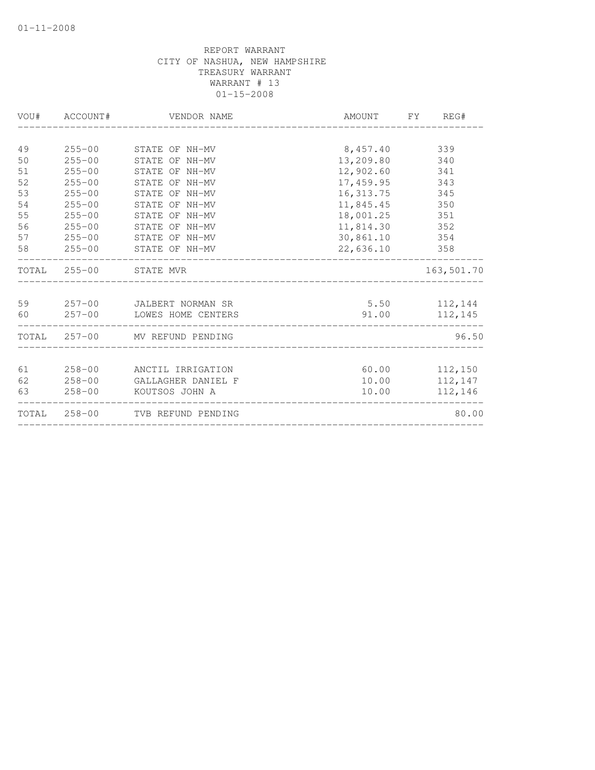01-11-2008

REPORT WARRANT
CITY OF NASHUA, NEW HAMPSHIRE
TREASURY WARRANT
WARRANT # 13
01-15-2008

| VOU# | ACCOUNT# | VENDOR NAME | AMOUNT | FY | REG# |
|---|---|---|---|---|---|
| 49 | 255-00 | STATE OF NH-MV | 8,457.40 | | 339 |
| 50 | 255-00 | STATE OF NH-MV | 13,209.80 | | 340 |
| 51 | 255-00 | STATE OF NH-MV | 12,902.60 | | 341 |
| 52 | 255-00 | STATE OF NH-MV | 17,459.95 | | 343 |
| 53 | 255-00 | STATE OF NH-MV | 16,313.75 | | 345 |
| 54 | 255-00 | STATE OF NH-MV | 11,845.45 | | 350 |
| 55 | 255-00 | STATE OF NH-MV | 18,001.25 | | 351 |
| 56 | 255-00 | STATE OF NH-MV | 11,814.30 | | 352 |
| 57 | 255-00 | STATE OF NH-MV | 30,861.10 | | 354 |
| 58 | 255-00 | STATE OF NH-MV | 22,636.10 | | 358 |
| TOTAL | 255-00 | STATE MVR | | | 163,501.70 |
| 59 | 257-00 | JALBERT NORMAN SR | 5.50 | | 112,144 |
| 60 | 257-00 | LOWES HOME CENTERS | 91.00 | | 112,145 |
| TOTAL | 257-00 | MV REFUND PENDING | | | 96.50 |
| 61 | 258-00 | ANCTIL IRRIGATION | 60.00 | | 112,150 |
| 62 | 258-00 | GALLAGHER DANIEL F | 10.00 | | 112,147 |
| 63 | 258-00 | KOUTSOS JOHN A | 10.00 | | 112,146 |
| TOTAL | 258-00 | TVB REFUND PENDING | | | 80.00 |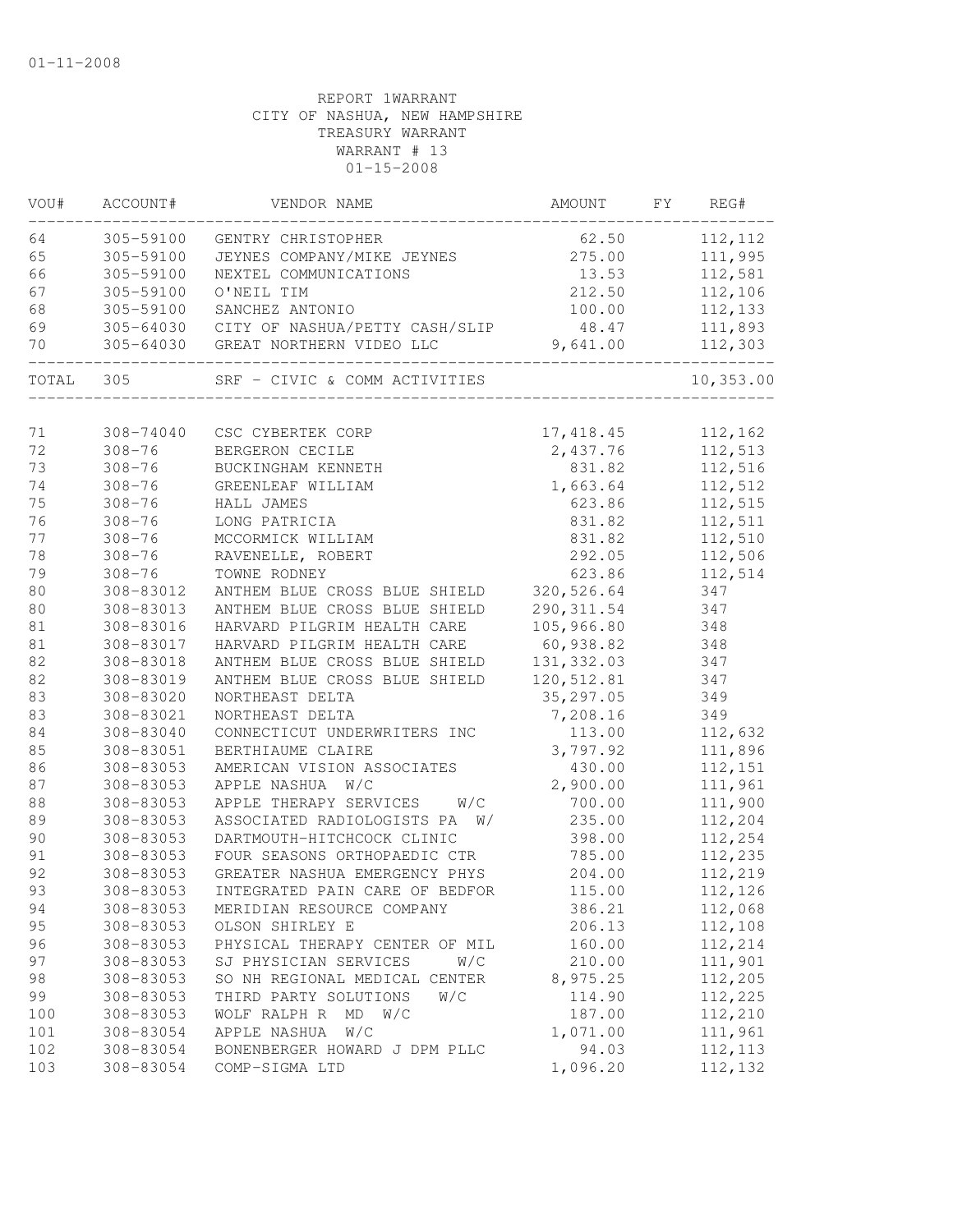01-11-2008

REPORT 1WARRANT
CITY OF NASHUA, NEW HAMPSHIRE
TREASURY WARRANT
WARRANT # 13
01-15-2008

| VOU# | ACCOUNT# | VENDOR NAME | AMOUNT | FY | REG# |
|---|---|---|---|---|---|
| 64 | 305-59100 | GENTRY CHRISTOPHER | 62.50 | | 112,112 |
| 65 | 305-59100 | JEYNES COMPANY/MIKE JEYNES | 275.00 | | 111,995 |
| 66 | 305-59100 | NEXTEL COMMUNICATIONS | 13.53 | | 112,581 |
| 67 | 305-59100 | O'NEIL TIM | 212.50 | | 112,106 |
| 68 | 305-59100 | SANCHEZ ANTONIO | 100.00 | | 112,133 |
| 69 | 305-64030 | CITY OF NASHUA/PETTY CASH/SLIP | 48.47 | | 111,893 |
| 70 | 305-64030 | GREAT NORTHERN VIDEO LLC | 9,641.00 | | 112,303 |
| TOTAL | 305 | SRF - CIVIC & COMM ACTIVITIES | | | 10,353.00 |
| 71 | 308-74040 | CSC CYBERTEK CORP | 17,418.45 | | 112,162 |
| 72 | 308-76 | BERGERON CECILE | 2,437.76 | | 112,513 |
| 73 | 308-76 | BUCKINGHAM KENNETH | 831.82 | | 112,516 |
| 74 | 308-76 | GREENLEAF WILLIAM | 1,663.64 | | 112,512 |
| 75 | 308-76 | HALL JAMES | 623.86 | | 112,515 |
| 76 | 308-76 | LONG PATRICIA | 831.82 | | 112,511 |
| 77 | 308-76 | MCCORMICK WILLIAM | 831.82 | | 112,510 |
| 78 | 308-76 | RAVENELLE, ROBERT | 292.05 | | 112,506 |
| 79 | 308-76 | TOWNE RODNEY | 623.86 | | 112,514 |
| 80 | 308-83012 | ANTHEM BLUE CROSS BLUE SHIELD | 320,526.64 | | 347 |
| 80 | 308-83013 | ANTHEM BLUE CROSS BLUE SHIELD | 290,311.54 | | 347 |
| 81 | 308-83016 | HARVARD PILGRIM HEALTH CARE | 105,966.80 | | 348 |
| 81 | 308-83017 | HARVARD PILGRIM HEALTH CARE | 60,938.82 | | 348 |
| 82 | 308-83018 | ANTHEM BLUE CROSS BLUE SHIELD | 131,332.03 | | 347 |
| 82 | 308-83019 | ANTHEM BLUE CROSS BLUE SHIELD | 120,512.81 | | 347 |
| 83 | 308-83020 | NORTHEAST DELTA | 35,297.05 | | 349 |
| 83 | 308-83021 | NORTHEAST DELTA | 7,208.16 | | 349 |
| 84 | 308-83040 | CONNECTICUT UNDERWRITERS INC | 113.00 | | 112,632 |
| 85 | 308-83051 | BERTHIAUME CLAIRE | 3,797.92 | | 111,896 |
| 86 | 308-83053 | AMERICAN VISION ASSOCIATES | 430.00 | | 112,151 |
| 87 | 308-83053 | APPLE NASHUA W/C | 2,900.00 | | 111,961 |
| 88 | 308-83053 | APPLE THERAPY SERVICES W/C | 700.00 | | 111,900 |
| 89 | 308-83053 | ASSOCIATED RADIOLOGISTS PA W/ | 235.00 | | 112,204 |
| 90 | 308-83053 | DARTMOUTH-HITCHCOCK CLINIC | 398.00 | | 112,254 |
| 91 | 308-83053 | FOUR SEASONS ORTHOPAEDIC CTR | 785.00 | | 112,235 |
| 92 | 308-83053 | GREATER NASHUA EMERGENCY PHYS | 204.00 | | 112,219 |
| 93 | 308-83053 | INTEGRATED PAIN CARE OF BEDFOR | 115.00 | | 112,126 |
| 94 | 308-83053 | MERIDIAN RESOURCE COMPANY | 386.21 | | 112,068 |
| 95 | 308-83053 | OLSON SHIRLEY E | 206.13 | | 112,108 |
| 96 | 308-83053 | PHYSICAL THERAPY CENTER OF MIL | 160.00 | | 112,214 |
| 97 | 308-83053 | SJ PHYSICIAN SERVICES W/C | 210.00 | | 111,901 |
| 98 | 308-83053 | SO NH REGIONAL MEDICAL CENTER | 8,975.25 | | 112,205 |
| 99 | 308-83053 | THIRD PARTY SOLUTIONS W/C | 114.90 | | 112,225 |
| 100 | 308-83053 | WOLF RALPH R MD W/C | 187.00 | | 112,210 |
| 101 | 308-83054 | APPLE NASHUA W/C | 1,071.00 | | 111,961 |
| 102 | 308-83054 | BONENBERGER HOWARD J DPM PLLC | 94.03 | | 112,113 |
| 103 | 308-83054 | COMP-SIGMA LTD | 1,096.20 | | 112,132 |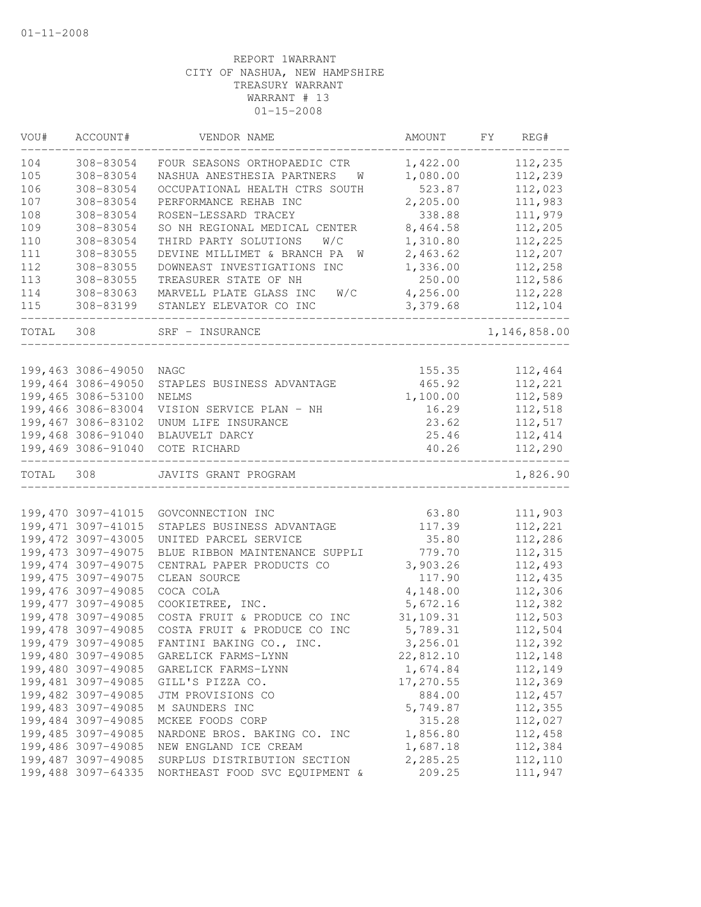01-11-2008

REPORT 1WARRANT
CITY OF NASHUA, NEW HAMPSHIRE
TREASURY WARRANT
WARRANT # 13
01-15-2008

| VOU# | ACCOUNT# | VENDOR NAME | AMOUNT | FY | REG# |
|---|---|---|---|---|---|
| 104 | 308-83054 | FOUR SEASONS ORTHOPAEDIC CTR | 1,422.00 | | 112,235 |
| 105 | 308-83054 | NASHUA ANESTHESIA PARTNERS W | 1,080.00 | | 112,239 |
| 106 | 308-83054 | OCCUPATIONAL HEALTH CTRS SOUTH | 523.87 | | 112,023 |
| 107 | 308-83054 | PERFORMANCE REHAB INC | 2,205.00 | | 111,983 |
| 108 | 308-83054 | ROSEN-LESSARD TRACEY | 338.88 | | 111,979 |
| 109 | 308-83054 | SO NH REGIONAL MEDICAL CENTER | 8,464.58 | | 112,205 |
| 110 | 308-83054 | THIRD PARTY SOLUTIONS W/C | 1,310.80 | | 112,225 |
| 111 | 308-83055 | DEVINE MILLIMET & BRANCH PA W | 2,463.62 | | 112,207 |
| 112 | 308-83055 | DOWNEAST INVESTIGATIONS INC | 1,336.00 | | 112,258 |
| 113 | 308-83055 | TREASURER STATE OF NH | 250.00 | | 112,586 |
| 114 | 308-83063 | MARVELL PLATE GLASS INC W/C | 4,256.00 | | 112,228 |
| 115 | 308-83199 | STANLEY ELEVATOR CO INC | 3,379.68 | | 112,104 |
| TOTAL | 308 | SRF - INSURANCE | | | 1,146,858.00 |
| 199,463 | 3086-49050 | NAGC | 155.35 | | 112,464 |
| 199,464 | 3086-49050 | STAPLES BUSINESS ADVANTAGE | 465.92 | | 112,221 |
| 199,465 | 3086-53100 | NELMS | 1,100.00 | | 112,589 |
| 199,466 | 3086-83004 | VISION SERVICE PLAN - NH | 16.29 | | 112,518 |
| 199,467 | 3086-83102 | UNUM LIFE INSURANCE | 23.62 | | 112,517 |
| 199,468 | 3086-91040 | BLAUVELT DARCY | 25.46 | | 112,414 |
| 199,469 | 3086-91040 | COTE RICHARD | 40.26 | | 112,290 |
| TOTAL | 308 | JAVITS GRANT PROGRAM | | | 1,826.90 |
| 199,470 | 3097-41015 | GOVCONNECTION INC | 63.80 | | 111,903 |
| 199,471 | 3097-41015 | STAPLES BUSINESS ADVANTAGE | 117.39 | | 112,221 |
| 199,472 | 3097-43005 | UNITED PARCEL SERVICE | 35.80 | | 112,286 |
| 199,473 | 3097-49075 | BLUE RIBBON MAINTENANCE SUPPLI | 779.70 | | 112,315 |
| 199,474 | 3097-49075 | CENTRAL PAPER PRODUCTS CO | 3,903.26 | | 112,493 |
| 199,475 | 3097-49075 | CLEAN SOURCE | 117.90 | | 112,435 |
| 199,476 | 3097-49085 | COCA COLA | 4,148.00 | | 112,306 |
| 199,477 | 3097-49085 | COOKIETREE, INC. | 5,672.16 | | 112,382 |
| 199,478 | 3097-49085 | COSTA FRUIT & PRODUCE CO INC | 31,109.31 | | 112,503 |
| 199,478 | 3097-49085 | COSTA FRUIT & PRODUCE CO INC | 5,789.31 | | 112,504 |
| 199,479 | 3097-49085 | FANTINI BAKING CO., INC. | 3,256.01 | | 112,392 |
| 199,480 | 3097-49085 | GARELICK FARMS-LYNN | 22,812.10 | | 112,148 |
| 199,480 | 3097-49085 | GARELICK FARMS-LYNN | 1,674.84 | | 112,149 |
| 199,481 | 3097-49085 | GILL'S PIZZA CO. | 17,270.55 | | 112,369 |
| 199,482 | 3097-49085 | JTM PROVISIONS CO | 884.00 | | 112,457 |
| 199,483 | 3097-49085 | M SAUNDERS INC | 5,749.87 | | 112,355 |
| 199,484 | 3097-49085 | MCKEE FOODS CORP | 315.28 | | 112,027 |
| 199,485 | 3097-49085 | NARDONE BROS. BAKING CO. INC | 1,856.80 | | 112,458 |
| 199,486 | 3097-49085 | NEW ENGLAND ICE CREAM | 1,687.18 | | 112,384 |
| 199,487 | 3097-49085 | SURPLUS DISTRIBUTION SECTION | 2,285.25 | | 112,110 |
| 199,488 | 3097-64335 | NORTHEAST FOOD SVC EQUIPMENT & | 209.25 | | 111,947 |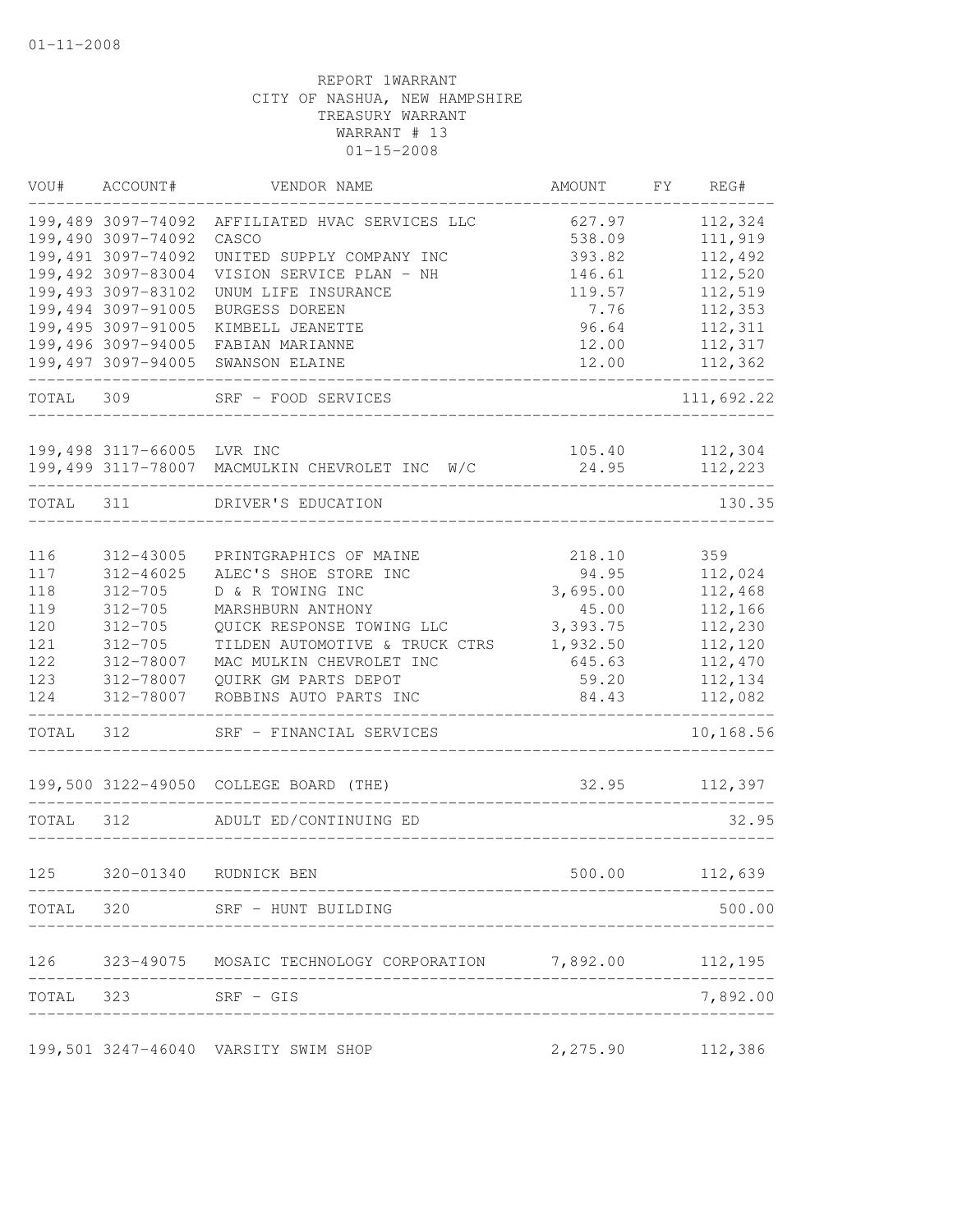01-11-2008

REPORT 1WARRANT
CITY OF NASHUA, NEW HAMPSHIRE
TREASURY WARRANT
WARRANT # 13
01-15-2008

| VOU# | ACCOUNT# | VENDOR NAME | AMOUNT | FY | REG# |
|---|---|---|---|---|---|
| 199,489 | 3097-74092 | AFFILIATED HVAC SERVICES LLC | 627.97 | | 112,324 |
| 199,490 | 3097-74092 | CASCO | 538.09 | | 111,919 |
| 199,491 | 3097-74092 | UNITED SUPPLY COMPANY INC | 393.82 | | 112,492 |
| 199,492 | 3097-83004 | VISION SERVICE PLAN - NH | 146.61 | | 112,520 |
| 199,493 | 3097-83102 | UNUM LIFE INSURANCE | 119.57 | | 112,519 |
| 199,494 | 3097-91005 | BURGESS DOREEN | 7.76 | | 112,353 |
| 199,495 | 3097-91005 | KIMBELL JEANETTE | 96.64 | | 112,311 |
| 199,496 | 3097-94005 | FABIAN MARIANNE | 12.00 | | 112,317 |
| 199,497 | 3097-94005 | SWANSON ELAINE | 12.00 | | 112,362 |
| TOTAL | 309 | SRF - FOOD SERVICES | | | 111,692.22 |
| 199,498 | 3117-66005 | LVR INC | 105.40 | | 112,304 |
| 199,499 | 3117-78007 | MACMULKIN CHEVROLET INC W/C | 24.95 | | 112,223 |
| TOTAL | 311 | DRIVER'S EDUCATION | | | 130.35 |
| 116 | 312-43005 | PRINTGRAPHICS OF MAINE | 218.10 | | 359 |
| 117 | 312-46025 | ALEC'S SHOE STORE INC | 94.95 | | 112,024 |
| 118 | 312-705 | D & R TOWING INC | 3,695.00 | | 112,468 |
| 119 | 312-705 | MARSHBURN ANTHONY | 45.00 | | 112,166 |
| 120 | 312-705 | QUICK RESPONSE TOWING LLC | 3,393.75 | | 112,230 |
| 121 | 312-705 | TILDEN AUTOMOTIVE & TRUCK CTRS | 1,932.50 | | 112,120 |
| 122 | 312-78007 | MAC MULKIN CHEVROLET INC | 645.63 | | 112,470 |
| 123 | 312-78007 | QUIRK GM PARTS DEPOT | 59.20 | | 112,134 |
| 124 | 312-78007 | ROBBINS AUTO PARTS INC | 84.43 | | 112,082 |
| TOTAL | 312 | SRF - FINANCIAL SERVICES | | | 10,168.56 |
| 199,500 | 3122-49050 | COLLEGE BOARD (THE) | 32.95 | | 112,397 |
| TOTAL | 312 | ADULT ED/CONTINUING ED | | | 32.95 |
| 125 | 320-01340 | RUDNICK BEN | 500.00 | | 112,639 |
| TOTAL | 320 | SRF - HUNT BUILDING | | | 500.00 |
| 126 | 323-49075 | MOSAIC TECHNOLOGY CORPORATION | 7,892.00 | | 112,195 |
| TOTAL | 323 | SRF - GIS | | | 7,892.00 |
| 199,501 | 3247-46040 | VARSITY SWIM SHOP | 2,275.90 | | 112,386 |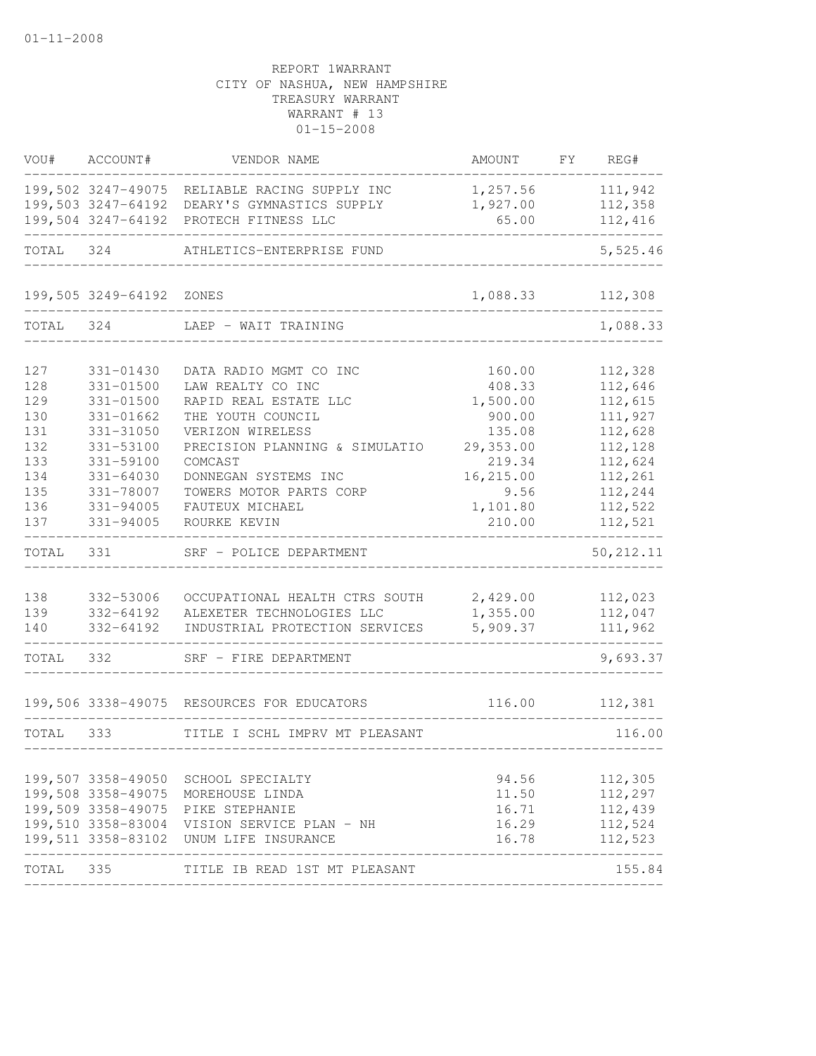01-11-2008

REPORT 1WARRANT
CITY OF NASHUA, NEW HAMPSHIRE
TREASURY WARRANT
WARRANT # 13
01-15-2008

| VOU# | ACCOUNT# | VENDOR NAME | AMOUNT | FY | REG# |
|---|---|---|---|---|---|
| 199,502 | 3247-49075 | RELIABLE RACING SUPPLY INC | 1,257.56 | | 111,942 |
| 199,503 | 3247-64192 | DEARY'S GYMNASTICS SUPPLY | 1,927.00 | | 112,358 |
| 199,504 | 3247-64192 | PROTECH FITNESS LLC | 65.00 | | 112,416 |
| TOTAL | 324 | ATHLETICS-ENTERPRISE FUND | | | 5,525.46 |
| 199,505 | 3249-64192 | ZONES | 1,088.33 | | 112,308 |
| TOTAL | 324 | LAEP - WAIT TRAINING | | | 1,088.33 |
| 127 | 331-01430 | DATA RADIO MGMT CO INC | 160.00 | | 112,328 |
| 128 | 331-01500 | LAW REALTY CO INC | 408.33 | | 112,646 |
| 129 | 331-01500 | RAPID REAL ESTATE LLC | 1,500.00 | | 112,615 |
| 130 | 331-01662 | THE YOUTH COUNCIL | 900.00 | | 111,927 |
| 131 | 331-31050 | VERIZON WIRELESS | 135.08 | | 112,628 |
| 132 | 331-53100 | PRECISION PLANNING & SIMULATIO | 29,353.00 | | 112,128 |
| 133 | 331-59100 | COMCAST | 219.34 | | 112,624 |
| 134 | 331-64030 | DONNEGAN SYSTEMS INC | 16,215.00 | | 112,261 |
| 135 | 331-78007 | TOWERS MOTOR PARTS CORP | 9.56 | | 112,244 |
| 136 | 331-94005 | FAUTEUX MICHAEL | 1,101.80 | | 112,522 |
| 137 | 331-94005 | ROURKE KEVIN | 210.00 | | 112,521 |
| TOTAL | 331 | SRF - POLICE DEPARTMENT | | | 50,212.11 |
| 138 | 332-53006 | OCCUPATIONAL HEALTH CTRS SOUTH | 2,429.00 | | 112,023 |
| 139 | 332-64192 | ALEXETER TECHNOLOGIES LLC | 1,355.00 | | 112,047 |
| 140 | 332-64192 | INDUSTRIAL PROTECTION SERVICES | 5,909.37 | | 111,962 |
| TOTAL | 332 | SRF - FIRE DEPARTMENT | | | 9,693.37 |
| 199,506 | 3338-49075 | RESOURCES FOR EDUCATORS | 116.00 | | 112,381 |
| TOTAL | 333 | TITLE I SCHL IMPRV MT PLEASANT | | | 116.00 |
| 199,507 | 3358-49050 | SCHOOL SPECIALTY | 94.56 | | 112,305 |
| 199,508 | 3358-49075 | MOREHOUSE LINDA | 11.50 | | 112,297 |
| 199,509 | 3358-49075 | PIKE STEPHANIE | 16.71 | | 112,439 |
| 199,510 | 3358-83004 | VISION SERVICE PLAN - NH | 16.29 | | 112,524 |
| 199,511 | 3358-83102 | UNUM LIFE INSURANCE | 16.78 | | 112,523 |
| TOTAL | 335 | TITLE IB READ 1ST MT PLEASANT | | | 155.84 |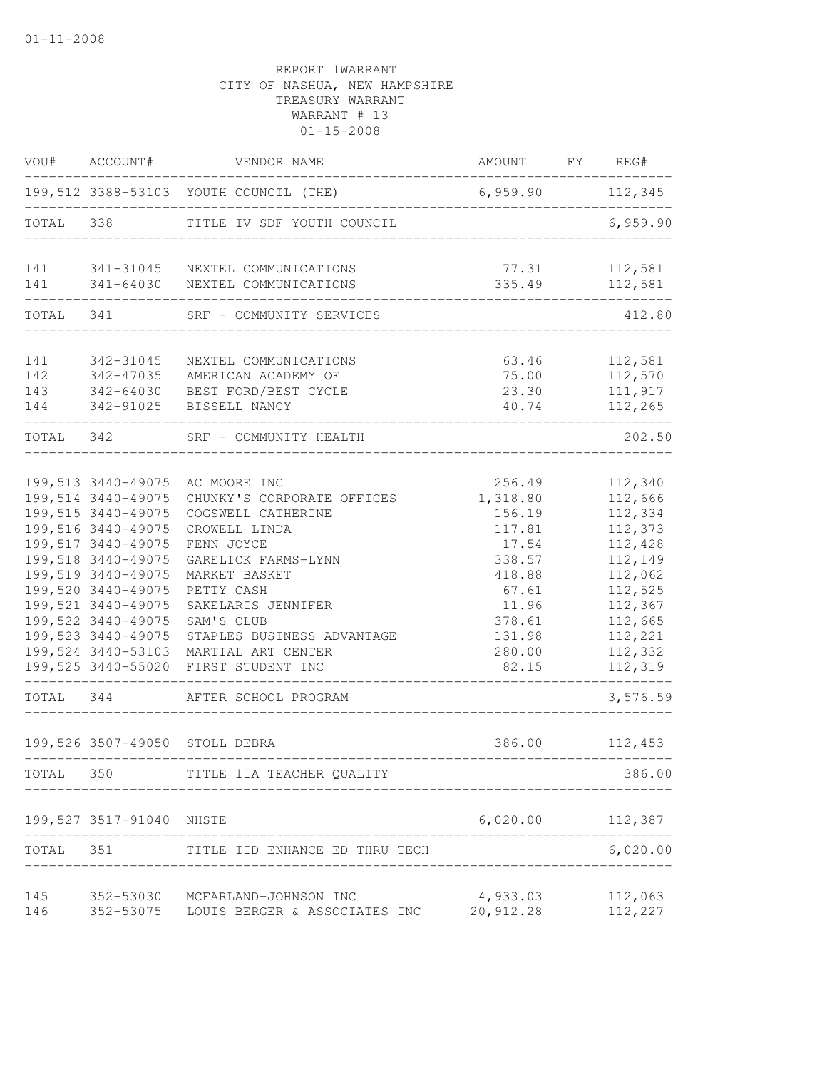01-11-2008

REPORT 1WARRANT
CITY OF NASHUA, NEW HAMPSHIRE
TREASURY WARRANT
WARRANT # 13
01-15-2008

| VOU# | ACCOUNT# | VENDOR NAME | AMOUNT | FY | REG# |
|---|---|---|---|---|---|
| 199,512 | 3388-53103 | YOUTH COUNCIL (THE) | 6,959.90 | | 112,345 |
| TOTAL | 338 | TITLE IV SDF YOUTH COUNCIL | | | 6,959.90 |
| 141 | 341-31045 | NEXTEL COMMUNICATIONS | 77.31 | | 112,581 |
| 141 | 341-64030 | NEXTEL COMMUNICATIONS | 335.49 | | 112,581 |
| TOTAL | 341 | SRF - COMMUNITY SERVICES | | | 412.80 |
| 141 | 342-31045 | NEXTEL COMMUNICATIONS | 63.46 | | 112,581 |
| 142 | 342-47035 | AMERICAN ACADEMY OF | 75.00 | | 112,570 |
| 143 | 342-64030 | BEST FORD/BEST CYCLE | 23.30 | | 111,917 |
| 144 | 342-91025 | BISSELL NANCY | 40.74 | | 112,265 |
| TOTAL | 342 | SRF - COMMUNITY HEALTH | | | 202.50 |
| 199,513 | 3440-49075 | AC MOORE INC | 256.49 | | 112,340 |
| 199,514 | 3440-49075 | CHUNKY'S CORPORATE OFFICES | 1,318.80 | | 112,666 |
| 199,515 | 3440-49075 | COGSWELL CATHERINE | 156.19 | | 112,334 |
| 199,516 | 3440-49075 | CROWELL LINDA | 117.81 | | 112,373 |
| 199,517 | 3440-49075 | FENN JOYCE | 17.54 | | 112,428 |
| 199,518 | 3440-49075 | GARELICK FARMS-LYNN | 338.57 | | 112,149 |
| 199,519 | 3440-49075 | MARKET BASKET | 418.88 | | 112,062 |
| 199,520 | 3440-49075 | PETTY CASH | 67.61 | | 112,525 |
| 199,521 | 3440-49075 | SAKELARIS JENNIFER | 11.96 | | 112,367 |
| 199,522 | 3440-49075 | SAM'S CLUB | 378.61 | | 112,665 |
| 199,523 | 3440-49075 | STAPLES BUSINESS ADVANTAGE | 131.98 | | 112,221 |
| 199,524 | 3440-53103 | MARTIAL ART CENTER | 280.00 | | 112,332 |
| 199,525 | 3440-55020 | FIRST STUDENT INC | 82.15 | | 112,319 |
| TOTAL | 344 | AFTER SCHOOL PROGRAM | | | 3,576.59 |
| 199,526 | 3507-49050 | STOLL DEBRA | 386.00 | | 112,453 |
| TOTAL | 350 | TITLE 11A TEACHER QUALITY | | | 386.00 |
| 199,527 | 3517-91040 | NHSTE | 6,020.00 | | 112,387 |
| TOTAL | 351 | TITLE IID ENHANCE ED THRU TECH | | | 6,020.00 |
| 145 | 352-53030 | MCFARLAND-JOHNSON INC | 4,933.03 | | 112,063 |
| 146 | 352-53075 | LOUIS BERGER & ASSOCIATES INC | 20,912.28 | | 112,227 |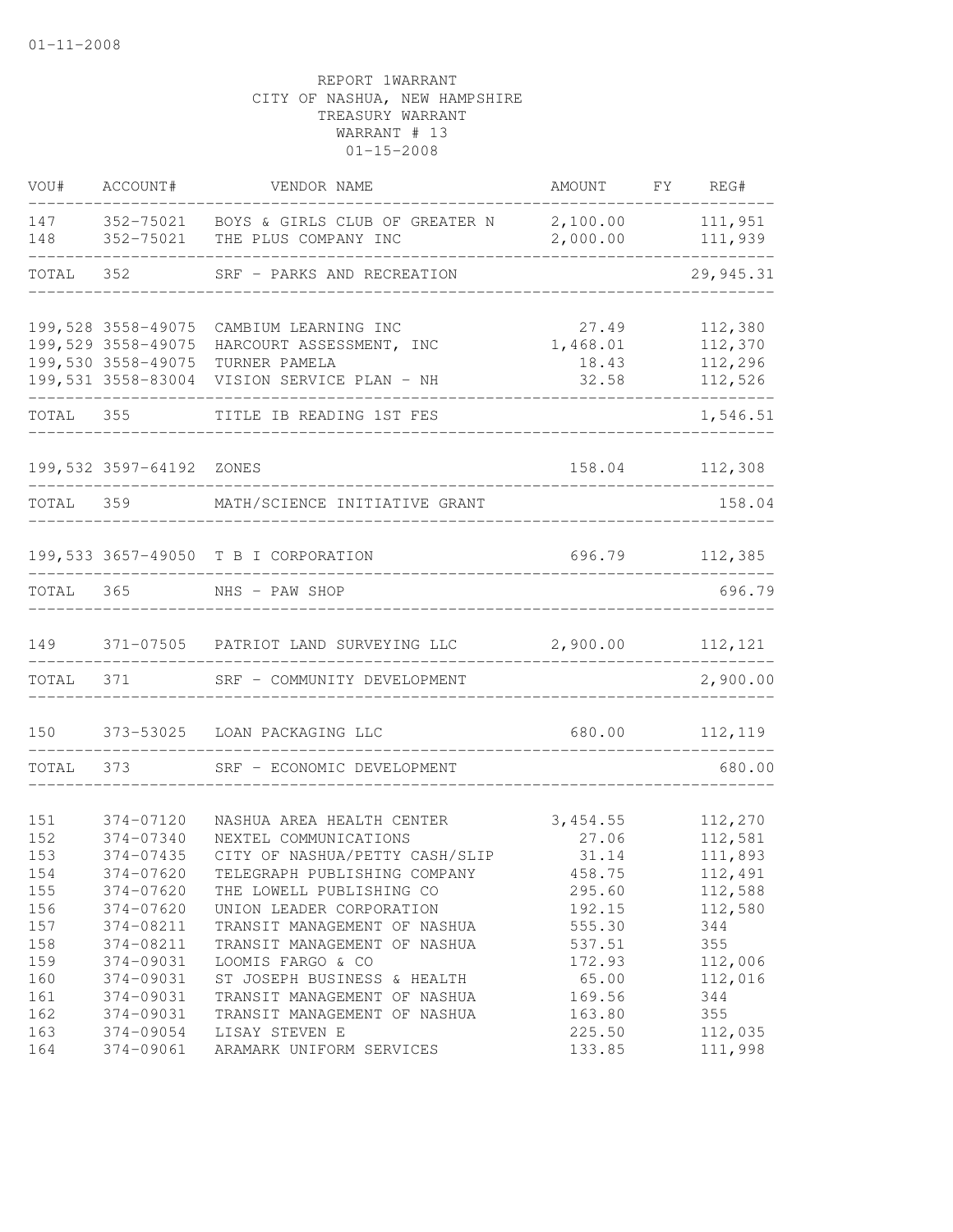01-11-2008

REPORT 1WARRANT
CITY OF NASHUA, NEW HAMPSHIRE
TREASURY WARRANT
WARRANT # 13
01-15-2008

| VOU# | ACCOUNT# | VENDOR NAME | AMOUNT | FY | REG# |
|---|---|---|---|---|---|
| 147 | 352-75021 | BOYS & GIRLS CLUB OF GREATER N | 2,100.00 | | 111,951 |
| 148 | 352-75021 | THE PLUS COMPANY INC | 2,000.00 | | 111,939 |
| TOTAL | 352 | SRF - PARKS AND RECREATION | | | 29,945.31 |
| 199,528 | 3558-49075 | CAMBIUM LEARNING INC | 27.49 | | 112,380 |
| 199,529 | 3558-49075 | HARCOURT ASSESSMENT, INC | 1,468.01 | | 112,370 |
| 199,530 | 3558-49075 | TURNER PAMELA | 18.43 | | 112,296 |
| 199,531 | 3558-83004 | VISION SERVICE PLAN - NH | 32.58 | | 112,526 |
| TOTAL | 355 | TITLE IB READING 1ST FES | | | 1,546.51 |
| 199,532 | 3597-64192 | ZONES | 158.04 | | 112,308 |
| TOTAL | 359 | MATH/SCIENCE INITIATIVE GRANT | | | 158.04 |
| 199,533 | 3657-49050 | T B I CORPORATION | 696.79 | | 112,385 |
| TOTAL | 365 | NHS - PAW SHOP | | | 696.79 |
| 149 | 371-07505 | PATRIOT LAND SURVEYING LLC | 2,900.00 | | 112,121 |
| TOTAL | 371 | SRF - COMMUNITY DEVELOPMENT | | | 2,900.00 |
| 150 | 373-53025 | LOAN PACKAGING LLC | 680.00 | | 112,119 |
| TOTAL | 373 | SRF - ECONOMIC DEVELOPMENT | | | 680.00 |
| 151 | 374-07120 | NASHUA AREA HEALTH CENTER | 3,454.55 | | 112,270 |
| 152 | 374-07340 | NEXTEL COMMUNICATIONS | 27.06 | | 112,581 |
| 153 | 374-07435 | CITY OF NASHUA/PETTY CASH/SLIP | 31.14 | | 111,893 |
| 154 | 374-07620 | TELEGRAPH PUBLISHING COMPANY | 458.75 | | 112,491 |
| 155 | 374-07620 | THE LOWELL PUBLISHING CO | 295.60 | | 112,588 |
| 156 | 374-07620 | UNION LEADER CORPORATION | 192.15 | | 112,580 |
| 157 | 374-08211 | TRANSIT MANAGEMENT OF NASHUA | 555.30 | | 344 |
| 158 | 374-08211 | TRANSIT MANAGEMENT OF NASHUA | 537.51 | | 355 |
| 159 | 374-09031 | LOOMIS FARGO & CO | 172.93 | | 112,006 |
| 160 | 374-09031 | ST JOSEPH BUSINESS & HEALTH | 65.00 | | 112,016 |
| 161 | 374-09031 | TRANSIT MANAGEMENT OF NASHUA | 169.56 | | 344 |
| 162 | 374-09031 | TRANSIT MANAGEMENT OF NASHUA | 163.80 | | 355 |
| 163 | 374-09054 | LISAY STEVEN E | 225.50 | | 112,035 |
| 164 | 374-09061 | ARAMARK UNIFORM SERVICES | 133.85 | | 111,998 |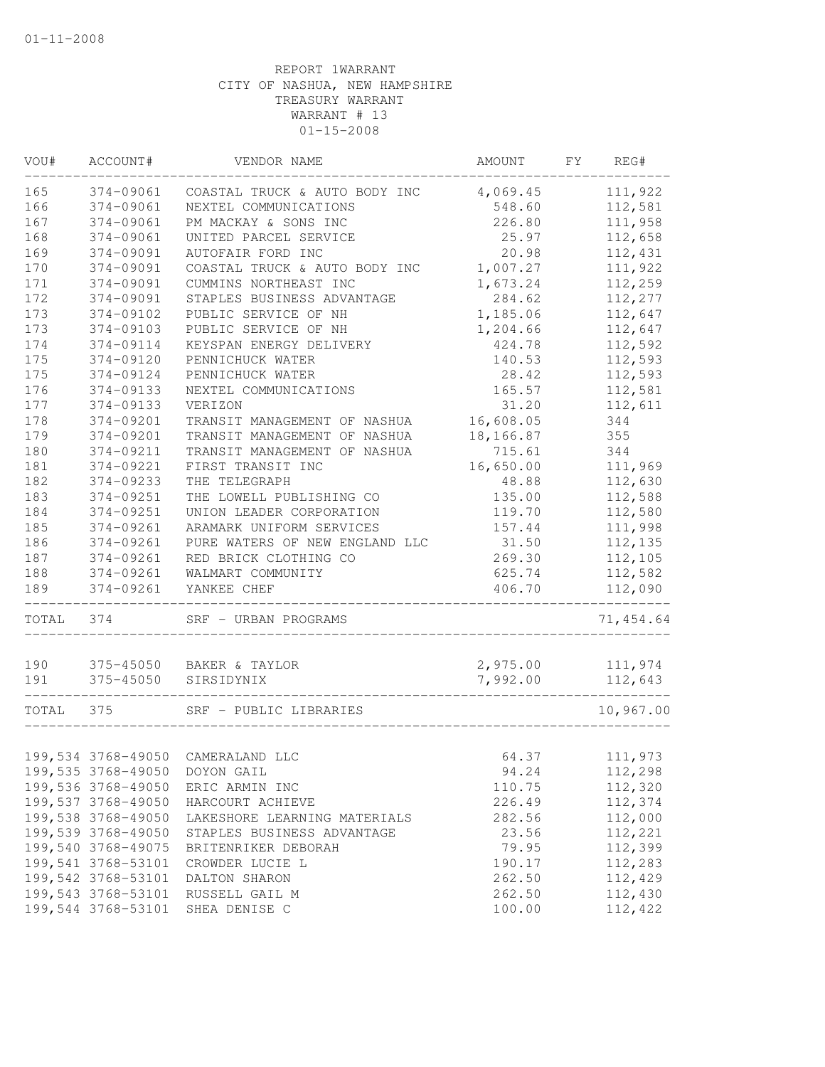01-11-2008

REPORT 1WARRANT
CITY OF NASHUA, NEW HAMPSHIRE
TREASURY WARRANT
WARRANT # 13
01-15-2008

| VOU# | ACCOUNT# | VENDOR NAME | AMOUNT | FY | REG# |
|---|---|---|---|---|---|
| 165 | 374-09061 | COASTAL TRUCK & AUTO BODY INC | 4,069.45 | | 111,922 |
| 166 | 374-09061 | NEXTEL COMMUNICATIONS | 548.60 | | 112,581 |
| 167 | 374-09061 | PM MACKAY & SONS INC | 226.80 | | 111,958 |
| 168 | 374-09061 | UNITED PARCEL SERVICE | 25.97 | | 112,658 |
| 169 | 374-09091 | AUTOFAIR FORD INC | 20.98 | | 112,431 |
| 170 | 374-09091 | COASTAL TRUCK & AUTO BODY INC | 1,007.27 | | 111,922 |
| 171 | 374-09091 | CUMMINS NORTHEAST INC | 1,673.24 | | 112,259 |
| 172 | 374-09091 | STAPLES BUSINESS ADVANTAGE | 284.62 | | 112,277 |
| 173 | 374-09102 | PUBLIC SERVICE OF NH | 1,185.06 | | 112,647 |
| 173 | 374-09103 | PUBLIC SERVICE OF NH | 1,204.66 | | 112,647 |
| 174 | 374-09114 | KEYSPAN ENERGY DELIVERY | 424.78 | | 112,592 |
| 175 | 374-09120 | PENNICHUCK WATER | 140.53 | | 112,593 |
| 175 | 374-09124 | PENNICHUCK WATER | 28.42 | | 112,593 |
| 176 | 374-09133 | NEXTEL COMMUNICATIONS | 165.57 | | 112,581 |
| 177 | 374-09133 | VERIZON | 31.20 | | 112,611 |
| 178 | 374-09201 | TRANSIT MANAGEMENT OF NASHUA | 16,608.05 | | 344 |
| 179 | 374-09201 | TRANSIT MANAGEMENT OF NASHUA | 18,166.87 | | 355 |
| 180 | 374-09211 | TRANSIT MANAGEMENT OF NASHUA | 715.61 | | 344 |
| 181 | 374-09221 | FIRST TRANSIT INC | 16,650.00 | | 111,969 |
| 182 | 374-09233 | THE TELEGRAPH | 48.88 | | 112,630 |
| 183 | 374-09251 | THE LOWELL PUBLISHING CO | 135.00 | | 112,588 |
| 184 | 374-09251 | UNION LEADER CORPORATION | 119.70 | | 112,580 |
| 185 | 374-09261 | ARAMARK UNIFORM SERVICES | 157.44 | | 111,998 |
| 186 | 374-09261 | PURE WATERS OF NEW ENGLAND LLC | 31.50 | | 112,135 |
| 187 | 374-09261 | RED BRICK CLOTHING CO | 269.30 | | 112,105 |
| 188 | 374-09261 | WALMART COMMUNITY | 625.74 | | 112,582 |
| 189 | 374-09261 | YANKEE CHEF | 406.70 | | 112,090 |
| TOTAL | 374 | SRF - URBAN PROGRAMS | | | 71,454.64 |
| 190 | 375-45050 | BAKER & TAYLOR | 2,975.00 | | 111,974 |
| 191 | 375-45050 | SIRSIDYNIX | 7,992.00 | | 112,643 |
| TOTAL | 375 | SRF - PUBLIC LIBRARIES | | | 10,967.00 |
| 199,534 | 3768-49050 | CAMERALAND LLC | 64.37 | | 111,973 |
| 199,535 | 3768-49050 | DOYON GAIL | 94.24 | | 112,298 |
| 199,536 | 3768-49050 | ERIC ARMIN INC | 110.75 | | 112,320 |
| 199,537 | 3768-49050 | HARCOURT ACHIEVE | 226.49 | | 112,374 |
| 199,538 | 3768-49050 | LAKESHORE LEARNING MATERIALS | 282.56 | | 112,000 |
| 199,539 | 3768-49050 | STAPLES BUSINESS ADVANTAGE | 23.56 | | 112,221 |
| 199,540 | 3768-49075 | BRITENRIKER DEBORAH | 79.95 | | 112,399 |
| 199,541 | 3768-53101 | CROWDER LUCIE L | 190.17 | | 112,283 |
| 199,542 | 3768-53101 | DALTON SHARON | 262.50 | | 112,429 |
| 199,543 | 3768-53101 | RUSSELL GAIL M | 262.50 | | 112,430 |
| 199,544 | 3768-53101 | SHEA DENISE C | 100.00 | | 112,422 |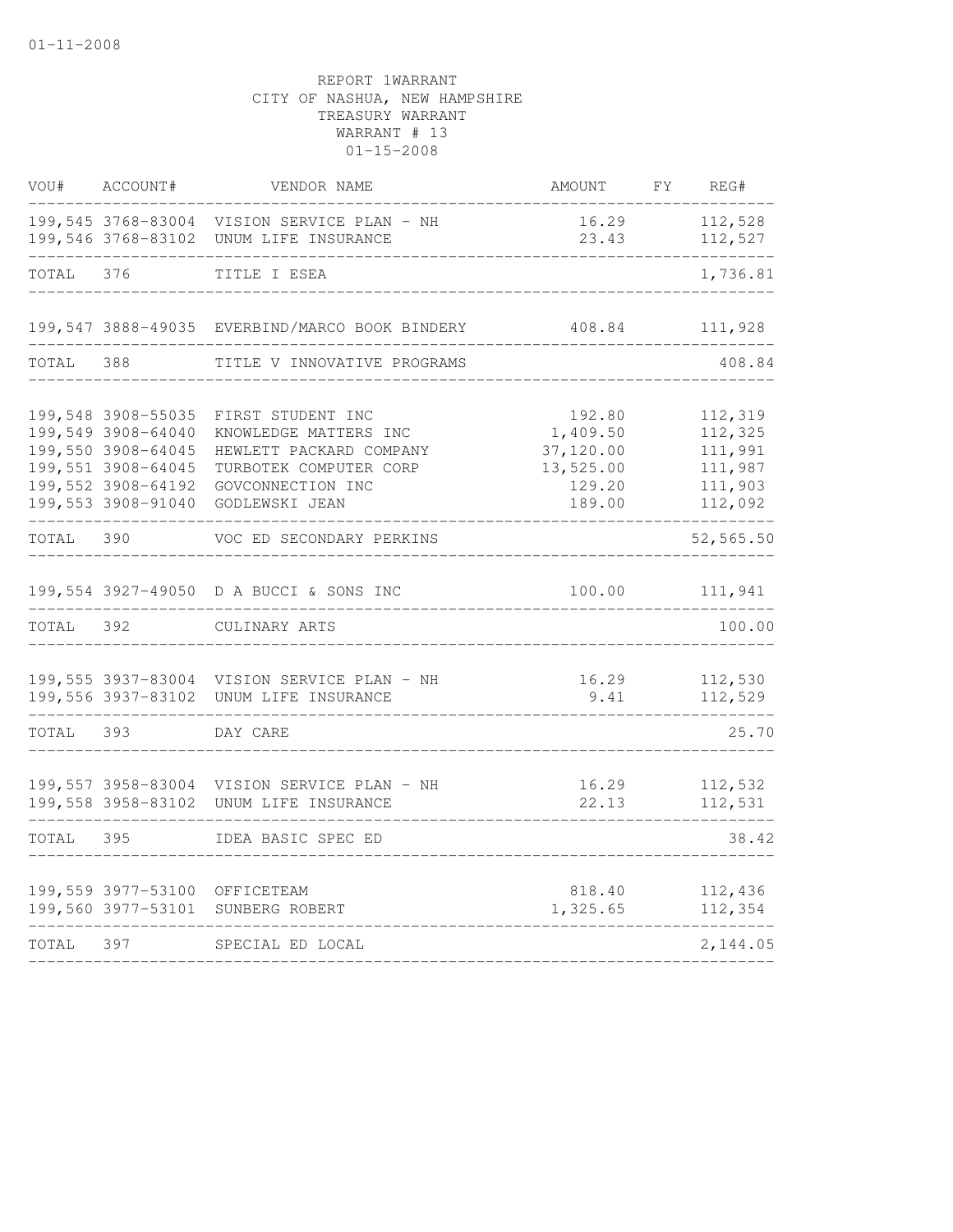01-11-2008

REPORT 1WARRANT
CITY OF NASHUA, NEW HAMPSHIRE
TREASURY WARRANT
WARRANT # 13
01-15-2008

| VOU# | ACCOUNT# | VENDOR NAME | AMOUNT | FY | REG# |
|---|---|---|---|---|---|
| 199,545 | 3768-83004 | VISION SERVICE PLAN - NH | 16.29 | | 112,528 |
| 199,546 | 3768-83102 | UNUM LIFE INSURANCE | 23.43 | | 112,527 |
| TOTAL | 376 | TITLE I ESEA | | | 1,736.81 |
| 199,547 | 3888-49035 | EVERBIND/MARCO BOOK BINDERY | 408.84 | | 111,928 |
| TOTAL | 388 | TITLE V INNOVATIVE PROGRAMS | | | 408.84 |
| 199,548 | 3908-55035 | FIRST STUDENT INC | 192.80 | | 112,319 |
| 199,549 | 3908-64040 | KNOWLEDGE MATTERS INC | 1,409.50 | | 112,325 |
| 199,550 | 3908-64045 | HEWLETT PACKARD COMPANY | 37,120.00 | | 111,991 |
| 199,551 | 3908-64045 | TURBOTEK COMPUTER CORP | 13,525.00 | | 111,987 |
| 199,552 | 3908-64192 | GOVCONNECTION INC | 129.20 | | 111,903 |
| 199,553 | 3908-91040 | GODLEWSKI JEAN | 189.00 | | 112,092 |
| TOTAL | 390 | VOC ED SECONDARY PERKINS | | | 52,565.50 |
| 199,554 | 3927-49050 | D A BUCCI & SONS INC | 100.00 | | 111,941 |
| TOTAL | 392 | CULINARY ARTS | | | 100.00 |
| 199,555 | 3937-83004 | VISION SERVICE PLAN - NH | 16.29 | | 112,530 |
| 199,556 | 3937-83102 | UNUM LIFE INSURANCE | 9.41 | | 112,529 |
| TOTAL | 393 | DAY CARE | | | 25.70 |
| 199,557 | 3958-83004 | VISION SERVICE PLAN - NH | 16.29 | | 112,532 |
| 199,558 | 3958-83102 | UNUM LIFE INSURANCE | 22.13 | | 112,531 |
| TOTAL | 395 | IDEA BASIC SPEC ED | | | 38.42 |
| 199,559 | 3977-53100 | OFFICETEAM | 818.40 | | 112,436 |
| 199,560 | 3977-53101 | SUNBERG ROBERT | 1,325.65 | | 112,354 |
| TOTAL | 397 | SPECIAL ED LOCAL | | | 2,144.05 |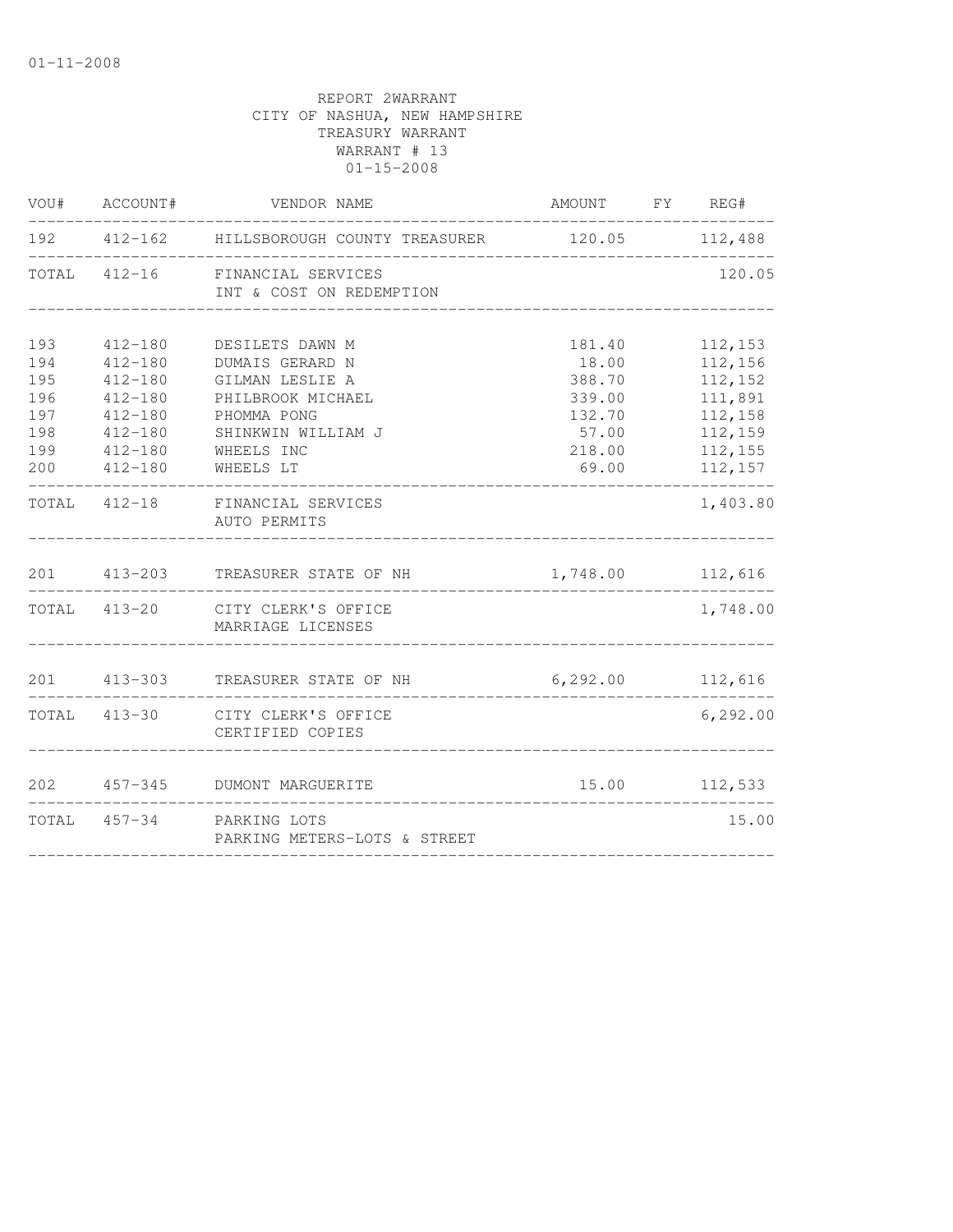01-11-2008

REPORT 2WARRANT
CITY OF NASHUA, NEW HAMPSHIRE
TREASURY WARRANT
WARRANT # 13
01-15-2008

| VOU# | ACCOUNT# | VENDOR NAME | AMOUNT | FY | REG# |
|---|---|---|---|---|---|
| 192 | 412-162 | HILLSBOROUGH COUNTY TREASURER | 120.05 | | 112,488 |
| TOTAL | 412-16 | FINANCIAL SERVICES<br>INT & COST ON REDEMPTION | | | 120.05 |
| 193 | 412-180 | DESILETS DAWN M | 181.40 | | 112,153 |
| 194 | 412-180 | DUMAIS GERARD N | 18.00 | | 112,156 |
| 195 | 412-180 | GILMAN LESLIE A | 388.70 | | 112,152 |
| 196 | 412-180 | PHILBROOK MICHAEL | 339.00 | | 111,891 |
| 197 | 412-180 | PHOMMA PONG | 132.70 | | 112,158 |
| 198 | 412-180 | SHINKWIN WILLIAM J | 57.00 | | 112,159 |
| 199 | 412-180 | WHEELS INC | 218.00 | | 112,155 |
| 200 | 412-180 | WHEELS LT | 69.00 | | 112,157 |
| TOTAL | 412-18 | FINANCIAL SERVICES<br>AUTO PERMITS | | | 1,403.80 |
| 201 | 413-203 | TREASURER STATE OF NH | 1,748.00 | | 112,616 |
| TOTAL | 413-20 | CITY CLERK'S OFFICE<br>MARRIAGE LICENSES | | | 1,748.00 |
| 201 | 413-303 | TREASURER STATE OF NH | 6,292.00 | | 112,616 |
| TOTAL | 413-30 | CITY CLERK'S OFFICE<br>CERTIFIED COPIES | | | 6,292.00 |
| 202 | 457-345 | DUMONT MARGUERITE | 15.00 | | 112,533 |
| TOTAL | 457-34 | PARKING LOTS<br>PARKING METERS-LOTS & STREET | | | 15.00 |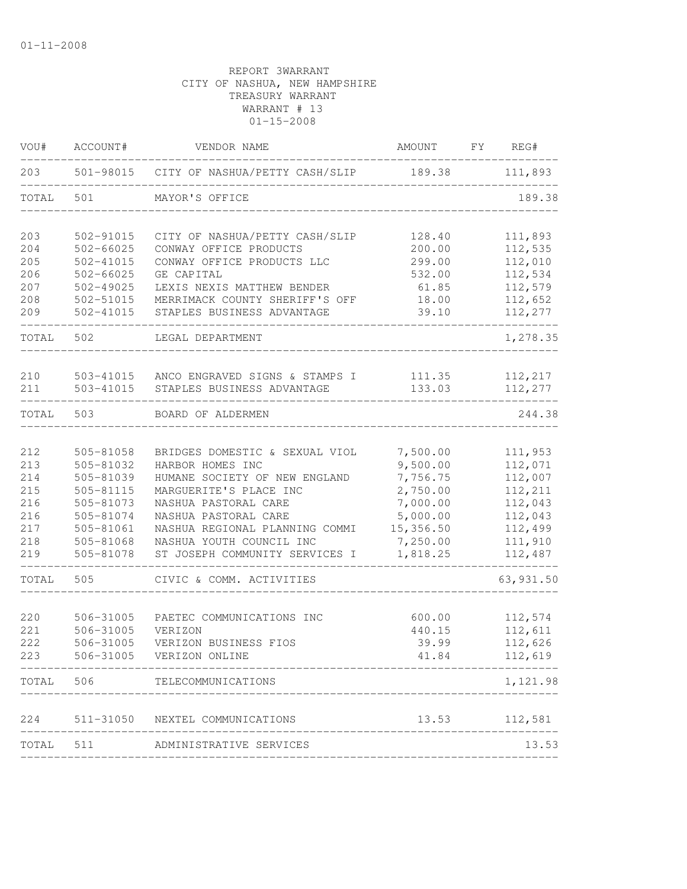01-11-2008

REPORT 3WARRANT
CITY OF NASHUA, NEW HAMPSHIRE
TREASURY WARRANT
WARRANT # 13
01-15-2008

| VOU# | ACCOUNT# | VENDOR NAME | AMOUNT | FY | REG# |
|---|---|---|---|---|---|
| 203 | 501-98015 | CITY OF NASHUA/PETTY CASH/SLIP | 189.38 | | 111,893 |
| TOTAL | 501 | MAYOR'S OFFICE | | | 189.38 |
| 203 | 502-91015 | CITY OF NASHUA/PETTY CASH/SLIP | 128.40 | | 111,893 |
| 204 | 502-66025 | CONWAY OFFICE PRODUCTS | 200.00 | | 112,535 |
| 205 | 502-41015 | CONWAY OFFICE PRODUCTS LLC | 299.00 | | 112,010 |
| 206 | 502-66025 | GE CAPITAL | 532.00 | | 112,534 |
| 207 | 502-49025 | LEXIS NEXIS MATTHEW BENDER | 61.85 | | 112,579 |
| 208 | 502-51015 | MERRIMACK COUNTY SHERIFF'S OFF | 18.00 | | 112,652 |
| 209 | 502-41015 | STAPLES BUSINESS ADVANTAGE | 39.10 | | 112,277 |
| TOTAL | 502 | LEGAL DEPARTMENT | | | 1,278.35 |
| 210 | 503-41015 | ANCO ENGRAVED SIGNS & STAMPS I | 111.35 | | 112,217 |
| 211 | 503-41015 | STAPLES BUSINESS ADVANTAGE | 133.03 | | 112,277 |
| TOTAL | 503 | BOARD OF ALDERMEN | | | 244.38 |
| 212 | 505-81058 | BRIDGES DOMESTIC & SEXUAL VIOL | 7,500.00 | | 111,953 |
| 213 | 505-81032 | HARBOR HOMES INC | 9,500.00 | | 112,071 |
| 214 | 505-81039 | HUMANE SOCIETY OF NEW ENGLAND | 7,756.75 | | 112,007 |
| 215 | 505-81115 | MARGUERITE'S PLACE INC | 2,750.00 | | 112,211 |
| 216 | 505-81073 | NASHUA PASTORAL CARE | 7,000.00 | | 112,043 |
| 216 | 505-81074 | NASHUA PASTORAL CARE | 5,000.00 | | 112,043 |
| 217 | 505-81061 | NASHUA REGIONAL PLANNING COMMI | 15,356.50 | | 112,499 |
| 218 | 505-81068 | NASHUA YOUTH COUNCIL INC | 7,250.00 | | 111,910 |
| 219 | 505-81078 | ST JOSEPH COMMUNITY SERVICES I | 1,818.25 | | 112,487 |
| TOTAL | 505 | CIVIC & COMM. ACTIVITIES | | | 63,931.50 |
| 220 | 506-31005 | PAETEC COMMUNICATIONS INC | 600.00 | | 112,574 |
| 221 | 506-31005 | VERIZON | 440.15 | | 112,611 |
| 222 | 506-31005 | VERIZON BUSINESS FIOS | 39.99 | | 112,626 |
| 223 | 506-31005 | VERIZON ONLINE | 41.84 | | 112,619 |
| TOTAL | 506 | TELECOMMUNICATIONS | | | 1,121.98 |
| 224 | 511-31050 | NEXTEL COMMUNICATIONS | 13.53 | | 112,581 |
| TOTAL | 511 | ADMINISTRATIVE SERVICES | | | 13.53 |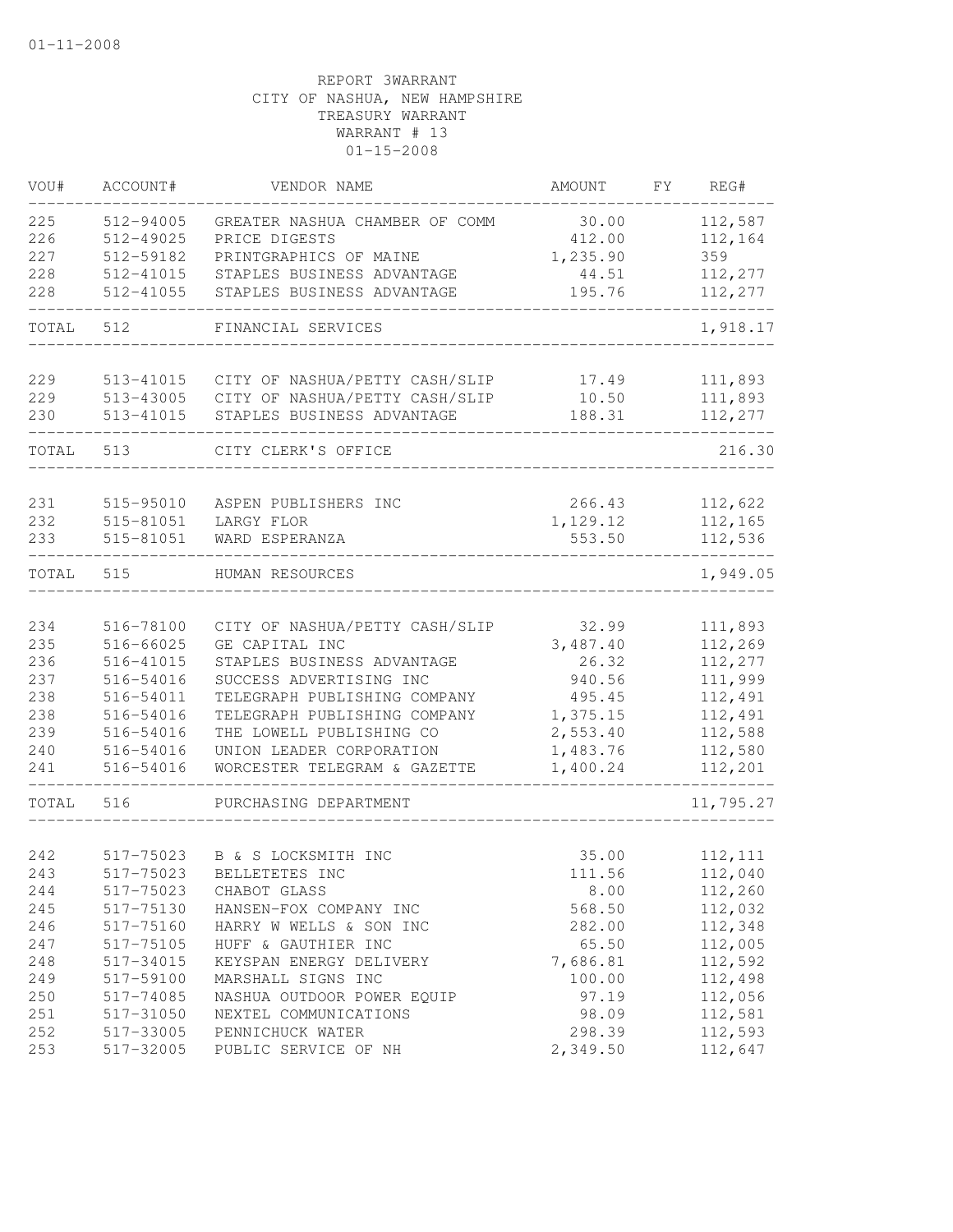01-11-2008

REPORT 3WARRANT
CITY OF NASHUA, NEW HAMPSHIRE
TREASURY WARRANT
WARRANT # 13
01-15-2008

| VOU# | ACCOUNT# | VENDOR NAME | AMOUNT | FY | REG# |
|---|---|---|---|---|---|
| 225 | 512-94005 | GREATER NASHUA CHAMBER OF COMM | 30.00 | | 112,587 |
| 226 | 512-49025 | PRICE DIGESTS | 412.00 | | 112,164 |
| 227 | 512-59182 | PRINTGRAPHICS OF MAINE | 1,235.90 | | 359 |
| 228 | 512-41015 | STAPLES BUSINESS ADVANTAGE | 44.51 | | 112,277 |
| 228 | 512-41055 | STAPLES BUSINESS ADVANTAGE | 195.76 | | 112,277 |
| TOTAL | 512 | FINANCIAL SERVICES | | | 1,918.17 |
| 229 | 513-41015 | CITY OF NASHUA/PETTY CASH/SLIP | 17.49 | | 111,893 |
| 229 | 513-43005 | CITY OF NASHUA/PETTY CASH/SLIP | 10.50 | | 111,893 |
| 230 | 513-41015 | STAPLES BUSINESS ADVANTAGE | 188.31 | | 112,277 |
| TOTAL | 513 | CITY CLERK'S OFFICE | | | 216.30 |
| 231 | 515-95010 | ASPEN PUBLISHERS INC | 266.43 | | 112,622 |
| 232 | 515-81051 | LARGY FLOR | 1,129.12 | | 112,165 |
| 233 | 515-81051 | WARD ESPERANZA | 553.50 | | 112,536 |
| TOTAL | 515 | HUMAN RESOURCES | | | 1,949.05 |
| 234 | 516-78100 | CITY OF NASHUA/PETTY CASH/SLIP | 32.99 | | 111,893 |
| 235 | 516-66025 | GE CAPITAL INC | 3,487.40 | | 112,269 |
| 236 | 516-41015 | STAPLES BUSINESS ADVANTAGE | 26.32 | | 112,277 |
| 237 | 516-54016 | SUCCESS ADVERTISING INC | 940.56 | | 111,999 |
| 238 | 516-54011 | TELEGRAPH PUBLISHING COMPANY | 495.45 | | 112,491 |
| 238 | 516-54016 | TELEGRAPH PUBLISHING COMPANY | 1,375.15 | | 112,491 |
| 239 | 516-54016 | THE LOWELL PUBLISHING CO | 2,553.40 | | 112,588 |
| 240 | 516-54016 | UNION LEADER CORPORATION | 1,483.76 | | 112,580 |
| 241 | 516-54016 | WORCESTER TELEGRAM & GAZETTE | 1,400.24 | | 112,201 |
| TOTAL | 516 | PURCHASING DEPARTMENT | | | 11,795.27 |
| 242 | 517-75023 | B & S LOCKSMITH INC | 35.00 | | 112,111 |
| 243 | 517-75023 | BELLETETES INC | 111.56 | | 112,040 |
| 244 | 517-75023 | CHABOT GLASS | 8.00 | | 112,260 |
| 245 | 517-75130 | HANSEN-FOX COMPANY INC | 568.50 | | 112,032 |
| 246 | 517-75160 | HARRY W WELLS & SON INC | 282.00 | | 112,348 |
| 247 | 517-75105 | HUFF & GAUTHIER INC | 65.50 | | 112,005 |
| 248 | 517-34015 | KEYSPAN ENERGY DELIVERY | 7,686.81 | | 112,592 |
| 249 | 517-59100 | MARSHALL SIGNS INC | 100.00 | | 112,498 |
| 250 | 517-74085 | NASHUA OUTDOOR POWER EQUIP | 97.19 | | 112,056 |
| 251 | 517-31050 | NEXTEL COMMUNICATIONS | 98.09 | | 112,581 |
| 252 | 517-33005 | PENNICHUCK WATER | 298.39 | | 112,593 |
| 253 | 517-32005 | PUBLIC SERVICE OF NH | 2,349.50 | | 112,647 |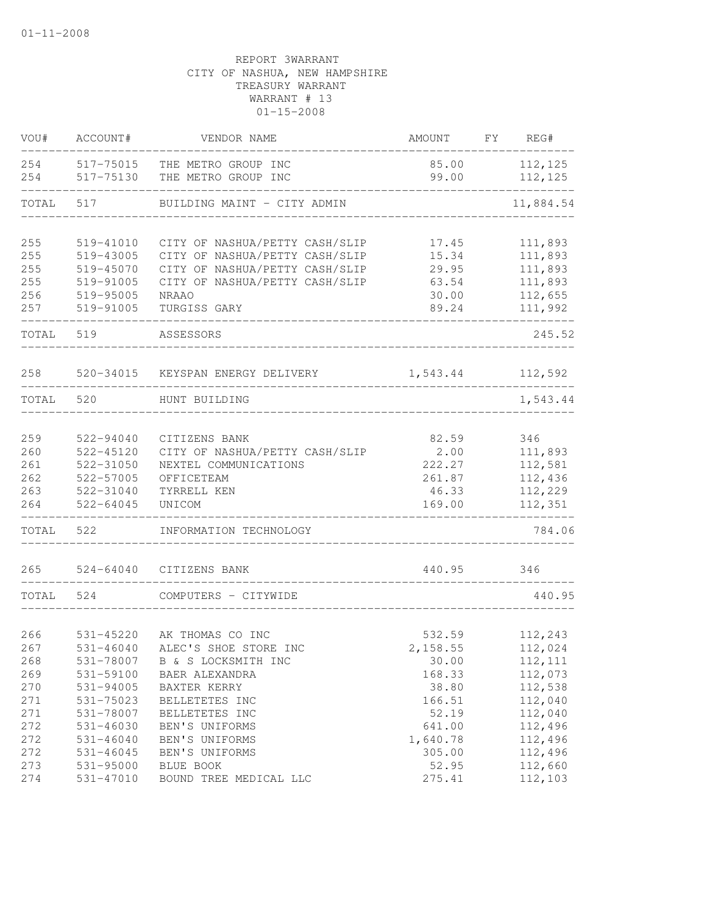01-11-2008

REPORT 3WARRANT
CITY OF NASHUA, NEW HAMPSHIRE
TREASURY WARRANT
WARRANT # 13
01-15-2008

| VOU# | ACCOUNT# | VENDOR NAME | AMOUNT | FY | REG# |
|---|---|---|---|---|---|
| 254 | 517-75015 | THE METRO GROUP INC | 85.00 | | 112,125 |
| 254 | 517-75130 | THE METRO GROUP INC | 99.00 | | 112,125 |
| TOTAL | 517 | BUILDING MAINT - CITY ADMIN | | | 11,884.54 |
| 255 | 519-41010 | CITY OF NASHUA/PETTY CASH/SLIP | 17.45 | | 111,893 |
| 255 | 519-43005 | CITY OF NASHUA/PETTY CASH/SLIP | 15.34 | | 111,893 |
| 255 | 519-45070 | CITY OF NASHUA/PETTY CASH/SLIP | 29.95 | | 111,893 |
| 255 | 519-91005 | CITY OF NASHUA/PETTY CASH/SLIP | 63.54 | | 111,893 |
| 256 | 519-95005 | NRAAO | 30.00 | | 112,655 |
| 257 | 519-91005 | TURGISS GARY | 89.24 | | 111,992 |
| TOTAL | 519 | ASSESSORS | | | 245.52 |
| 258 | 520-34015 | KEYSPAN ENERGY DELIVERY | 1,543.44 | | 112,592 |
| TOTAL | 520 | HUNT BUILDING | | | 1,543.44 |
| 259 | 522-94040 | CITIZENS BANK | 82.59 | | 346 |
| 260 | 522-45120 | CITY OF NASHUA/PETTY CASH/SLIP | 2.00 | | 111,893 |
| 261 | 522-31050 | NEXTEL COMMUNICATIONS | 222.27 | | 112,581 |
| 262 | 522-57005 | OFFICETEAM | 261.87 | | 112,436 |
| 263 | 522-31040 | TYRRELL KEN | 46.33 | | 112,229 |
| 264 | 522-64045 | UNICOM | 169.00 | | 112,351 |
| TOTAL | 522 | INFORMATION TECHNOLOGY | | | 784.06 |
| 265 | 524-64040 | CITIZENS BANK | 440.95 | | 346 |
| TOTAL | 524 | COMPUTERS - CITYWIDE | | | 440.95 |
| 266 | 531-45220 | AK THOMAS CO INC | 532.59 | | 112,243 |
| 267 | 531-46040 | ALEC'S SHOE STORE INC | 2,158.55 | | 112,024 |
| 268 | 531-78007 | B & S LOCKSMITH INC | 30.00 | | 112,111 |
| 269 | 531-59100 | BAER ALEXANDRA | 168.33 | | 112,073 |
| 270 | 531-94005 | BAXTER KERRY | 38.80 | | 112,538 |
| 271 | 531-75023 | BELLETETES INC | 166.51 | | 112,040 |
| 271 | 531-78007 | BELLETETES INC | 52.19 | | 112,040 |
| 272 | 531-46030 | BEN'S UNIFORMS | 641.00 | | 112,496 |
| 272 | 531-46040 | BEN'S UNIFORMS | 1,640.78 | | 112,496 |
| 272 | 531-46045 | BEN'S UNIFORMS | 305.00 | | 112,496 |
| 273 | 531-95000 | BLUE BOOK | 52.95 | | 112,660 |
| 274 | 531-47010 | BOUND TREE MEDICAL LLC | 275.41 | | 112,103 |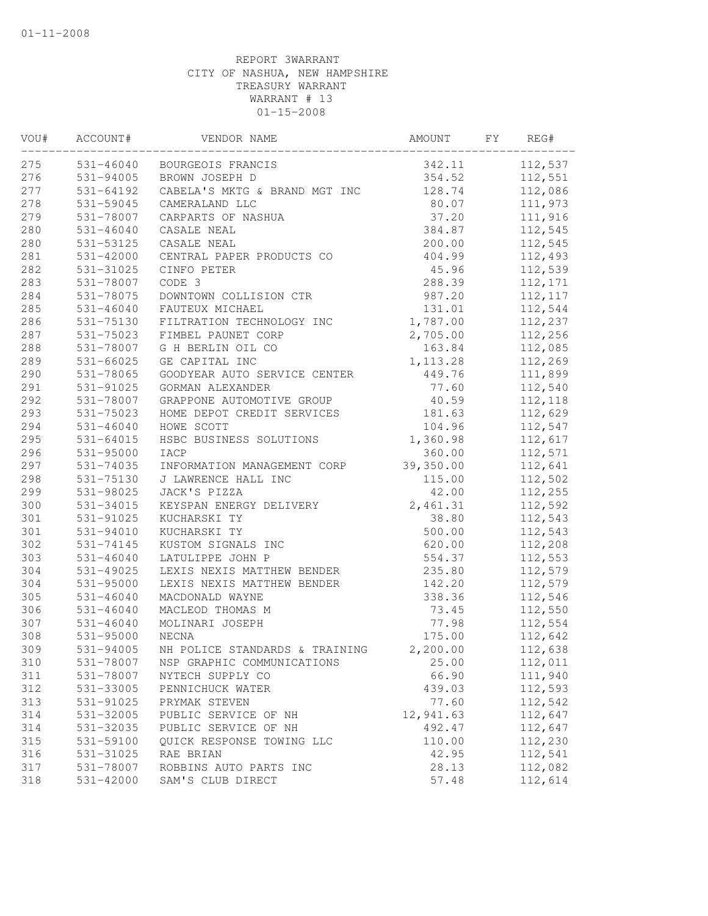01-11-2008

REPORT 3WARRANT
CITY OF NASHUA, NEW HAMPSHIRE
TREASURY WARRANT
WARRANT # 13
01-15-2008

| VOU# | ACCOUNT# | VENDOR NAME | AMOUNT | FY | REG# |
|---|---|---|---|---|---|
| 275 | 531-46040 | BOURGEOIS FRANCIS | 342.11 | | 112,537 |
| 276 | 531-94005 | BROWN JOSEPH D | 354.52 | | 112,551 |
| 277 | 531-64192 | CABELA'S MKTG & BRAND MGT INC | 128.74 | | 112,086 |
| 278 | 531-59045 | CAMERALAND LLC | 80.07 | | 111,973 |
| 279 | 531-78007 | CARPARTS OF NASHUA | 37.20 | | 111,916 |
| 280 | 531-46040 | CASALE NEAL | 384.87 | | 112,545 |
| 280 | 531-53125 | CASALE NEAL | 200.00 | | 112,545 |
| 281 | 531-42000 | CENTRAL PAPER PRODUCTS CO | 404.99 | | 112,493 |
| 282 | 531-31025 | CINFO PETER | 45.96 | | 112,539 |
| 283 | 531-78007 | CODE 3 | 288.39 | | 112,171 |
| 284 | 531-78075 | DOWNTOWN COLLISION CTR | 987.20 | | 112,117 |
| 285 | 531-46040 | FAUTEUX MICHAEL | 131.01 | | 112,544 |
| 286 | 531-75130 | FILTRATION TECHNOLOGY INC | 1,787.00 | | 112,237 |
| 287 | 531-75023 | FIMBEL PAUNET CORP | 2,705.00 | | 112,256 |
| 288 | 531-78007 | G H BERLIN OIL CO | 163.84 | | 112,085 |
| 289 | 531-66025 | GE CAPITAL INC | 1,113.28 | | 112,269 |
| 290 | 531-78065 | GOODYEAR AUTO SERVICE CENTER | 449.76 | | 111,899 |
| 291 | 531-91025 | GORMAN ALEXANDER | 77.60 | | 112,540 |
| 292 | 531-78007 | GRAPPONE AUTOMOTIVE GROUP | 40.59 | | 112,118 |
| 293 | 531-75023 | HOME DEPOT CREDIT SERVICES | 181.63 | | 112,629 |
| 294 | 531-46040 | HOWE SCOTT | 104.96 | | 112,547 |
| 295 | 531-64015 | HSBC BUSINESS SOLUTIONS | 1,360.98 | | 112,617 |
| 296 | 531-95000 | IACP | 360.00 | | 112,571 |
| 297 | 531-74035 | INFORMATION MANAGEMENT CORP | 39,350.00 | | 112,641 |
| 298 | 531-75130 | J LAWRENCE HALL INC | 115.00 | | 112,502 |
| 299 | 531-98025 | JACK'S PIZZA | 42.00 | | 112,255 |
| 300 | 531-34015 | KEYSPAN ENERGY DELIVERY | 2,461.31 | | 112,592 |
| 301 | 531-91025 | KUCHARSKI TY | 38.80 | | 112,543 |
| 301 | 531-94010 | KUCHARSKI TY | 500.00 | | 112,543 |
| 302 | 531-74145 | KUSTOM SIGNALS INC | 620.00 | | 112,208 |
| 303 | 531-46040 | LATULIPPE JOHN P | 554.37 | | 112,553 |
| 304 | 531-49025 | LEXIS NEXIS MATTHEW BENDER | 235.80 | | 112,579 |
| 304 | 531-95000 | LEXIS NEXIS MATTHEW BENDER | 142.20 | | 112,579 |
| 305 | 531-46040 | MACDONALD WAYNE | 338.36 | | 112,546 |
| 306 | 531-46040 | MACLEOD THOMAS M | 73.45 | | 112,550 |
| 307 | 531-46040 | MOLINARI JOSEPH | 77.98 | | 112,554 |
| 308 | 531-95000 | NECNA | 175.00 | | 112,642 |
| 309 | 531-94005 | NH POLICE STANDARDS & TRAINING | 2,200.00 | | 112,638 |
| 310 | 531-78007 | NSP GRAPHIC COMMUNICATIONS | 25.00 | | 112,011 |
| 311 | 531-78007 | NYTECH SUPPLY CO | 66.90 | | 111,940 |
| 312 | 531-33005 | PENNICHUCK WATER | 439.03 | | 112,593 |
| 313 | 531-91025 | PRYMAK STEVEN | 77.60 | | 112,542 |
| 314 | 531-32005 | PUBLIC SERVICE OF NH | 12,941.63 | | 112,647 |
| 314 | 531-32035 | PUBLIC SERVICE OF NH | 492.47 | | 112,647 |
| 315 | 531-59100 | QUICK RESPONSE TOWING LLC | 110.00 | | 112,230 |
| 316 | 531-31025 | RAE BRIAN | 42.95 | | 112,541 |
| 317 | 531-78007 | ROBBINS AUTO PARTS INC | 28.13 | | 112,082 |
| 318 | 531-42000 | SAM'S CLUB DIRECT | 57.48 | | 112,614 |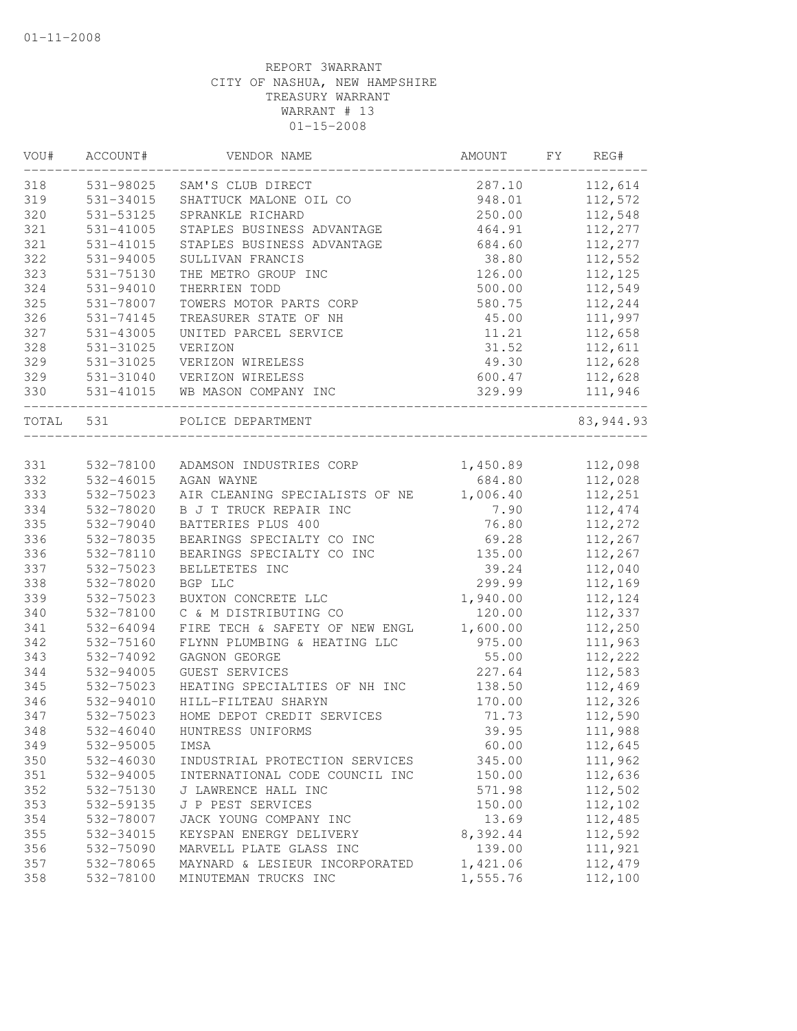REPORT 3WARRANT
CITY OF NASHUA, NEW HAMPSHIRE
TREASURY WARRANT
WARRANT # 13
01-15-2008

| VOU# | ACCOUNT# | VENDOR NAME | AMOUNT | FY | REG# |
|---|---|---|---|---|---|
| 318 | 531-98025 | SAM'S CLUB DIRECT | 287.10 | | 112,614 |
| 319 | 531-34015 | SHATTUCK MALONE OIL CO | 948.01 | | 112,572 |
| 320 | 531-53125 | SPRANKLE RICHARD | 250.00 | | 112,548 |
| 321 | 531-41005 | STAPLES BUSINESS ADVANTAGE | 464.91 | | 112,277 |
| 321 | 531-41015 | STAPLES BUSINESS ADVANTAGE | 684.60 | | 112,277 |
| 322 | 531-94005 | SULLIVAN FRANCIS | 38.80 | | 112,552 |
| 323 | 531-75130 | THE METRO GROUP INC | 126.00 | | 112,125 |
| 324 | 531-94010 | THERRIEN TODD | 500.00 | | 112,549 |
| 325 | 531-78007 | TOWERS MOTOR PARTS CORP | 580.75 | | 112,244 |
| 326 | 531-74145 | TREASURER STATE OF NH | 45.00 | | 111,997 |
| 327 | 531-43005 | UNITED PARCEL SERVICE | 11.21 | | 112,658 |
| 328 | 531-31025 | VERIZON | 31.52 | | 112,611 |
| 329 | 531-31025 | VERIZON WIRELESS | 49.30 | | 112,628 |
| 329 | 531-31040 | VERIZON WIRELESS | 600.47 | | 112,628 |
| 330 | 531-41015 | WB MASON COMPANY INC | 329.99 | | 111,946 |
| TOTAL | 531 | POLICE DEPARTMENT | | | 83,944.93 |
| 331 | 532-78100 | ADAMSON INDUSTRIES CORP | 1,450.89 | | 112,098 |
| 332 | 532-46015 | AGAN WAYNE | 684.80 | | 112,028 |
| 333 | 532-75023 | AIR CLEANING SPECIALISTS OF NE | 1,006.40 | | 112,251 |
| 334 | 532-78020 | B J T TRUCK REPAIR INC | 7.90 | | 112,474 |
| 335 | 532-79040 | BATTERIES PLUS 400 | 76.80 | | 112,272 |
| 336 | 532-78035 | BEARINGS SPECIALTY CO INC | 69.28 | | 112,267 |
| 336 | 532-78110 | BEARINGS SPECIALTY CO INC | 135.00 | | 112,267 |
| 337 | 532-75023 | BELLETETES INC | 39.24 | | 112,040 |
| 338 | 532-78020 | BGP LLC | 299.99 | | 112,169 |
| 339 | 532-75023 | BUXTON CONCRETE LLC | 1,940.00 | | 112,124 |
| 340 | 532-78100 | C & M DISTRIBUTING CO | 120.00 | | 112,337 |
| 341 | 532-64094 | FIRE TECH & SAFETY OF NEW ENGL | 1,600.00 | | 112,250 |
| 342 | 532-75160 | FLYNN PLUMBING & HEATING LLC | 975.00 | | 111,963 |
| 343 | 532-74092 | GAGNON GEORGE | 55.00 | | 112,222 |
| 344 | 532-94005 | GUEST SERVICES | 227.64 | | 112,583 |
| 345 | 532-75023 | HEATING SPECIALTIES OF NH INC | 138.50 | | 112,469 |
| 346 | 532-94010 | HILL-FILTEAU SHARYN | 170.00 | | 112,326 |
| 347 | 532-75023 | HOME DEPOT CREDIT SERVICES | 71.73 | | 112,590 |
| 348 | 532-46040 | HUNTRESS UNIFORMS | 39.95 | | 111,988 |
| 349 | 532-95005 | IMSA | 60.00 | | 112,645 |
| 350 | 532-46030 | INDUSTRIAL PROTECTION SERVICES | 345.00 | | 111,962 |
| 351 | 532-94005 | INTERNATIONAL CODE COUNCIL INC | 150.00 | | 112,636 |
| 352 | 532-75130 | J LAWRENCE HALL INC | 571.98 | | 112,502 |
| 353 | 532-59135 | J P PEST SERVICES | 150.00 | | 112,102 |
| 354 | 532-78007 | JACK YOUNG COMPANY INC | 13.69 | | 112,485 |
| 355 | 532-34015 | KEYSPAN ENERGY DELIVERY | 8,392.44 | | 112,592 |
| 356 | 532-75090 | MARVELL PLATE GLASS INC | 139.00 | | 111,921 |
| 357 | 532-78065 | MAYNARD & LESIEUR INCORPORATED | 1,421.06 | | 112,479 |
| 358 | 532-78100 | MINUTEMAN TRUCKS INC | 1,555.76 | | 112,100 |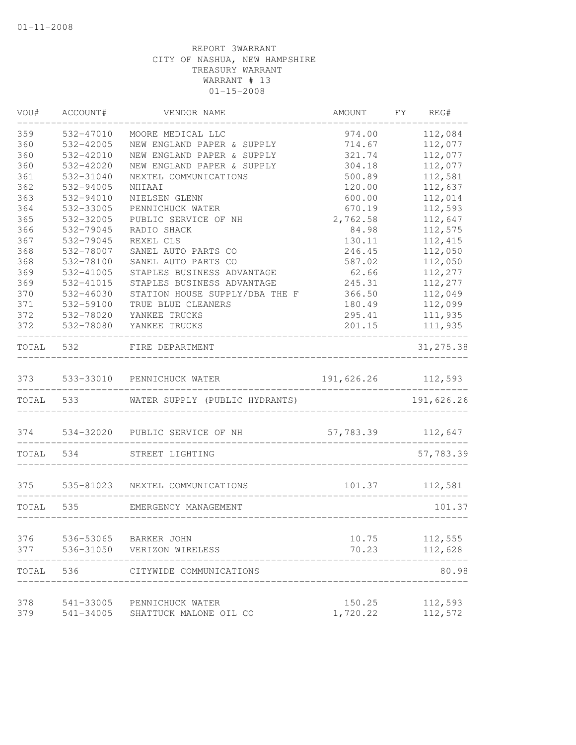01-11-2008

REPORT 3WARRANT
CITY OF NASHUA, NEW HAMPSHIRE
TREASURY WARRANT
WARRANT # 13
01-15-2008

| VOU# | ACCOUNT# | VENDOR NAME | AMOUNT | FY | REG# |
|---|---|---|---|---|---|
| 359 | 532-47010 | MOORE MEDICAL LLC | 974.00 | | 112,084 |
| 360 | 532-42005 | NEW ENGLAND PAPER & SUPPLY | 714.67 | | 112,077 |
| 360 | 532-42010 | NEW ENGLAND PAPER & SUPPLY | 321.74 | | 112,077 |
| 360 | 532-42020 | NEW ENGLAND PAPER & SUPPLY | 304.18 | | 112,077 |
| 361 | 532-31040 | NEXTEL COMMUNICATIONS | 500.89 | | 112,581 |
| 362 | 532-94005 | NHIAAI | 120.00 | | 112,637 |
| 363 | 532-94010 | NIELSEN GLENN | 600.00 | | 112,014 |
| 364 | 532-33005 | PENNICHUCK WATER | 670.19 | | 112,593 |
| 365 | 532-32005 | PUBLIC SERVICE OF NH | 2,762.58 | | 112,647 |
| 366 | 532-79045 | RADIO SHACK | 84.98 | | 112,575 |
| 367 | 532-79045 | REXEL CLS | 130.11 | | 112,415 |
| 368 | 532-78007 | SANEL AUTO PARTS CO | 246.45 | | 112,050 |
| 368 | 532-78100 | SANEL AUTO PARTS CO | 587.02 | | 112,050 |
| 369 | 532-41005 | STAPLES BUSINESS ADVANTAGE | 62.66 | | 112,277 |
| 369 | 532-41015 | STAPLES BUSINESS ADVANTAGE | 245.31 | | 112,277 |
| 370 | 532-46030 | STATION HOUSE SUPPLY/DBA THE F | 366.50 | | 112,049 |
| 371 | 532-59100 | TRUE BLUE CLEANERS | 180.49 | | 112,099 |
| 372 | 532-78020 | YANKEE TRUCKS | 295.41 | | 111,935 |
| 372 | 532-78080 | YANKEE TRUCKS | 201.15 | | 111,935 |
| TOTAL | 532 | FIRE DEPARTMENT | | | 31,275.38 |
| 373 | 533-33010 | PENNICHUCK WATER | 191,626.26 | | 112,593 |
| TOTAL | 533 | WATER SUPPLY (PUBLIC HYDRANTS) | | | 191,626.26 |
| 374 | 534-32020 | PUBLIC SERVICE OF NH | 57,783.39 | | 112,647 |
| TOTAL | 534 | STREET LIGHTING | | | 57,783.39 |
| 375 | 535-81023 | NEXTEL COMMUNICATIONS | 101.37 | | 112,581 |
| TOTAL | 535 | EMERGENCY MANAGEMENT | | | 101.37 |
| 376 | 536-53065 | BARKER JOHN | 10.75 | | 112,555 |
| 377 | 536-31050 | VERIZON WIRELESS | 70.23 | | 112,628 |
| TOTAL | 536 | CITYWIDE COMMUNICATIONS | | | 80.98 |
| 378 | 541-33005 | PENNICHUCK WATER | 150.25 | | 112,593 |
| 379 | 541-34005 | SHATTUCK MALONE OIL CO | 1,720.22 | | 112,572 |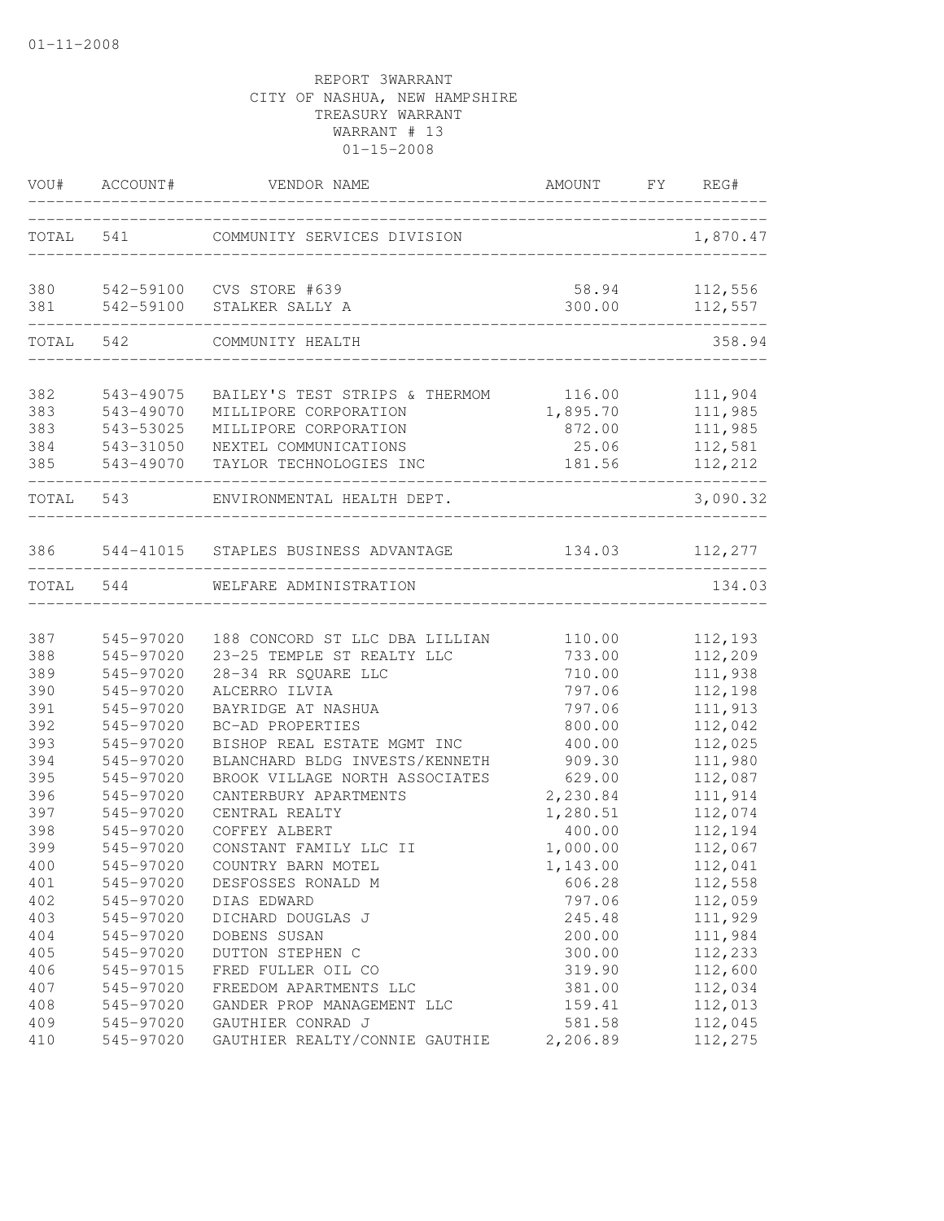01-11-2008

REPORT 3WARRANT
CITY OF NASHUA, NEW HAMPSHIRE
TREASURY WARRANT
WARRANT # 13
01-15-2008

| VOU# | ACCOUNT# | VENDOR NAME | AMOUNT | FY | REG# |
|---|---|---|---|---|---|
| TOTAL | 541 | COMMUNITY SERVICES DIVISION | | | 1,870.47 |
| 380 | 542-59100 | CVS STORE #639 | 58.94 | | 112,556 |
| 381 | 542-59100 | STALKER SALLY A | 300.00 | | 112,557 |
| TOTAL | 542 | COMMUNITY HEALTH | | | 358.94 |
| 382 | 543-49075 | BAILEY'S TEST STRIPS & THERMOM | 116.00 | | 111,904 |
| 383 | 543-49070 | MILLIPORE CORPORATION | 1,895.70 | | 111,985 |
| 383 | 543-53025 | MILLIPORE CORPORATION | 872.00 | | 111,985 |
| 384 | 543-31050 | NEXTEL COMMUNICATIONS | 25.06 | | 112,581 |
| 385 | 543-49070 | TAYLOR TECHNOLOGIES INC | 181.56 | | 112,212 |
| TOTAL | 543 | ENVIRONMENTAL HEALTH DEPT. | | | 3,090.32 |
| 386 | 544-41015 | STAPLES BUSINESS ADVANTAGE | 134.03 | | 112,277 |
| TOTAL | 544 | WELFARE ADMINISTRATION | | | 134.03 |
| 387 | 545-97020 | 188 CONCORD ST LLC DBA LILLIAN | 110.00 | | 112,193 |
| 388 | 545-97020 | 23-25 TEMPLE ST REALTY LLC | 733.00 | | 112,209 |
| 389 | 545-97020 | 28-34 RR SQUARE LLC | 710.00 | | 111,938 |
| 390 | 545-97020 | ALCERRO ILVIA | 797.06 | | 112,198 |
| 391 | 545-97020 | BAYRIDGE AT NASHUA | 797.06 | | 111,913 |
| 392 | 545-97020 | BC-AD PROPERTIES | 800.00 | | 112,042 |
| 393 | 545-97020 | BISHOP REAL ESTATE MGMT INC | 400.00 | | 112,025 |
| 394 | 545-97020 | BLANCHARD BLDG INVESTS/KENNETH | 909.30 | | 111,980 |
| 395 | 545-97020 | BROOK VILLAGE NORTH ASSOCIATES | 629.00 | | 112,087 |
| 396 | 545-97020 | CANTERBURY APARTMENTS | 2,230.84 | | 111,914 |
| 397 | 545-97020 | CENTRAL REALTY | 1,280.51 | | 112,074 |
| 398 | 545-97020 | COFFEY ALBERT | 400.00 | | 112,194 |
| 399 | 545-97020 | CONSTANT FAMILY LLC II | 1,000.00 | | 112,067 |
| 400 | 545-97020 | COUNTRY BARN MOTEL | 1,143.00 | | 112,041 |
| 401 | 545-97020 | DESFOSSES RONALD M | 606.28 | | 112,558 |
| 402 | 545-97020 | DIAS EDWARD | 797.06 | | 112,059 |
| 403 | 545-97020 | DICHARD DOUGLAS J | 245.48 | | 111,929 |
| 404 | 545-97020 | DOBENS SUSAN | 200.00 | | 111,984 |
| 405 | 545-97020 | DUTTON STEPHEN C | 300.00 | | 112,233 |
| 406 | 545-97015 | FRED FULLER OIL CO | 319.90 | | 112,600 |
| 407 | 545-97020 | FREEDOM APARTMENTS LLC | 381.00 | | 112,034 |
| 408 | 545-97020 | GANDER PROP MANAGEMENT LLC | 159.41 | | 112,013 |
| 409 | 545-97020 | GAUTHIER CONRAD J | 581.58 | | 112,045 |
| 410 | 545-97020 | GAUTHIER REALTY/CONNIE GAUTHIE | 2,206.89 | | 112,275 |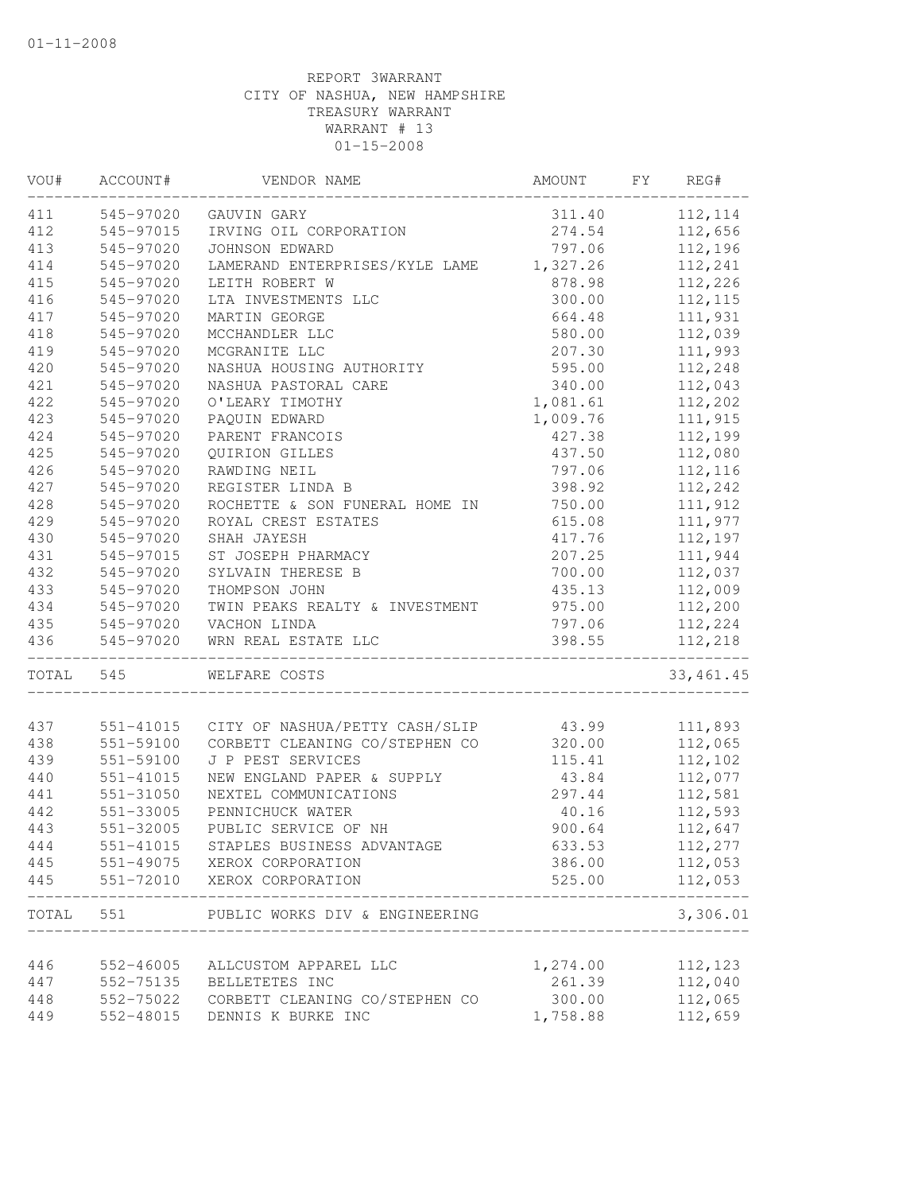01-11-2008

REPORT 3WARRANT
CITY OF NASHUA, NEW HAMPSHIRE
TREASURY WARRANT
WARRANT # 13
01-15-2008

| VOU# | ACCOUNT# | VENDOR NAME | AMOUNT | FY | REG# |
|---|---|---|---|---|---|
| 411 | 545-97020 | GAUVIN GARY | 311.40 | | 112,114 |
| 412 | 545-97015 | IRVING OIL CORPORATION | 274.54 | | 112,656 |
| 413 | 545-97020 | JOHNSON EDWARD | 797.06 | | 112,196 |
| 414 | 545-97020 | LAMERAND ENTERPRISES/KYLE LAME | 1,327.26 | | 112,241 |
| 415 | 545-97020 | LEITH ROBERT W | 878.98 | | 112,226 |
| 416 | 545-97020 | LTA INVESTMENTS LLC | 300.00 | | 112,115 |
| 417 | 545-97020 | MARTIN GEORGE | 664.48 | | 111,931 |
| 418 | 545-97020 | MCCHANDLER LLC | 580.00 | | 112,039 |
| 419 | 545-97020 | MCGRANITE LLC | 207.30 | | 111,993 |
| 420 | 545-97020 | NASHUA HOUSING AUTHORITY | 595.00 | | 112,248 |
| 421 | 545-97020 | NASHUA PASTORAL CARE | 340.00 | | 112,043 |
| 422 | 545-97020 | O'LEARY TIMOTHY | 1,081.61 | | 112,202 |
| 423 | 545-97020 | PAQUIN EDWARD | 1,009.76 | | 111,915 |
| 424 | 545-97020 | PARENT FRANCOIS | 427.38 | | 112,199 |
| 425 | 545-97020 | QUIRION GILLES | 437.50 | | 112,080 |
| 426 | 545-97020 | RAWDING NEIL | 797.06 | | 112,116 |
| 427 | 545-97020 | REGISTER LINDA B | 398.92 | | 112,242 |
| 428 | 545-97020 | ROCHETTE & SON FUNERAL HOME IN | 750.00 | | 111,912 |
| 429 | 545-97020 | ROYAL CREST ESTATES | 615.08 | | 111,977 |
| 430 | 545-97020 | SHAH JAYESH | 417.76 | | 112,197 |
| 431 | 545-97015 | ST JOSEPH PHARMACY | 207.25 | | 111,944 |
| 432 | 545-97020 | SYLVAIN THERESE B | 700.00 | | 112,037 |
| 433 | 545-97020 | THOMPSON JOHN | 435.13 | | 112,009 |
| 434 | 545-97020 | TWIN PEAKS REALTY & INVESTMENT | 975.00 | | 112,200 |
| 435 | 545-97020 | VACHON LINDA | 797.06 | | 112,224 |
| 436 | 545-97020 | WRN REAL ESTATE LLC | 398.55 | | 112,218 |
| TOTAL | 545 | WELFARE COSTS | | | 33,461.45 |
| 437 | 551-41015 | CITY OF NASHUA/PETTY CASH/SLIP | 43.99 | | 111,893 |
| 438 | 551-59100 | CORBETT CLEANING CO/STEPHEN CO | 320.00 | | 112,065 |
| 439 | 551-59100 | J P PEST SERVICES | 115.41 | | 112,102 |
| 440 | 551-41015 | NEW ENGLAND PAPER & SUPPLY | 43.84 | | 112,077 |
| 441 | 551-31050 | NEXTEL COMMUNICATIONS | 297.44 | | 112,581 |
| 442 | 551-33005 | PENNICHUCK WATER | 40.16 | | 112,593 |
| 443 | 551-32005 | PUBLIC SERVICE OF NH | 900.64 | | 112,647 |
| 444 | 551-41015 | STAPLES BUSINESS ADVANTAGE | 633.53 | | 112,277 |
| 445 | 551-49075 | XEROX CORPORATION | 386.00 | | 112,053 |
| 445 | 551-72010 | XEROX CORPORATION | 525.00 | | 112,053 |
| TOTAL | 551 | PUBLIC WORKS DIV & ENGINEERING | | | 3,306.01 |
| 446 | 552-46005 | ALLCUSTOM APPAREL LLC | 1,274.00 | | 112,123 |
| 447 | 552-75135 | BELLETETES INC | 261.39 | | 112,040 |
| 448 | 552-75022 | CORBETT CLEANING CO/STEPHEN CO | 300.00 | | 112,065 |
| 449 | 552-48015 | DENNIS K BURKE INC | 1,758.88 | | 112,659 |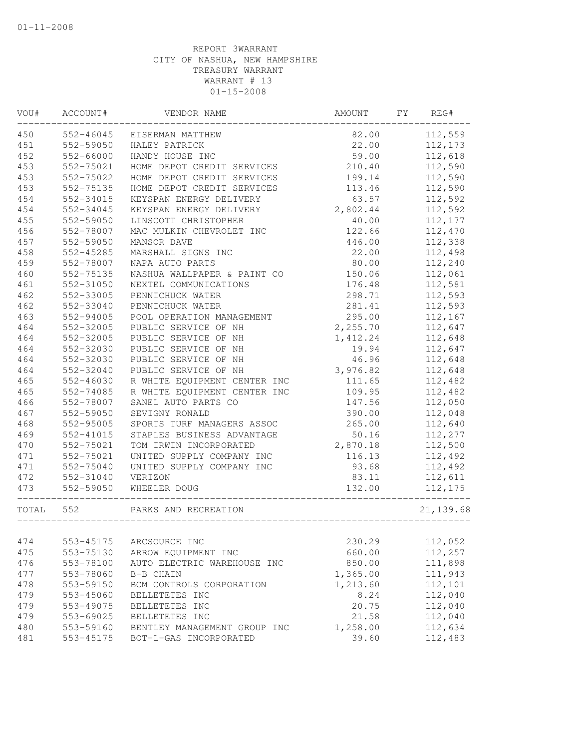01-11-2008

REPORT 3WARRANT
CITY OF NASHUA, NEW HAMPSHIRE
TREASURY WARRANT
WARRANT # 13
01-15-2008

| VOU# | ACCOUNT# | VENDOR NAME | AMOUNT | FY | REG# |
|---|---|---|---|---|---|
| 450 | 552-46045 | EISERMAN MATTHEW | 82.00 | | 112,559 |
| 451 | 552-59050 | HALEY PATRICK | 22.00 | | 112,173 |
| 452 | 552-66000 | HANDY HOUSE INC | 59.00 | | 112,618 |
| 453 | 552-75021 | HOME DEPOT CREDIT SERVICES | 210.40 | | 112,590 |
| 453 | 552-75022 | HOME DEPOT CREDIT SERVICES | 199.14 | | 112,590 |
| 453 | 552-75135 | HOME DEPOT CREDIT SERVICES | 113.46 | | 112,590 |
| 454 | 552-34015 | KEYSPAN ENERGY DELIVERY | 63.57 | | 112,592 |
| 454 | 552-34045 | KEYSPAN ENERGY DELIVERY | 2,802.44 | | 112,592 |
| 455 | 552-59050 | LINSCOTT CHRISTOPHER | 40.00 | | 112,177 |
| 456 | 552-78007 | MAC MULKIN CHEVROLET INC | 122.66 | | 112,470 |
| 457 | 552-59050 | MANSOR DAVE | 446.00 | | 112,338 |
| 458 | 552-45285 | MARSHALL SIGNS INC | 22.00 | | 112,498 |
| 459 | 552-78007 | NAPA AUTO PARTS | 80.00 | | 112,240 |
| 460 | 552-75135 | NASHUA WALLPAPER & PAINT CO | 150.06 | | 112,061 |
| 461 | 552-31050 | NEXTEL COMMUNICATIONS | 176.48 | | 112,581 |
| 462 | 552-33005 | PENNICHUCK WATER | 298.71 | | 112,593 |
| 462 | 552-33040 | PENNICHUCK WATER | 281.41 | | 112,593 |
| 463 | 552-94005 | POOL OPERATION MANAGEMENT | 295.00 | | 112,167 |
| 464 | 552-32005 | PUBLIC SERVICE OF NH | 2,255.70 | | 112,647 |
| 464 | 552-32005 | PUBLIC SERVICE OF NH | 1,412.24 | | 112,648 |
| 464 | 552-32030 | PUBLIC SERVICE OF NH | 19.94 | | 112,647 |
| 464 | 552-32030 | PUBLIC SERVICE OF NH | 46.96 | | 112,648 |
| 464 | 552-32040 | PUBLIC SERVICE OF NH | 3,976.82 | | 112,648 |
| 465 | 552-46030 | R WHITE EQUIPMENT CENTER INC | 111.65 | | 112,482 |
| 465 | 552-74085 | R WHITE EQUIPMENT CENTER INC | 109.95 | | 112,482 |
| 466 | 552-78007 | SANEL AUTO PARTS CO | 147.56 | | 112,050 |
| 467 | 552-59050 | SEVIGNY RONALD | 390.00 | | 112,048 |
| 468 | 552-95005 | SPORTS TURF MANAGERS ASSOC | 265.00 | | 112,640 |
| 469 | 552-41015 | STAPLES BUSINESS ADVANTAGE | 50.16 | | 112,277 |
| 470 | 552-75021 | TOM IRWIN INCORPORATED | 2,870.18 | | 112,500 |
| 471 | 552-75021 | UNITED SUPPLY COMPANY INC | 116.13 | | 112,492 |
| 471 | 552-75040 | UNITED SUPPLY COMPANY INC | 93.68 | | 112,492 |
| 472 | 552-31040 | VERIZON | 83.11 | | 112,611 |
| 473 | 552-59050 | WHEELER DOUG | 132.00 | | 112,175 |
| TOTAL | 552 | PARKS AND RECREATION | | | 21,139.68 |
| 474 | 553-45175 | ARCSOURCE INC | 230.29 | | 112,052 |
| 475 | 553-75130 | ARROW EQUIPMENT INC | 660.00 | | 112,257 |
| 476 | 553-78100 | AUTO ELECTRIC WAREHOUSE INC | 850.00 | | 111,898 |
| 477 | 553-78060 | B-B CHAIN | 1,365.00 | | 111,943 |
| 478 | 553-59150 | BCM CONTROLS CORPORATION | 1,213.60 | | 112,101 |
| 479 | 553-45060 | BELLETETES INC | 8.24 | | 112,040 |
| 479 | 553-49075 | BELLETETES INC | 20.75 | | 112,040 |
| 479 | 553-69025 | BELLETETES INC | 21.58 | | 112,040 |
| 480 | 553-59160 | BENTLEY MANAGEMENT GROUP INC | 1,258.00 | | 112,634 |
| 481 | 553-45175 | BOT-L-GAS INCORPORATED | 39.60 | | 112,483 |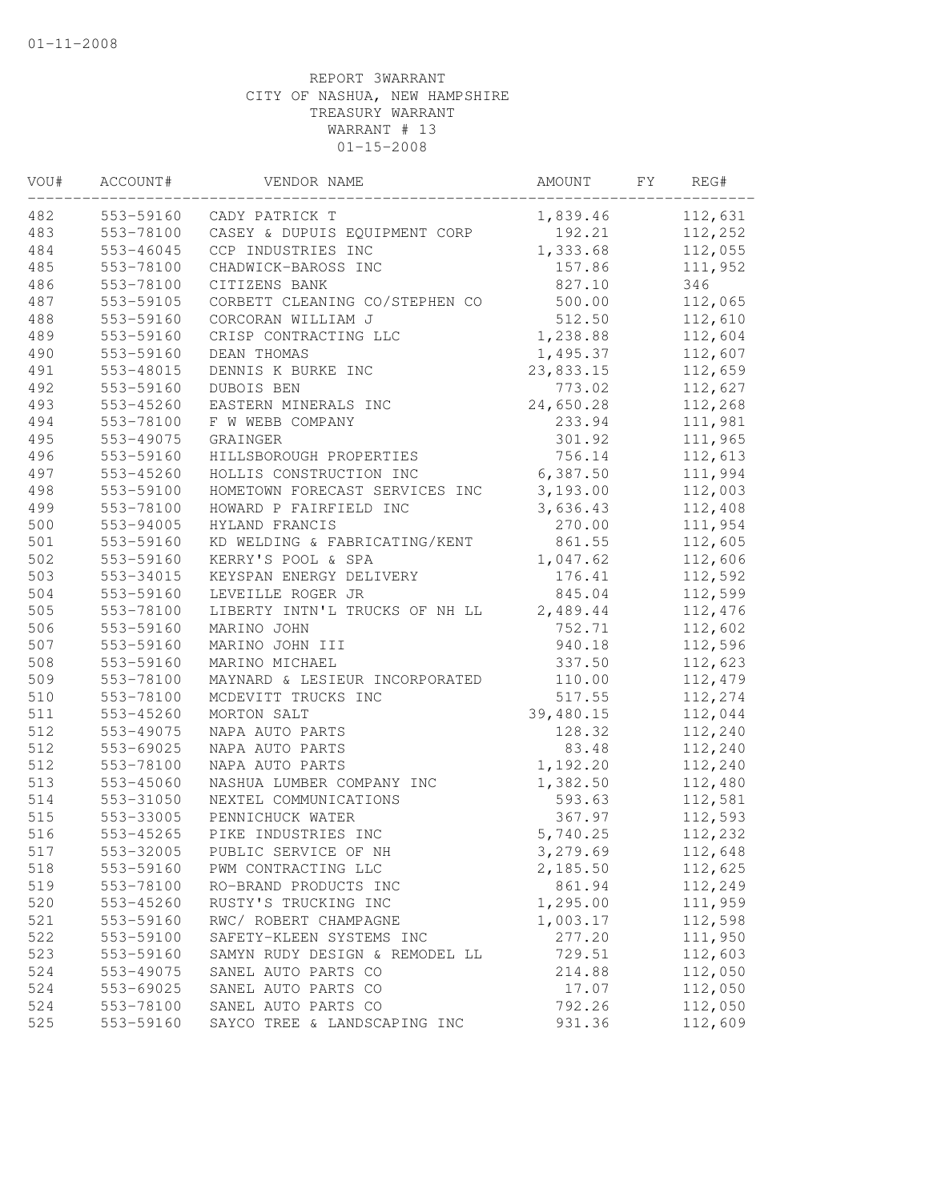01-11-2008

REPORT 3WARRANT
CITY OF NASHUA, NEW HAMPSHIRE
TREASURY WARRANT
WARRANT # 13
01-15-2008

| VOU# | ACCOUNT# | VENDOR NAME | AMOUNT | FY | REG# |
|---|---|---|---|---|---|
| 482 | 553-59160 | CADY PATRICK T | 1,839.46 | | 112,631 |
| 483 | 553-78100 | CASEY & DUPUIS EQUIPMENT CORP | 192.21 | | 112,252 |
| 484 | 553-46045 | CCP INDUSTRIES INC | 1,333.68 | | 112,055 |
| 485 | 553-78100 | CHADWICK-BAROSS INC | 157.86 | | 111,952 |
| 486 | 553-78100 | CITIZENS BANK | 827.10 | | 346 |
| 487 | 553-59105 | CORBETT CLEANING CO/STEPHEN CO | 500.00 | | 112,065 |
| 488 | 553-59160 | CORCORAN WILLIAM J | 512.50 | | 112,610 |
| 489 | 553-59160 | CRISP CONTRACTING LLC | 1,238.88 | | 112,604 |
| 490 | 553-59160 | DEAN THOMAS | 1,495.37 | | 112,607 |
| 491 | 553-48015 | DENNIS K BURKE INC | 23,833.15 | | 112,659 |
| 492 | 553-59160 | DUBOIS BEN | 773.02 | | 112,627 |
| 493 | 553-45260 | EASTERN MINERALS INC | 24,650.28 | | 112,268 |
| 494 | 553-78100 | F W WEBB COMPANY | 233.94 | | 111,981 |
| 495 | 553-49075 | GRAINGER | 301.92 | | 111,965 |
| 496 | 553-59160 | HILLSBOROUGH PROPERTIES | 756.14 | | 112,613 |
| 497 | 553-45260 | HOLLIS CONSTRUCTION INC | 6,387.50 | | 111,994 |
| 498 | 553-59100 | HOMETOWN FORECAST SERVICES INC | 3,193.00 | | 112,003 |
| 499 | 553-78100 | HOWARD P FAIRFIELD INC | 3,636.43 | | 112,408 |
| 500 | 553-94005 | HYLAND FRANCIS | 270.00 | | 111,954 |
| 501 | 553-59160 | KD WELDING & FABRICATING/KENT | 861.55 | | 112,605 |
| 502 | 553-59160 | KERRY'S POOL & SPA | 1,047.62 | | 112,606 |
| 503 | 553-34015 | KEYSPAN ENERGY DELIVERY | 176.41 | | 112,592 |
| 504 | 553-59160 | LEVEILLE ROGER JR | 845.04 | | 112,599 |
| 505 | 553-78100 | LIBERTY INTN'L TRUCKS OF NH LL | 2,489.44 | | 112,476 |
| 506 | 553-59160 | MARINO JOHN | 752.71 | | 112,602 |
| 507 | 553-59160 | MARINO JOHN III | 940.18 | | 112,596 |
| 508 | 553-59160 | MARINO MICHAEL | 337.50 | | 112,623 |
| 509 | 553-78100 | MAYNARD & LESIEUR INCORPORATED | 110.00 | | 112,479 |
| 510 | 553-78100 | MCDEVITT TRUCKS INC | 517.55 | | 112,274 |
| 511 | 553-45260 | MORTON SALT | 39,480.15 | | 112,044 |
| 512 | 553-49075 | NAPA AUTO PARTS | 128.32 | | 112,240 |
| 512 | 553-69025 | NAPA AUTO PARTS | 83.48 | | 112,240 |
| 512 | 553-78100 | NAPA AUTO PARTS | 1,192.20 | | 112,240 |
| 513 | 553-45060 | NASHUA LUMBER COMPANY INC | 1,382.50 | | 112,480 |
| 514 | 553-31050 | NEXTEL COMMUNICATIONS | 593.63 | | 112,581 |
| 515 | 553-33005 | PENNICHUCK WATER | 367.97 | | 112,593 |
| 516 | 553-45265 | PIKE INDUSTRIES INC | 5,740.25 | | 112,232 |
| 517 | 553-32005 | PUBLIC SERVICE OF NH | 3,279.69 | | 112,648 |
| 518 | 553-59160 | PWM CONTRACTING LLC | 2,185.50 | | 112,625 |
| 519 | 553-78100 | RO-BRAND PRODUCTS INC | 861.94 | | 112,249 |
| 520 | 553-45260 | RUSTY'S TRUCKING INC | 1,295.00 | | 111,959 |
| 521 | 553-59160 | RWC/ ROBERT CHAMPAGNE | 1,003.17 | | 112,598 |
| 522 | 553-59100 | SAFETY-KLEEN SYSTEMS INC | 277.20 | | 111,950 |
| 523 | 553-59160 | SAMYN RUDY DESIGN & REMODEL LL | 729.51 | | 112,603 |
| 524 | 553-49075 | SANEL AUTO PARTS CO | 214.88 | | 112,050 |
| 524 | 553-69025 | SANEL AUTO PARTS CO | 17.07 | | 112,050 |
| 524 | 553-78100 | SANEL AUTO PARTS CO | 792.26 | | 112,050 |
| 525 | 553-59160 | SAYCO TREE & LANDSCAPING INC | 931.36 | | 112,609 |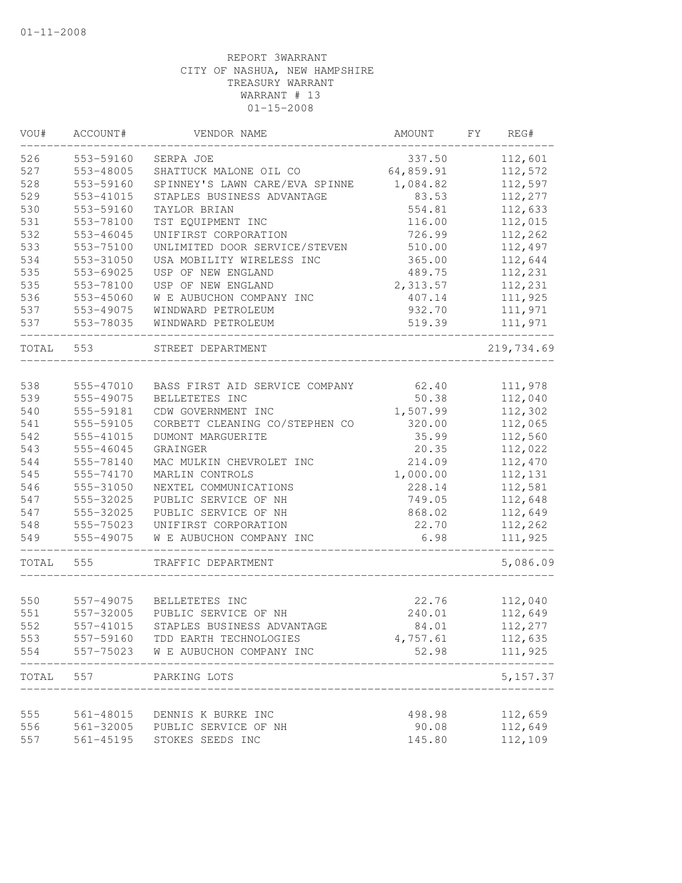01-11-2008

REPORT 3WARRANT
CITY OF NASHUA, NEW HAMPSHIRE
TREASURY WARRANT
WARRANT # 13
01-15-2008

| VOU# | ACCOUNT# | VENDOR NAME | AMOUNT | FY | REG# |
|---|---|---|---|---|---|
| 526 | 553-59160 | SERPA JOE | 337.50 | | 112,601 |
| 527 | 553-48005 | SHATTUCK MALONE OIL CO | 64,859.91 | | 112,572 |
| 528 | 553-59160 | SPINNEY'S LAWN CARE/EVA SPINNE | 1,084.82 | | 112,597 |
| 529 | 553-41015 | STAPLES BUSINESS ADVANTAGE | 83.53 | | 112,277 |
| 530 | 553-59160 | TAYLOR BRIAN | 554.81 | | 112,633 |
| 531 | 553-78100 | TST EQUIPMENT INC | 116.00 | | 112,015 |
| 532 | 553-46045 | UNIFIRST CORPORATION | 726.99 | | 112,262 |
| 533 | 553-75100 | UNLIMITED DOOR SERVICE/STEVEN | 510.00 | | 112,497 |
| 534 | 553-31050 | USA MOBILITY WIRELESS INC | 365.00 | | 112,644 |
| 535 | 553-69025 | USP OF NEW ENGLAND | 489.75 | | 112,231 |
| 535 | 553-78100 | USP OF NEW ENGLAND | 2,313.57 | | 112,231 |
| 536 | 553-45060 | W E AUBUCHON COMPANY INC | 407.14 | | 111,925 |
| 537 | 553-49075 | WINDWARD PETROLEUM | 932.70 | | 111,971 |
| 537 | 553-78035 | WINDWARD PETROLEUM | 519.39 | | 111,971 |
| TOTAL | 553 | STREET DEPARTMENT | | | 219,734.69 |
| 538 | 555-47010 | BASS FIRST AID SERVICE COMPANY | 62.40 | | 111,978 |
| 539 | 555-49075 | BELLETETES INC | 50.38 | | 112,040 |
| 540 | 555-59181 | CDW GOVERNMENT INC | 1,507.99 | | 112,302 |
| 541 | 555-59105 | CORBETT CLEANING CO/STEPHEN CO | 320.00 | | 112,065 |
| 542 | 555-41015 | DUMONT MARGUERITE | 35.99 | | 112,560 |
| 543 | 555-46045 | GRAINGER | 20.35 | | 112,022 |
| 544 | 555-78140 | MAC MULKIN CHEVROLET INC | 214.09 | | 112,470 |
| 545 | 555-74170 | MARLIN CONTROLS | 1,000.00 | | 112,131 |
| 546 | 555-31050 | NEXTEL COMMUNICATIONS | 228.14 | | 112,581 |
| 547 | 555-32025 | PUBLIC SERVICE OF NH | 749.05 | | 112,648 |
| 547 | 555-32025 | PUBLIC SERVICE OF NH | 868.02 | | 112,649 |
| 548 | 555-75023 | UNIFIRST CORPORATION | 22.70 | | 112,262 |
| 549 | 555-49075 | W E AUBUCHON COMPANY INC | 6.98 | | 111,925 |
| TOTAL | 555 | TRAFFIC DEPARTMENT | | | 5,086.09 |
| 550 | 557-49075 | BELLETETES INC | 22.76 | | 112,040 |
| 551 | 557-32005 | PUBLIC SERVICE OF NH | 240.01 | | 112,649 |
| 552 | 557-41015 | STAPLES BUSINESS ADVANTAGE | 84.01 | | 112,277 |
| 553 | 557-59160 | TDD EARTH TECHNOLOGIES | 4,757.61 | | 112,635 |
| 554 | 557-75023 | W E AUBUCHON COMPANY INC | 52.98 | | 111,925 |
| TOTAL | 557 | PARKING LOTS | | | 5,157.37 |
| 555 | 561-48015 | DENNIS K BURKE INC | 498.98 | | 112,659 |
| 556 | 561-32005 | PUBLIC SERVICE OF NH | 90.08 | | 112,649 |
| 557 | 561-45195 | STOKES SEEDS INC | 145.80 | | 112,109 |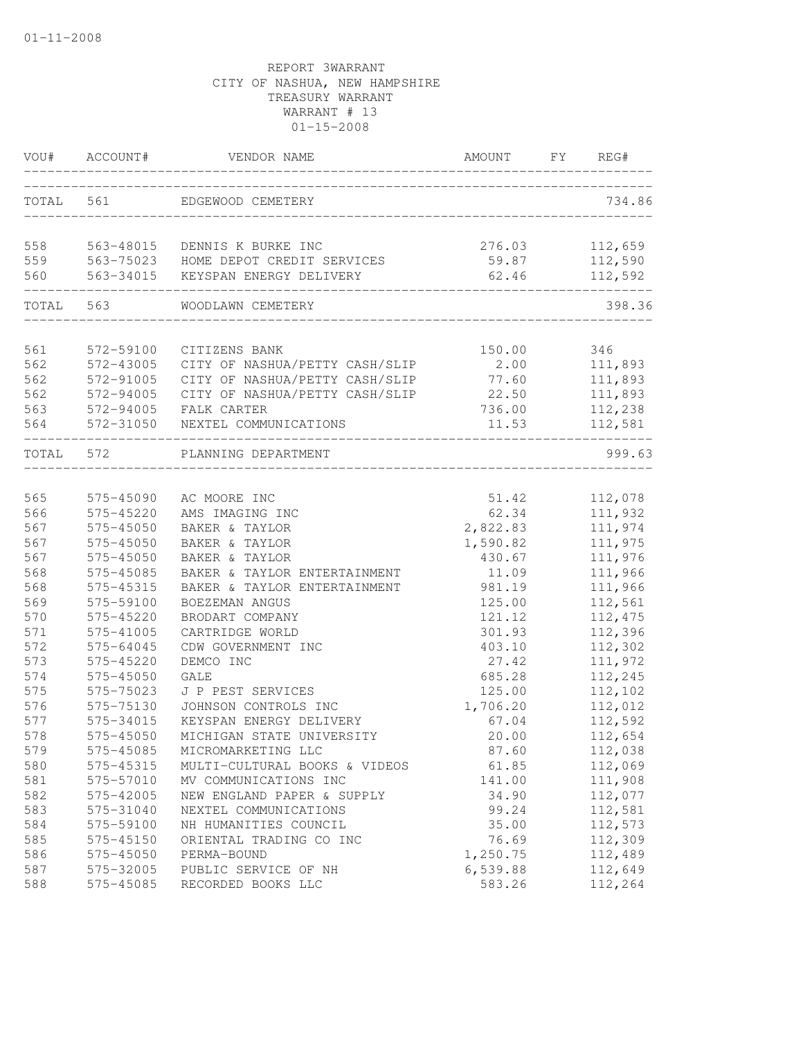01-11-2008

REPORT 3WARRANT
CITY OF NASHUA, NEW HAMPSHIRE
TREASURY WARRANT
WARRANT # 13
01-15-2008

| VOU# | ACCOUNT# | VENDOR NAME | AMOUNT | FY | REG# |
|---|---|---|---|---|---|
| TOTAL | 561 | EDGEWOOD CEMETERY | | | 734.86 |
| 558 | 563-48015 | DENNIS K BURKE INC | 276.03 | | 112,659 |
| 559 | 563-75023 | HOME DEPOT CREDIT SERVICES | 59.87 | | 112,590 |
| 560 | 563-34015 | KEYSPAN ENERGY DELIVERY | 62.46 | | 112,592 |
| TOTAL | 563 | WOODLAWN CEMETERY | | | 398.36 |
| 561 | 572-59100 | CITIZENS BANK | 150.00 | | 346 |
| 562 | 572-43005 | CITY OF NASHUA/PETTY CASH/SLIP | 2.00 | | 111,893 |
| 562 | 572-91005 | CITY OF NASHUA/PETTY CASH/SLIP | 77.60 | | 111,893 |
| 562 | 572-94005 | CITY OF NASHUA/PETTY CASH/SLIP | 22.50 | | 111,893 |
| 563 | 572-94005 | FALK CARTER | 736.00 | | 112,238 |
| 564 | 572-31050 | NEXTEL COMMUNICATIONS | 11.53 | | 112,581 |
| TOTAL | 572 | PLANNING DEPARTMENT | | | 999.63 |
| 565 | 575-45090 | AC MOORE INC | 51.42 | | 112,078 |
| 566 | 575-45220 | AMS IMAGING INC | 62.34 | | 111,932 |
| 567 | 575-45050 | BAKER & TAYLOR | 2,822.83 | | 111,974 |
| 567 | 575-45050 | BAKER & TAYLOR | 1,590.82 | | 111,975 |
| 567 | 575-45050 | BAKER & TAYLOR | 430.67 | | 111,976 |
| 568 | 575-45085 | BAKER & TAYLOR ENTERTAINMENT | 11.09 | | 111,966 |
| 568 | 575-45315 | BAKER & TAYLOR ENTERTAINMENT | 981.19 | | 111,966 |
| 569 | 575-59100 | BOEZEMAN ANGUS | 125.00 | | 112,561 |
| 570 | 575-45220 | BRODART COMPANY | 121.12 | | 112,475 |
| 571 | 575-41005 | CARTRIDGE WORLD | 301.93 | | 112,396 |
| 572 | 575-64045 | CDW GOVERNMENT INC | 403.10 | | 112,302 |
| 573 | 575-45220 | DEMCO INC | 27.42 | | 111,972 |
| 574 | 575-45050 | GALE | 685.28 | | 112,245 |
| 575 | 575-75023 | J P PEST SERVICES | 125.00 | | 112,102 |
| 576 | 575-75130 | JOHNSON CONTROLS INC | 1,706.20 | | 112,012 |
| 577 | 575-34015 | KEYSPAN ENERGY DELIVERY | 67.04 | | 112,592 |
| 578 | 575-45050 | MICHIGAN STATE UNIVERSITY | 20.00 | | 112,654 |
| 579 | 575-45085 | MICROMARKETING LLC | 87.60 | | 112,038 |
| 580 | 575-45315 | MULTI-CULTURAL BOOKS & VIDEOS | 61.85 | | 112,069 |
| 581 | 575-57010 | MV COMMUNICATIONS INC | 141.00 | | 111,908 |
| 582 | 575-42005 | NEW ENGLAND PAPER & SUPPLY | 34.90 | | 112,077 |
| 583 | 575-31040 | NEXTEL COMMUNICATIONS | 99.24 | | 112,581 |
| 584 | 575-59100 | NH HUMANITIES COUNCIL | 35.00 | | 112,573 |
| 585 | 575-45150 | ORIENTAL TRADING CO INC | 76.69 | | 112,309 |
| 586 | 575-45050 | PERMA-BOUND | 1,250.75 | | 112,489 |
| 587 | 575-32005 | PUBLIC SERVICE OF NH | 6,539.88 | | 112,649 |
| 588 | 575-45085 | RECORDED BOOKS LLC | 583.26 | | 112,264 |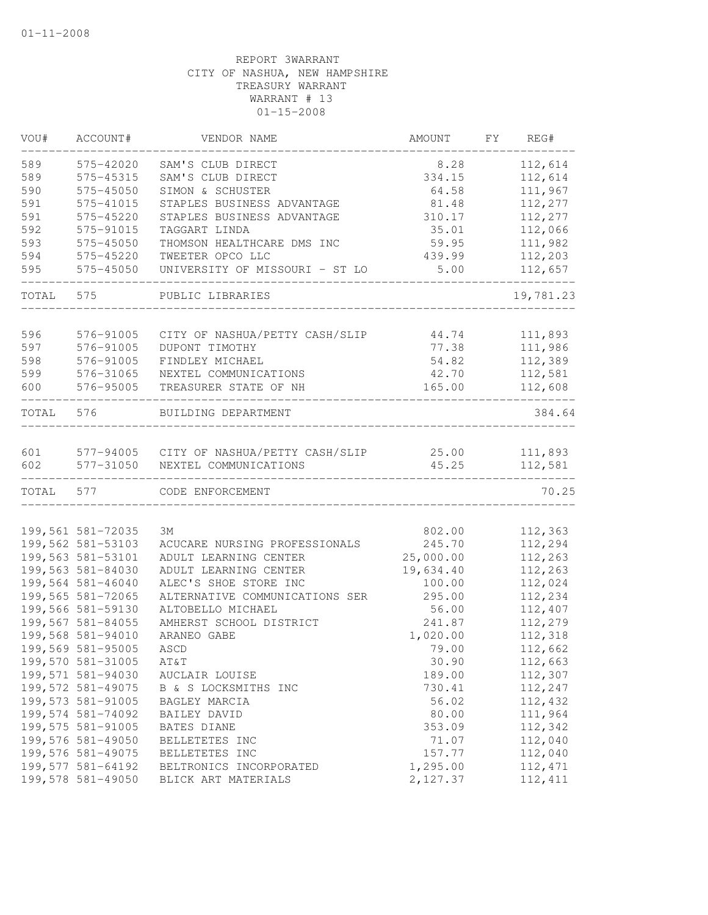01-11-2008

REPORT 3WARRANT
CITY OF NASHUA, NEW HAMPSHIRE
TREASURY WARRANT
WARRANT # 13
01-15-2008

| VOU# | ACCOUNT# | VENDOR NAME | AMOUNT | FY | REG# |
|---|---|---|---|---|---|
| 589 | 575-42020 | SAM'S CLUB DIRECT | 8.28 | | 112,614 |
| 589 | 575-45315 | SAM'S CLUB DIRECT | 334.15 | | 112,614 |
| 590 | 575-45050 | SIMON & SCHUSTER | 64.58 | | 111,967 |
| 591 | 575-41015 | STAPLES BUSINESS ADVANTAGE | 81.48 | | 112,277 |
| 591 | 575-45220 | STAPLES BUSINESS ADVANTAGE | 310.17 | | 112,277 |
| 592 | 575-91015 | TAGGART LINDA | 35.01 | | 112,066 |
| 593 | 575-45050 | THOMSON HEALTHCARE DMS INC | 59.95 | | 111,982 |
| 594 | 575-45220 | TWEETER OPCO LLC | 439.99 | | 112,203 |
| 595 | 575-45050 | UNIVERSITY OF MISSOURI - ST LO | 5.00 | | 112,657 |
| TOTAL | 575 | PUBLIC LIBRARIES | | | 19,781.23 |
| 596 | 576-91005 | CITY OF NASHUA/PETTY CASH/SLIP | 44.74 | | 111,893 |
| 597 | 576-91005 | DUPONT TIMOTHY | 77.38 | | 111,986 |
| 598 | 576-91005 | FINDLEY MICHAEL | 54.82 | | 112,389 |
| 599 | 576-31065 | NEXTEL COMMUNICATIONS | 42.70 | | 112,581 |
| 600 | 576-95005 | TREASURER STATE OF NH | 165.00 | | 112,608 |
| TOTAL | 576 | BUILDING DEPARTMENT | | | 384.64 |
| 601 | 577-94005 | CITY OF NASHUA/PETTY CASH/SLIP | 25.00 | | 111,893 |
| 602 | 577-31050 | NEXTEL COMMUNICATIONS | 45.25 | | 112,581 |
| TOTAL | 577 | CODE ENFORCEMENT | | | 70.25 |
| 199,561 | 581-72035 | 3M | 802.00 | | 112,363 |
| 199,562 | 581-53103 | ACUCARE NURSING PROFESSIONALS | 245.70 | | 112,294 |
| 199,563 | 581-53101 | ADULT LEARNING CENTER | 25,000.00 | | 112,263 |
| 199,563 | 581-84030 | ADULT LEARNING CENTER | 19,634.40 | | 112,263 |
| 199,564 | 581-46040 | ALEC'S SHOE STORE INC | 100.00 | | 112,024 |
| 199,565 | 581-72065 | ALTERNATIVE COMMUNICATIONS SER | 295.00 | | 112,234 |
| 199,566 | 581-59130 | ALTOBELLO MICHAEL | 56.00 | | 112,407 |
| 199,567 | 581-84055 | AMHERST SCHOOL DISTRICT | 241.87 | | 112,279 |
| 199,568 | 581-94010 | ARANEO GABE | 1,020.00 | | 112,318 |
| 199,569 | 581-95005 | ASCD | 79.00 | | 112,662 |
| 199,570 | 581-31005 | AT&T | 30.90 | | 112,663 |
| 199,571 | 581-94030 | AUCLAIR LOUISE | 189.00 | | 112,307 |
| 199,572 | 581-49075 | B & S LOCKSMITHS INC | 730.41 | | 112,247 |
| 199,573 | 581-91005 | BAGLEY MARCIA | 56.02 | | 112,432 |
| 199,574 | 581-74092 | BAILEY DAVID | 80.00 | | 111,964 |
| 199,575 | 581-91005 | BATES DIANE | 353.09 | | 112,342 |
| 199,576 | 581-49050 | BELLETETES INC | 71.07 | | 112,040 |
| 199,576 | 581-49075 | BELLETETES INC | 157.77 | | 112,040 |
| 199,577 | 581-64192 | BELTRONICS INCORPORATED | 1,295.00 | | 112,471 |
| 199,578 | 581-49050 | BLICK ART MATERIALS | 2,127.37 | | 112,411 |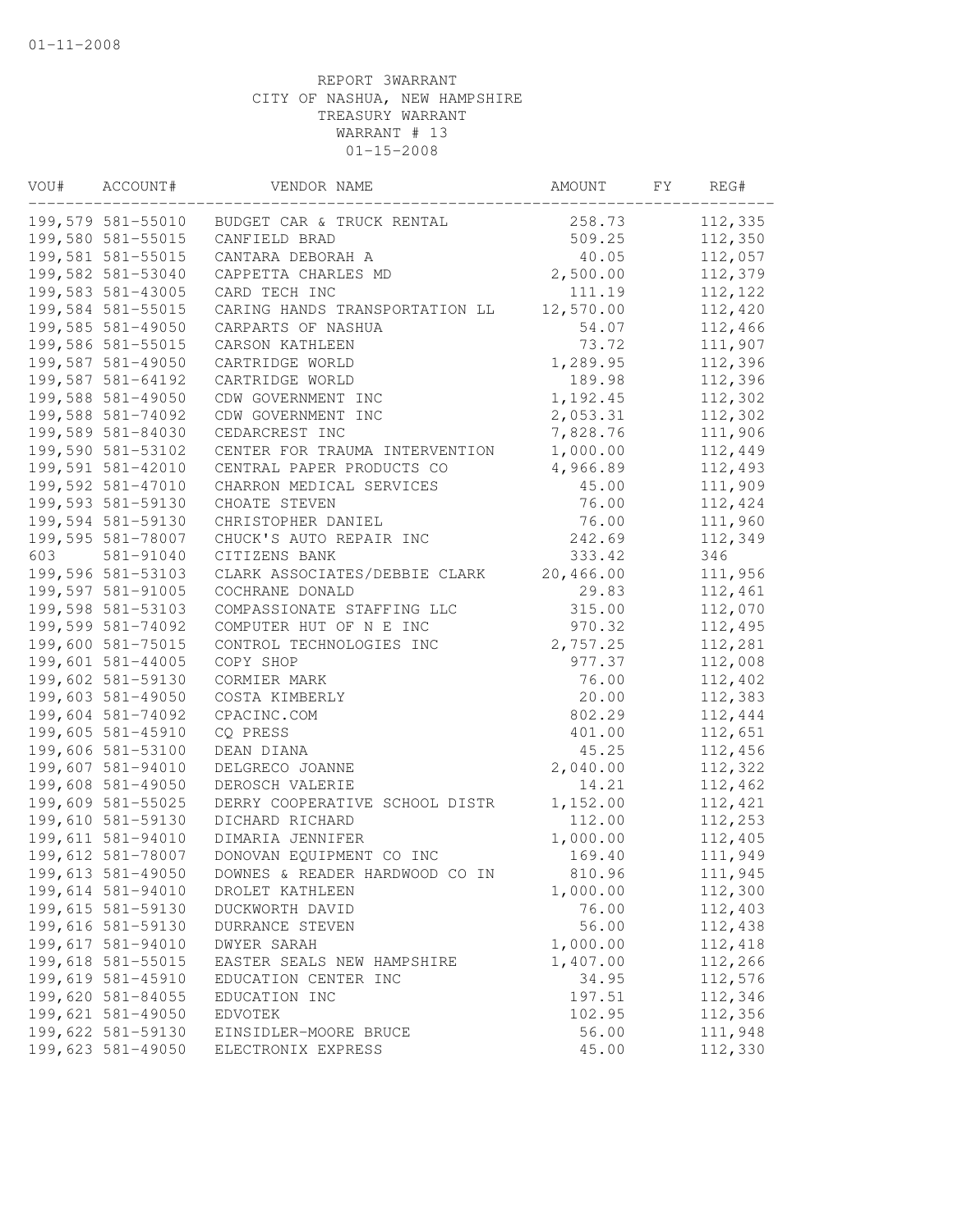01-11-2008

REPORT 3WARRANT
CITY OF NASHUA, NEW HAMPSHIRE
TREASURY WARRANT
WARRANT # 13
01-15-2008

| VOU# | ACCOUNT# | VENDOR NAME | AMOUNT | FY | REG# |
|---|---|---|---|---|---|
| 199,579 | 581-55010 | BUDGET CAR & TRUCK RENTAL | 258.73 | | 112,335 |
| 199,580 | 581-55015 | CANFIELD BRAD | 509.25 | | 112,350 |
| 199,581 | 581-55015 | CANTARA DEBORAH A | 40.05 | | 112,057 |
| 199,582 | 581-53040 | CAPPETTA CHARLES MD | 2,500.00 | | 112,379 |
| 199,583 | 581-43005 | CARD TECH INC | 111.19 | | 112,122 |
| 199,584 | 581-55015 | CARING HANDS TRANSPORTATION LL | 12,570.00 | | 112,420 |
| 199,585 | 581-49050 | CARPARTS OF NASHUA | 54.07 | | 112,466 |
| 199,586 | 581-55015 | CARSON KATHLEEN | 73.72 | | 111,907 |
| 199,587 | 581-49050 | CARTRIDGE WORLD | 1,289.95 | | 112,396 |
| 199,587 | 581-64192 | CARTRIDGE WORLD | 189.98 | | 112,396 |
| 199,588 | 581-49050 | CDW GOVERNMENT INC | 1,192.45 | | 112,302 |
| 199,588 | 581-74092 | CDW GOVERNMENT INC | 2,053.31 | | 112,302 |
| 199,589 | 581-84030 | CEDARCREST INC | 7,828.76 | | 111,906 |
| 199,590 | 581-53102 | CENTER FOR TRAUMA INTERVENTION | 1,000.00 | | 112,449 |
| 199,591 | 581-42010 | CENTRAL PAPER PRODUCTS CO | 4,966.89 | | 112,493 |
| 199,592 | 581-47010 | CHARRON MEDICAL SERVICES | 45.00 | | 111,909 |
| 199,593 | 581-59130 | CHOATE STEVEN | 76.00 | | 112,424 |
| 199,594 | 581-59130 | CHRISTOPHER DANIEL | 76.00 | | 111,960 |
| 199,595 | 581-78007 | CHUCK'S AUTO REPAIR INC | 242.69 | | 112,349 |
| 603 | 581-91040 | CITIZENS BANK | 333.42 | | 346 |
| 199,596 | 581-53103 | CLARK ASSOCIATES/DEBBIE CLARK | 20,466.00 | | 111,956 |
| 199,597 | 581-91005 | COCHRANE DONALD | 29.83 | | 112,461 |
| 199,598 | 581-53103 | COMPASSIONATE STAFFING LLC | 315.00 | | 112,070 |
| 199,599 | 581-74092 | COMPUTER HUT OF N E INC | 970.32 | | 112,495 |
| 199,600 | 581-75015 | CONTROL TECHNOLOGIES INC | 2,757.25 | | 112,281 |
| 199,601 | 581-44005 | COPY SHOP | 977.37 | | 112,008 |
| 199,602 | 581-59130 | CORMIER MARK | 76.00 | | 112,402 |
| 199,603 | 581-49050 | COSTA KIMBERLY | 20.00 | | 112,383 |
| 199,604 | 581-74092 | CPACINC.COM | 802.29 | | 112,444 |
| 199,605 | 581-45910 | CQ PRESS | 401.00 | | 112,651 |
| 199,606 | 581-53100 | DEAN DIANA | 45.25 | | 112,456 |
| 199,607 | 581-94010 | DELGRECO JOANNE | 2,040.00 | | 112,322 |
| 199,608 | 581-49050 | DEROSCH VALERIE | 14.21 | | 112,462 |
| 199,609 | 581-55025 | DERRY COOPERATIVE SCHOOL DISTR | 1,152.00 | | 112,421 |
| 199,610 | 581-59130 | DICHARD RICHARD | 112.00 | | 112,253 |
| 199,611 | 581-94010 | DIMARIA JENNIFER | 1,000.00 | | 112,405 |
| 199,612 | 581-78007 | DONOVAN EQUIPMENT CO INC | 169.40 | | 111,949 |
| 199,613 | 581-49050 | DOWNES & READER HARDWOOD CO IN | 810.96 | | 111,945 |
| 199,614 | 581-94010 | DROLET KATHLEEN | 1,000.00 | | 112,300 |
| 199,615 | 581-59130 | DUCKWORTH DAVID | 76.00 | | 112,403 |
| 199,616 | 581-59130 | DURRANCE STEVEN | 56.00 | | 112,438 |
| 199,617 | 581-94010 | DWYER SARAH | 1,000.00 | | 112,418 |
| 199,618 | 581-55015 | EASTER SEALS NEW HAMPSHIRE | 1,407.00 | | 112,266 |
| 199,619 | 581-45910 | EDUCATION CENTER INC | 34.95 | | 112,576 |
| 199,620 | 581-84055 | EDUCATION INC | 197.51 | | 112,346 |
| 199,621 | 581-49050 | EDVOTEK | 102.95 | | 112,356 |
| 199,622 | 581-59130 | EINSIDLER-MOORE BRUCE | 56.00 | | 111,948 |
| 199,623 | 581-49050 | ELECTRONIX EXPRESS | 45.00 | | 112,330 |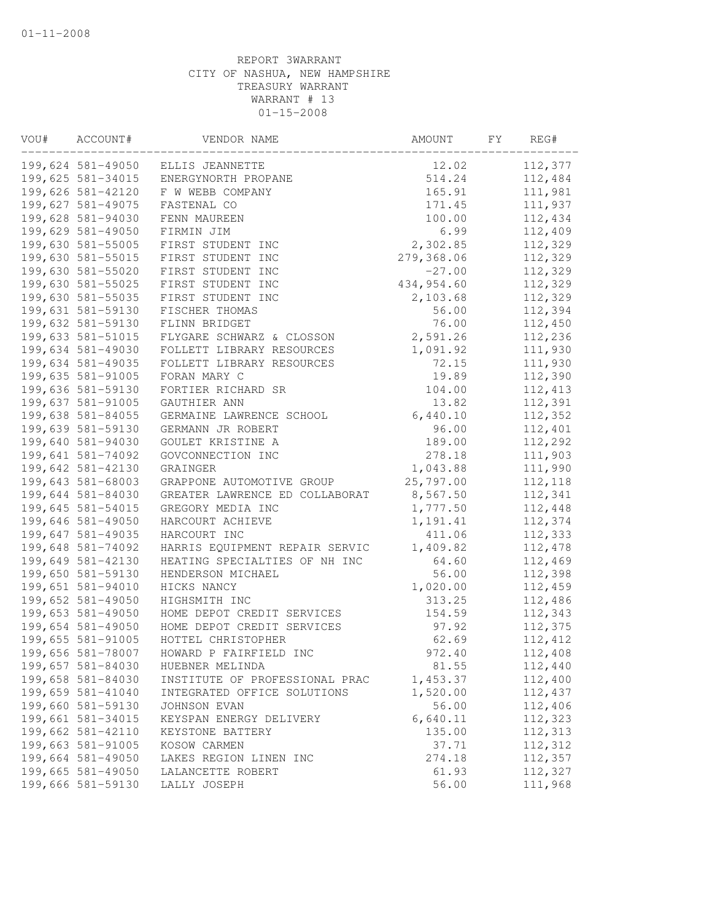01-11-2008

REPORT 3WARRANT
CITY OF NASHUA, NEW HAMPSHIRE
TREASURY WARRANT
WARRANT # 13
01-15-2008

| VOU# | ACCOUNT# | VENDOR NAME | AMOUNT | FY | REG# |
|---|---|---|---|---|---|
| 199,624 | 581-49050 | ELLIS JEANNETTE | 12.02 | | 112,377 |
| 199,625 | 581-34015 | ENERGYNORTH PROPANE | 514.24 | | 112,484 |
| 199,626 | 581-42120 | F W WEBB COMPANY | 165.91 | | 111,981 |
| 199,627 | 581-49075 | FASTENAL CO | 171.45 | | 111,937 |
| 199,628 | 581-94030 | FENN MAUREEN | 100.00 | | 112,434 |
| 199,629 | 581-49050 | FIRMIN JIM | 6.99 | | 112,409 |
| 199,630 | 581-55005 | FIRST STUDENT INC | 2,302.85 | | 112,329 |
| 199,630 | 581-55015 | FIRST STUDENT INC | 279,368.06 | | 112,329 |
| 199,630 | 581-55020 | FIRST STUDENT INC | -27.00 | | 112,329 |
| 199,630 | 581-55025 | FIRST STUDENT INC | 434,954.60 | | 112,329 |
| 199,630 | 581-55035 | FIRST STUDENT INC | 2,103.68 | | 112,329 |
| 199,631 | 581-59130 | FISCHER THOMAS | 56.00 | | 112,394 |
| 199,632 | 581-59130 | FLINN BRIDGET | 76.00 | | 112,450 |
| 199,633 | 581-51015 | FLYGARE SCHWARZ & CLOSSON | 2,591.26 | | 112,236 |
| 199,634 | 581-49030 | FOLLETT LIBRARY RESOURCES | 1,091.92 | | 111,930 |
| 199,634 | 581-49035 | FOLLETT LIBRARY RESOURCES | 72.15 | | 111,930 |
| 199,635 | 581-91005 | FORAN MARY C | 19.89 | | 112,390 |
| 199,636 | 581-59130 | FORTIER RICHARD SR | 104.00 | | 112,413 |
| 199,637 | 581-91005 | GAUTHIER ANN | 13.82 | | 112,391 |
| 199,638 | 581-84055 | GERMAINE LAWRENCE SCHOOL | 6,440.10 | | 112,352 |
| 199,639 | 581-59130 | GERMANN JR ROBERT | 96.00 | | 112,401 |
| 199,640 | 581-94030 | GOULET KRISTINE A | 189.00 | | 112,292 |
| 199,641 | 581-74092 | GOVCONNECTION INC | 278.18 | | 111,903 |
| 199,642 | 581-42130 | GRAINGER | 1,043.88 | | 111,990 |
| 199,643 | 581-68003 | GRAPPONE AUTOMOTIVE GROUP | 25,797.00 | | 112,118 |
| 199,644 | 581-84030 | GREATER LAWRENCE ED COLLABORAT | 8,567.50 | | 112,341 |
| 199,645 | 581-54015 | GREGORY MEDIA INC | 1,777.50 | | 112,448 |
| 199,646 | 581-49050 | HARCOURT ACHIEVE | 1,191.41 | | 112,374 |
| 199,647 | 581-49035 | HARCOURT INC | 411.06 | | 112,333 |
| 199,648 | 581-74092 | HARRIS EQUIPMENT REPAIR SERVIC | 1,409.82 | | 112,478 |
| 199,649 | 581-42130 | HEATING SPECIALTIES OF NH INC | 64.60 | | 112,469 |
| 199,650 | 581-59130 | HENDERSON MICHAEL | 56.00 | | 112,398 |
| 199,651 | 581-94010 | HICKS NANCY | 1,020.00 | | 112,459 |
| 199,652 | 581-49050 | HIGHSMITH INC | 313.25 | | 112,486 |
| 199,653 | 581-49050 | HOME DEPOT CREDIT SERVICES | 154.59 | | 112,343 |
| 199,654 | 581-49050 | HOME DEPOT CREDIT SERVICES | 97.92 | | 112,375 |
| 199,655 | 581-91005 | HOTTEL CHRISTOPHER | 62.69 | | 112,412 |
| 199,656 | 581-78007 | HOWARD P FAIRFIELD INC | 972.40 | | 112,408 |
| 199,657 | 581-84030 | HUEBNER MELINDA | 81.55 | | 112,440 |
| 199,658 | 581-84030 | INSTITUTE OF PROFESSIONAL PRAC | 1,453.37 | | 112,400 |
| 199,659 | 581-41040 | INTEGRATED OFFICE SOLUTIONS | 1,520.00 | | 112,437 |
| 199,660 | 581-59130 | JOHNSON EVAN | 56.00 | | 112,406 |
| 199,661 | 581-34015 | KEYSPAN ENERGY DELIVERY | 6,640.11 | | 112,323 |
| 199,662 | 581-42110 | KEYSTONE BATTERY | 135.00 | | 112,313 |
| 199,663 | 581-91005 | KOSOW CARMEN | 37.71 | | 112,312 |
| 199,664 | 581-49050 | LAKES REGION LINEN INC | 274.18 | | 112,357 |
| 199,665 | 581-49050 | LALANCETTE ROBERT | 61.93 | | 112,327 |
| 199,666 | 581-59130 | LALLY JOSEPH | 56.00 | | 111,968 |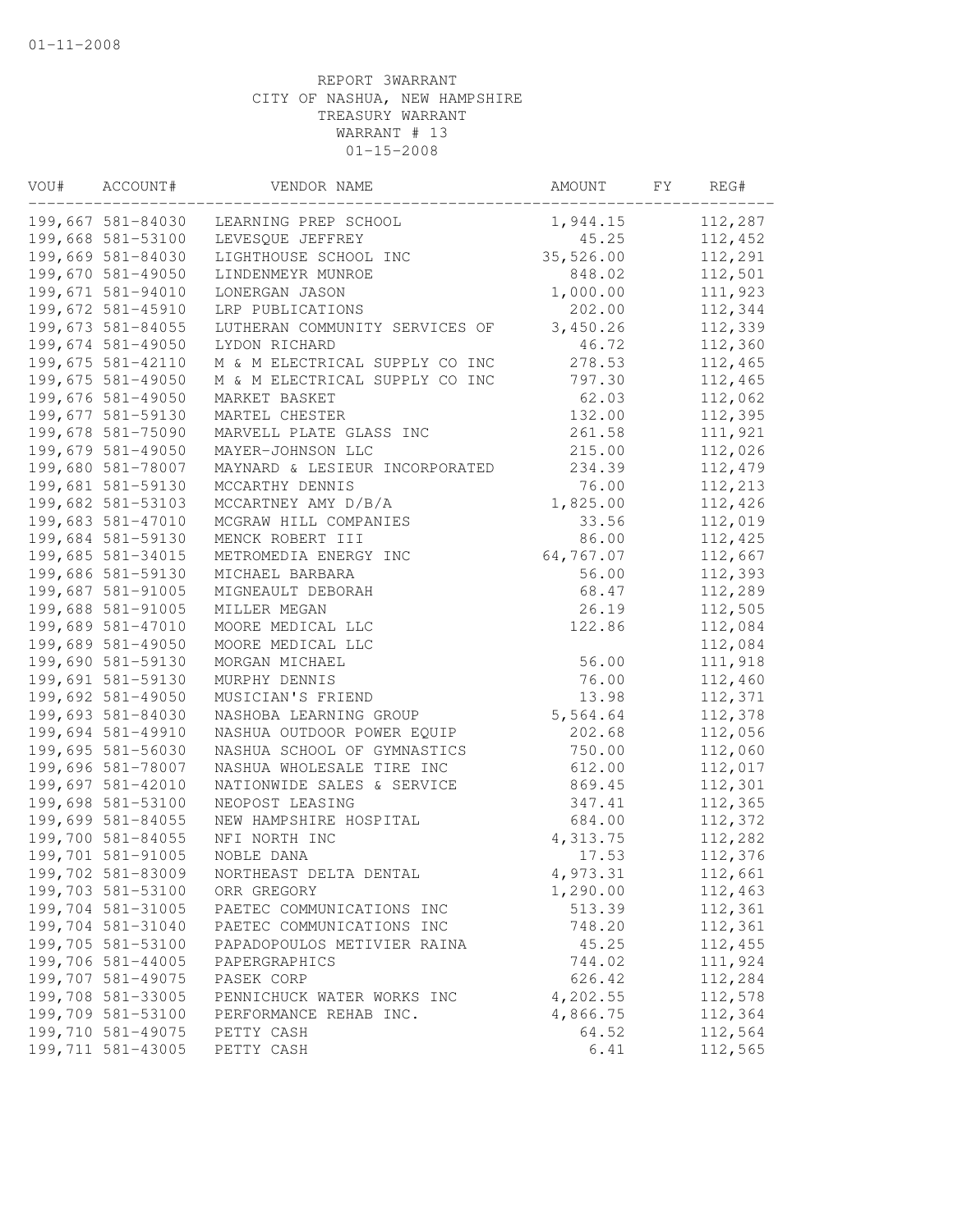01-11-2008

REPORT 3WARRANT
CITY OF NASHUA, NEW HAMPSHIRE
TREASURY WARRANT
WARRANT # 13
01-15-2008

| VOU# | ACCOUNT# | VENDOR NAME | AMOUNT | FY | REG# |
|---|---|---|---|---|---|
| 199,667 | 581-84030 | LEARNING PREP SCHOOL | 1,944.15 | | 112,287 |
| 199,668 | 581-53100 | LEVESQUE JEFFREY | 45.25 | | 112,452 |
| 199,669 | 581-84030 | LIGHTHOUSE SCHOOL INC | 35,526.00 | | 112,291 |
| 199,670 | 581-49050 | LINDENMEYR MUNROE | 848.02 | | 112,501 |
| 199,671 | 581-94010 | LONERGAN JASON | 1,000.00 | | 111,923 |
| 199,672 | 581-45910 | LRP PUBLICATIONS | 202.00 | | 112,344 |
| 199,673 | 581-84055 | LUTHERAN COMMUNITY SERVICES OF | 3,450.26 | | 112,339 |
| 199,674 | 581-49050 | LYDON RICHARD | 46.72 | | 112,360 |
| 199,675 | 581-42110 | M & M ELECTRICAL SUPPLY CO INC | 278.53 | | 112,465 |
| 199,675 | 581-49050 | M & M ELECTRICAL SUPPLY CO INC | 797.30 | | 112,465 |
| 199,676 | 581-49050 | MARKET BASKET | 62.03 | | 112,062 |
| 199,677 | 581-59130 | MARTEL CHESTER | 132.00 | | 112,395 |
| 199,678 | 581-75090 | MARVELL PLATE GLASS INC | 261.58 | | 111,921 |
| 199,679 | 581-49050 | MAYER-JOHNSON LLC | 215.00 | | 112,026 |
| 199,680 | 581-78007 | MAYNARD & LESIEUR INCORPORATED | 234.39 | | 112,479 |
| 199,681 | 581-59130 | MCCARTHY DENNIS | 76.00 | | 112,213 |
| 199,682 | 581-53103 | MCCARTNEY AMY D/B/A | 1,825.00 | | 112,426 |
| 199,683 | 581-47010 | MCGRAW HILL COMPANIES | 33.56 | | 112,019 |
| 199,684 | 581-59130 | MENCK ROBERT III | 86.00 | | 112,425 |
| 199,685 | 581-34015 | METROMEDIA ENERGY INC | 64,767.07 | | 112,667 |
| 199,686 | 581-59130 | MICHAEL BARBARA | 56.00 | | 112,393 |
| 199,687 | 581-91005 | MIGNEAULT DEBORAH | 68.47 | | 112,289 |
| 199,688 | 581-91005 | MILLER MEGAN | 26.19 | | 112,505 |
| 199,689 | 581-47010 | MOORE MEDICAL LLC | 122.86 | | 112,084 |
| 199,689 | 581-49050 | MOORE MEDICAL LLC | | | 112,084 |
| 199,690 | 581-59130 | MORGAN MICHAEL | 56.00 | | 111,918 |
| 199,691 | 581-59130 | MURPHY DENNIS | 76.00 | | 112,460 |
| 199,692 | 581-49050 | MUSICIAN'S FRIEND | 13.98 | | 112,371 |
| 199,693 | 581-84030 | NASHOBA LEARNING GROUP | 5,564.64 | | 112,378 |
| 199,694 | 581-49910 | NASHUA OUTDOOR POWER EQUIP | 202.68 | | 112,056 |
| 199,695 | 581-56030 | NASHUA SCHOOL OF GYMNASTICS | 750.00 | | 112,060 |
| 199,696 | 581-78007 | NASHUA WHOLESALE TIRE INC | 612.00 | | 112,017 |
| 199,697 | 581-42010 | NATIONWIDE SALES & SERVICE | 869.45 | | 112,301 |
| 199,698 | 581-53100 | NEOPOST LEASING | 347.41 | | 112,365 |
| 199,699 | 581-84055 | NEW HAMPSHIRE HOSPITAL | 684.00 | | 112,372 |
| 199,700 | 581-84055 | NFI NORTH INC | 4,313.75 | | 112,282 |
| 199,701 | 581-91005 | NOBLE DANA | 17.53 | | 112,376 |
| 199,702 | 581-83009 | NORTHEAST DELTA DENTAL | 4,973.31 | | 112,661 |
| 199,703 | 581-53100 | ORR GREGORY | 1,290.00 | | 112,463 |
| 199,704 | 581-31005 | PAETEC COMMUNICATIONS INC | 513.39 | | 112,361 |
| 199,704 | 581-31040 | PAETEC COMMUNICATIONS INC | 748.20 | | 112,361 |
| 199,705 | 581-53100 | PAPADOPOULOS METIVIER RAINA | 45.25 | | 112,455 |
| 199,706 | 581-44005 | PAPERGRAPHICS | 744.02 | | 111,924 |
| 199,707 | 581-49075 | PASEK CORP | 626.42 | | 112,284 |
| 199,708 | 581-33005 | PENNICHUCK WATER WORKS INC | 4,202.55 | | 112,578 |
| 199,709 | 581-53100 | PERFORMANCE REHAB INC. | 4,866.75 | | 112,364 |
| 199,710 | 581-49075 | PETTY CASH | 64.52 | | 112,564 |
| 199,711 | 581-43005 | PETTY CASH | 6.41 | | 112,565 |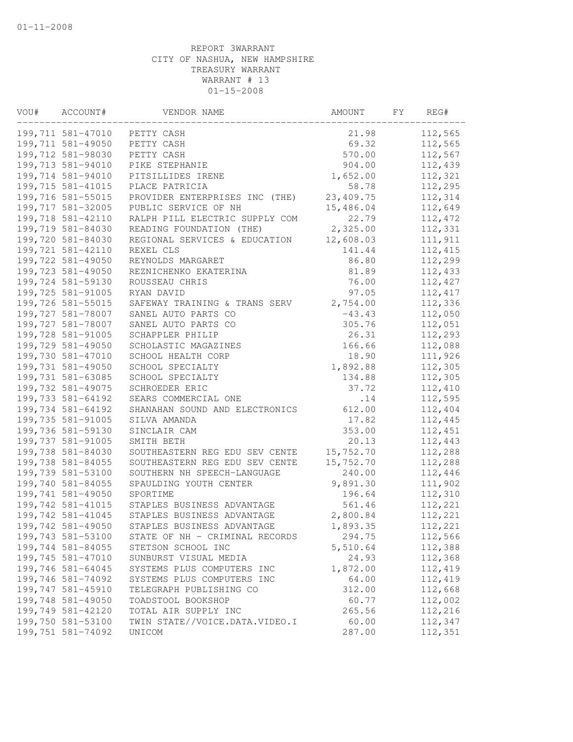01-11-2008

REPORT 3WARRANT
CITY OF NASHUA, NEW HAMPSHIRE
TREASURY WARRANT
WARRANT # 13
01-15-2008

| VOU# | ACCOUNT# | VENDOR NAME | AMOUNT | FY | REG# |
|---|---|---|---|---|---|
| 199,711 | 581-47010 | PETTY CASH | 21.98 | | 112,565 |
| 199,711 | 581-49050 | PETTY CASH | 69.32 | | 112,565 |
| 199,712 | 581-98030 | PETTY CASH | 570.00 | | 112,567 |
| 199,713 | 581-94010 | PIKE STEPHANIE | 904.00 | | 112,439 |
| 199,714 | 581-94010 | PITSILLIDES IRENE | 1,652.00 | | 112,321 |
| 199,715 | 581-41015 | PLACE PATRICIA | 58.78 | | 112,295 |
| 199,716 | 581-55015 | PROVIDER ENTERPRISES INC (THE) | 23,409.75 | | 112,314 |
| 199,717 | 581-32005 | PUBLIC SERVICE OF NH | 15,486.04 | | 112,649 |
| 199,718 | 581-42110 | RALPH PILL ELECTRIC SUPPLY COM | 22.79 | | 112,472 |
| 199,719 | 581-84030 | READING FOUNDATION (THE) | 2,325.00 | | 112,331 |
| 199,720 | 581-84030 | REGIONAL SERVICES & EDUCATION | 12,608.03 | | 111,911 |
| 199,721 | 581-42110 | REXEL CLS | 141.44 | | 112,415 |
| 199,722 | 581-49050 | REYNOLDS MARGARET | 86.80 | | 112,299 |
| 199,723 | 581-49050 | REZNICHENKO EKATERINA | 81.89 | | 112,433 |
| 199,724 | 581-59130 | ROUSSEAU CHRIS | 76.00 | | 112,427 |
| 199,725 | 581-91005 | RYAN DAVID | 97.05 | | 112,417 |
| 199,726 | 581-55015 | SAFEWAY TRAINING & TRANS SERV | 2,754.00 | | 112,336 |
| 199,727 | 581-78007 | SANEL AUTO PARTS CO | -43.43 | | 112,050 |
| 199,727 | 581-78007 | SANEL AUTO PARTS CO | 305.76 | | 112,051 |
| 199,728 | 581-91005 | SCHAPPLER PHILIP | 26.31 | | 112,293 |
| 199,729 | 581-49050 | SCHOLASTIC MAGAZINES | 166.66 | | 112,088 |
| 199,730 | 581-47010 | SCHOOL HEALTH CORP | 18.90 | | 111,926 |
| 199,731 | 581-49050 | SCHOOL SPECIALTY | 1,892.88 | | 112,305 |
| 199,731 | 581-63085 | SCHOOL SPECIALTY | 134.88 | | 112,305 |
| 199,732 | 581-49075 | SCHROEDER ERIC | 37.72 | | 112,410 |
| 199,733 | 581-64192 | SEARS COMMERCIAL ONE | .14 | | 112,595 |
| 199,734 | 581-64192 | SHANAHAN SOUND AND ELECTRONICS | 612.00 | | 112,404 |
| 199,735 | 581-91005 | SILVA AMANDA | 17.82 | | 112,445 |
| 199,736 | 581-59130 | SINCLAIR CAM | 353.00 | | 112,451 |
| 199,737 | 581-91005 | SMITH BETH | 20.13 | | 112,443 |
| 199,738 | 581-84030 | SOUTHEASTERN REG EDU SEV CENTE | 15,752.70 | | 112,288 |
| 199,738 | 581-84055 | SOUTHEASTERN REG EDU SEV CENTE | 15,752.70 | | 112,288 |
| 199,739 | 581-53100 | SOUTHERN NH SPEECH-LANGUAGE | 240.00 | | 112,446 |
| 199,740 | 581-84055 | SPAULDING YOUTH CENTER | 9,891.30 | | 111,902 |
| 199,741 | 581-49050 | SPORTIME | 196.64 | | 112,310 |
| 199,742 | 581-41015 | STAPLES BUSINESS ADVANTAGE | 561.46 | | 112,221 |
| 199,742 | 581-41045 | STAPLES BUSINESS ADVANTAGE | 2,800.84 | | 112,221 |
| 199,742 | 581-49050 | STAPLES BUSINESS ADVANTAGE | 1,893.35 | | 112,221 |
| 199,743 | 581-53100 | STATE OF NH - CRIMINAL RECORDS | 294.75 | | 112,566 |
| 199,744 | 581-84055 | STETSON SCHOOL INC | 5,510.64 | | 112,388 |
| 199,745 | 581-47010 | SUNBURST VISUAL MEDIA | 24.93 | | 112,368 |
| 199,746 | 581-64045 | SYSTEMS PLUS COMPUTERS INC | 1,872.00 | | 112,419 |
| 199,746 | 581-74092 | SYSTEMS PLUS COMPUTERS INC | 64.00 | | 112,419 |
| 199,747 | 581-45910 | TELEGRAPH PUBLISHING CO | 312.00 | | 112,668 |
| 199,748 | 581-49050 | TOADSTOOL BOOKSHOP | 60.77 | | 112,002 |
| 199,749 | 581-42120 | TOTAL AIR SUPPLY INC | 265.56 | | 112,216 |
| 199,750 | 581-53100 | TWIN STATE//VOICE.DATA.VIDEO.I | 60.00 | | 112,347 |
| 199,751 | 581-74092 | UNICOM | 287.00 | | 112,351 |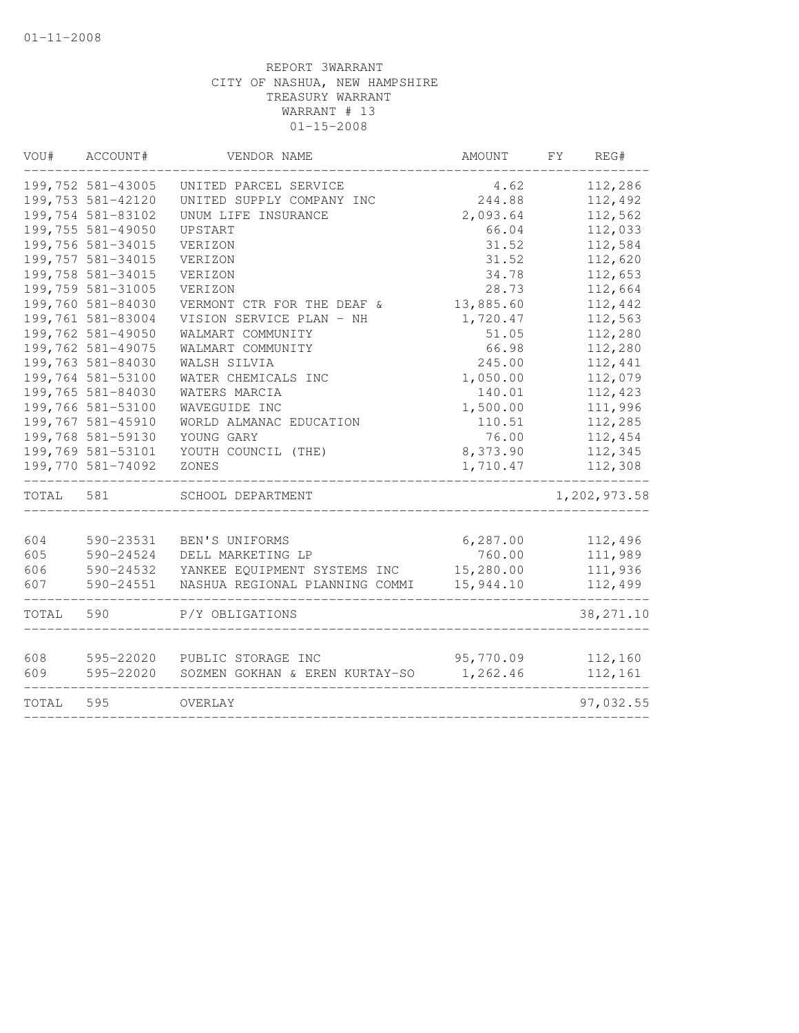01-11-2008

REPORT 3WARRANT
CITY OF NASHUA, NEW HAMPSHIRE
TREASURY WARRANT
WARRANT # 13
01-15-2008

| VOU# | ACCOUNT# | VENDOR NAME | AMOUNT | FY | REG# |
|---|---|---|---|---|---|
| 199,752 | 581-43005 | UNITED PARCEL SERVICE | 4.62 | | 112,286 |
| 199,753 | 581-42120 | UNITED SUPPLY COMPANY INC | 244.88 | | 112,492 |
| 199,754 | 581-83102 | UNUM LIFE INSURANCE | 2,093.64 | | 112,562 |
| 199,755 | 581-49050 | UPSTART | 66.04 | | 112,033 |
| 199,756 | 581-34015 | VERIZON | 31.52 | | 112,584 |
| 199,757 | 581-34015 | VERIZON | 31.52 | | 112,620 |
| 199,758 | 581-34015 | VERIZON | 34.78 | | 112,653 |
| 199,759 | 581-31005 | VERIZON | 28.73 | | 112,664 |
| 199,760 | 581-84030 | VERMONT CTR FOR THE DEAF & | 13,885.60 | | 112,442 |
| 199,761 | 581-83004 | VISION SERVICE PLAN - NH | 1,720.47 | | 112,563 |
| 199,762 | 581-49050 | WALMART COMMUNITY | 51.05 | | 112,280 |
| 199,762 | 581-49075 | WALMART COMMUNITY | 66.98 | | 112,280 |
| 199,763 | 581-84030 | WALSH SILVIA | 245.00 | | 112,441 |
| 199,764 | 581-53100 | WATER CHEMICALS INC | 1,050.00 | | 112,079 |
| 199,765 | 581-84030 | WATERS MARCIA | 140.01 | | 112,423 |
| 199,766 | 581-53100 | WAVEGUIDE INC | 1,500.00 | | 111,996 |
| 199,767 | 581-45910 | WORLD ALMANAC EDUCATION | 110.51 | | 112,285 |
| 199,768 | 581-59130 | YOUNG GARY | 76.00 | | 112,454 |
| 199,769 | 581-53101 | YOUTH COUNCIL (THE) | 8,373.90 | | 112,345 |
| 199,770 | 581-74092 | ZONES | 1,710.47 | | 112,308 |
| TOTAL | 581 | SCHOOL DEPARTMENT | | | 1,202,973.58 |
| 604 | 590-23531 | BEN'S UNIFORMS | 6,287.00 | | 112,496 |
| 605 | 590-24524 | DELL MARKETING LP | 760.00 | | 111,989 |
| 606 | 590-24532 | YANKEE EQUIPMENT SYSTEMS INC | 15,280.00 | | 111,936 |
| 607 | 590-24551 | NASHUA REGIONAL PLANNING COMMI | 15,944.10 | | 112,499 |
| TOTAL | 590 | P/Y OBLIGATIONS | | | 38,271.10 |
| 608 | 595-22020 | PUBLIC STORAGE INC | 95,770.09 | | 112,160 |
| 609 | 595-22020 | SOZMEN GOKHAN & EREN KURTAY-SO | 1,262.46 | | 112,161 |
| TOTAL | 595 | OVERLAY | | | 97,032.55 |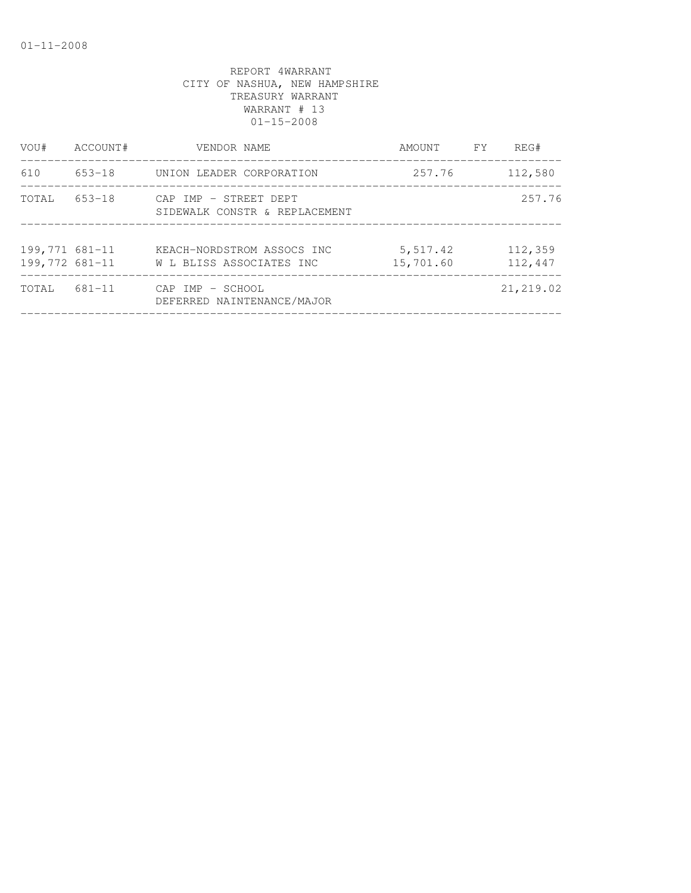01-11-2008

REPORT 4WARRANT
CITY OF NASHUA, NEW HAMPSHIRE
TREASURY WARRANT
WARRANT # 13
01-15-2008

| VOU# | ACCOUNT# | VENDOR NAME | AMOUNT | FY | REG# |
|---|---|---|---|---|---|
| 610 | 653-18 | UNION LEADER CORPORATION | 257.76 | | 112,580 |
| TOTAL | 653-18 | CAP IMP - STREET DEPT SIDEWALK CONSTR & REPLACEMENT | | | 257.76 |
| 199,771 | 681-11 | KEACH-NORDSTROM ASSOCS INC | 5,517.42 | | 112,359 |
| 199,772 | 681-11 | W L BLISS ASSOCIATES INC | 15,701.60 | | 112,447 |
| TOTAL | 681-11 | CAP IMP - SCHOOL DEFERRED NAINTENANCE/MAJOR | | | 21,219.02 |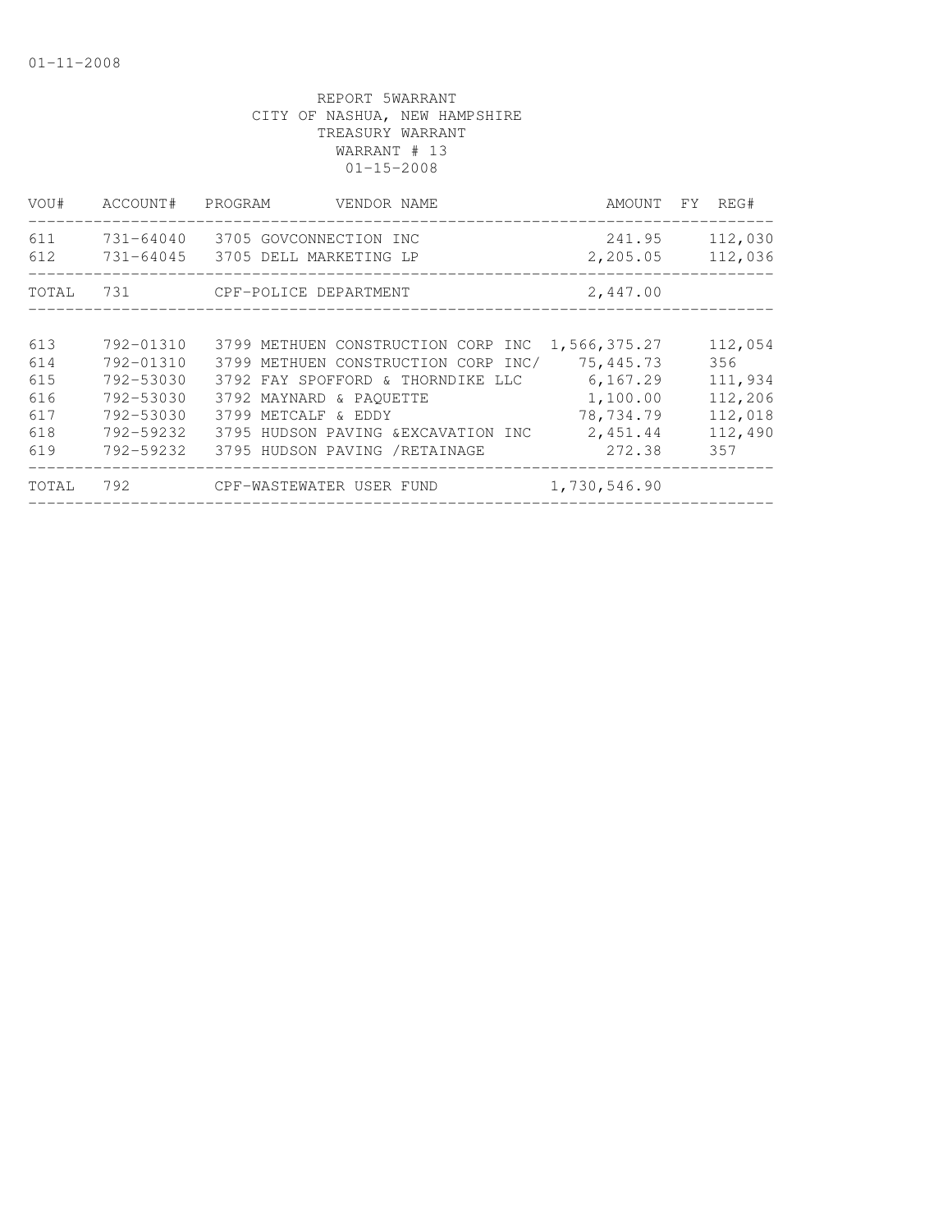01-11-2008

REPORT 5WARRANT
CITY OF NASHUA, NEW HAMPSHIRE
TREASURY WARRANT
WARRANT # 13
01-15-2008

| VOU# | ACCOUNT# | PROGRAM | VENDOR NAME | AMOUNT | FY | REG# |
|---|---|---|---|---|---|---|
| 611 | 731-64040 | 3705 | GOVCONNECTION INC | 241.95 | | 112,030 |
| 612 | 731-64045 | 3705 | DELL MARKETING LP | 2,205.05 | | 112,036 |
| TOTAL | 731 | | CPF-POLICE DEPARTMENT | 2,447.00 | | |

| VOU# | ACCOUNT# | PROGRAM | VENDOR NAME | AMOUNT | FY | REG# |
|---|---|---|---|---|---|---|
| 613 | 792-01310 | 3799 | METHUEN CONSTRUCTION CORP INC | 1,566,375.27 | | 112,054 |
| 614 | 792-01310 | 3799 | METHUEN CONSTRUCTION CORP INC/ | 75,445.73 | | 356 |
| 615 | 792-53030 | 3792 | FAY SPOFFORD & THORNDIKE LLC | 6,167.29 | | 111,934 |
| 616 | 792-53030 | 3792 | MAYNARD & PAQUETTE | 1,100.00 | | 112,206 |
| 617 | 792-53030 | 3799 | METCALF & EDDY | 78,734.79 | | 112,018 |
| 618 | 792-59232 | 3795 | HUDSON PAVING &EXCAVATION INC | 2,451.44 | | 112,490 |
| 619 | 792-59232 | 3795 | HUDSON PAVING /RETAINAGE | 272.38 | | 357 |
| TOTAL | 792 | | CPF-WASTEWATER USER FUND | 1,730,546.90 | | |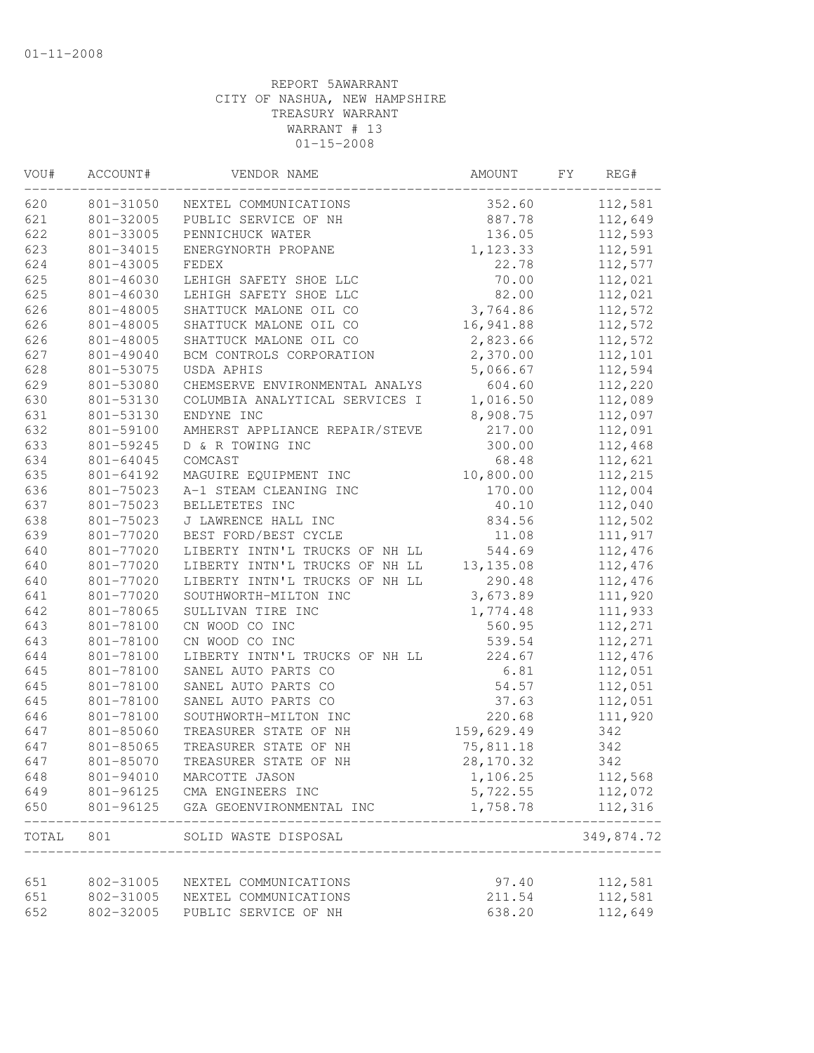01-11-2008

REPORT 5AWARRANT
CITY OF NASHUA, NEW HAMPSHIRE
TREASURY WARRANT
WARRANT # 13
01-15-2008

| VOU# | ACCOUNT# | VENDOR NAME | AMOUNT | FY | REG# |
|---|---|---|---|---|---|
| 620 | 801-31050 | NEXTEL COMMUNICATIONS | 352.60 | | 112,581 |
| 621 | 801-32005 | PUBLIC SERVICE OF NH | 887.78 | | 112,649 |
| 622 | 801-33005 | PENNICHUCK WATER | 136.05 | | 112,593 |
| 623 | 801-34015 | ENERGYNORTH PROPANE | 1,123.33 | | 112,591 |
| 624 | 801-43005 | FEDEX | 22.78 | | 112,577 |
| 625 | 801-46030 | LEHIGH SAFETY SHOE LLC | 70.00 | | 112,021 |
| 625 | 801-46030 | LEHIGH SAFETY SHOE LLC | 82.00 | | 112,021 |
| 626 | 801-48005 | SHATTUCK MALONE OIL CO | 3,764.86 | | 112,572 |
| 626 | 801-48005 | SHATTUCK MALONE OIL CO | 16,941.88 | | 112,572 |
| 626 | 801-48005 | SHATTUCK MALONE OIL CO | 2,823.66 | | 112,572 |
| 627 | 801-49040 | BCM CONTROLS CORPORATION | 2,370.00 | | 112,101 |
| 628 | 801-53075 | USDA APHIS | 5,066.67 | | 112,594 |
| 629 | 801-53080 | CHEMSERVE ENVIRONMENTAL ANALYS | 604.60 | | 112,220 |
| 630 | 801-53130 | COLUMBIA ANALYTICAL SERVICES I | 1,016.50 | | 112,089 |
| 631 | 801-53130 | ENDYNE INC | 8,908.75 | | 112,097 |
| 632 | 801-59100 | AMHERST APPLIANCE REPAIR/STEVE | 217.00 | | 112,091 |
| 633 | 801-59245 | D & R TOWING INC | 300.00 | | 112,468 |
| 634 | 801-64045 | COMCAST | 68.48 | | 112,621 |
| 635 | 801-64192 | MAGUIRE EQUIPMENT INC | 10,800.00 | | 112,215 |
| 636 | 801-75023 | A-1 STEAM CLEANING INC | 170.00 | | 112,004 |
| 637 | 801-75023 | BELLETETES INC | 40.10 | | 112,040 |
| 638 | 801-75023 | J LAWRENCE HALL INC | 834.56 | | 112,502 |
| 639 | 801-77020 | BEST FORD/BEST CYCLE | 11.08 | | 111,917 |
| 640 | 801-77020 | LIBERTY INTN'L TRUCKS OF NH LL | 544.69 | | 112,476 |
| 640 | 801-77020 | LIBERTY INTN'L TRUCKS OF NH LL | 13,135.08 | | 112,476 |
| 640 | 801-77020 | LIBERTY INTN'L TRUCKS OF NH LL | 290.48 | | 112,476 |
| 641 | 801-77020 | SOUTHWORTH-MILTON INC | 3,673.89 | | 111,920 |
| 642 | 801-78065 | SULLIVAN TIRE INC | 1,774.48 | | 111,933 |
| 643 | 801-78100 | CN WOOD CO INC | 560.95 | | 112,271 |
| 643 | 801-78100 | CN WOOD CO INC | 539.54 | | 112,271 |
| 644 | 801-78100 | LIBERTY INTN'L TRUCKS OF NH LL | 224.67 | | 112,476 |
| 645 | 801-78100 | SANEL AUTO PARTS CO | 6.81 | | 112,051 |
| 645 | 801-78100 | SANEL AUTO PARTS CO | 54.57 | | 112,051 |
| 645 | 801-78100 | SANEL AUTO PARTS CO | 37.63 | | 112,051 |
| 646 | 801-78100 | SOUTHWORTH-MILTON INC | 220.68 | | 111,920 |
| 647 | 801-85060 | TREASURER STATE OF NH | 159,629.49 | | 342 |
| 647 | 801-85065 | TREASURER STATE OF NH | 75,811.18 | | 342 |
| 647 | 801-85070 | TREASURER STATE OF NH | 28,170.32 | | 342 |
| 648 | 801-94010 | MARCOTTE JASON | 1,106.25 | | 112,568 |
| 649 | 801-96125 | CMA ENGINEERS INC | 5,722.55 | | 112,072 |
| 650 | 801-96125 | GZA GEOENVIRONMENTAL INC | 1,758.78 | | 112,316 |
| TOTAL | 801 | SOLID WASTE DISPOSAL | | | 349,874.72 |
| 651 | 802-31005 | NEXTEL COMMUNICATIONS | 97.40 | | 112,581 |
| 651 | 802-31005 | NEXTEL COMMUNICATIONS | 211.54 | | 112,581 |
| 652 | 802-32005 | PUBLIC SERVICE OF NH | 638.20 | | 112,649 |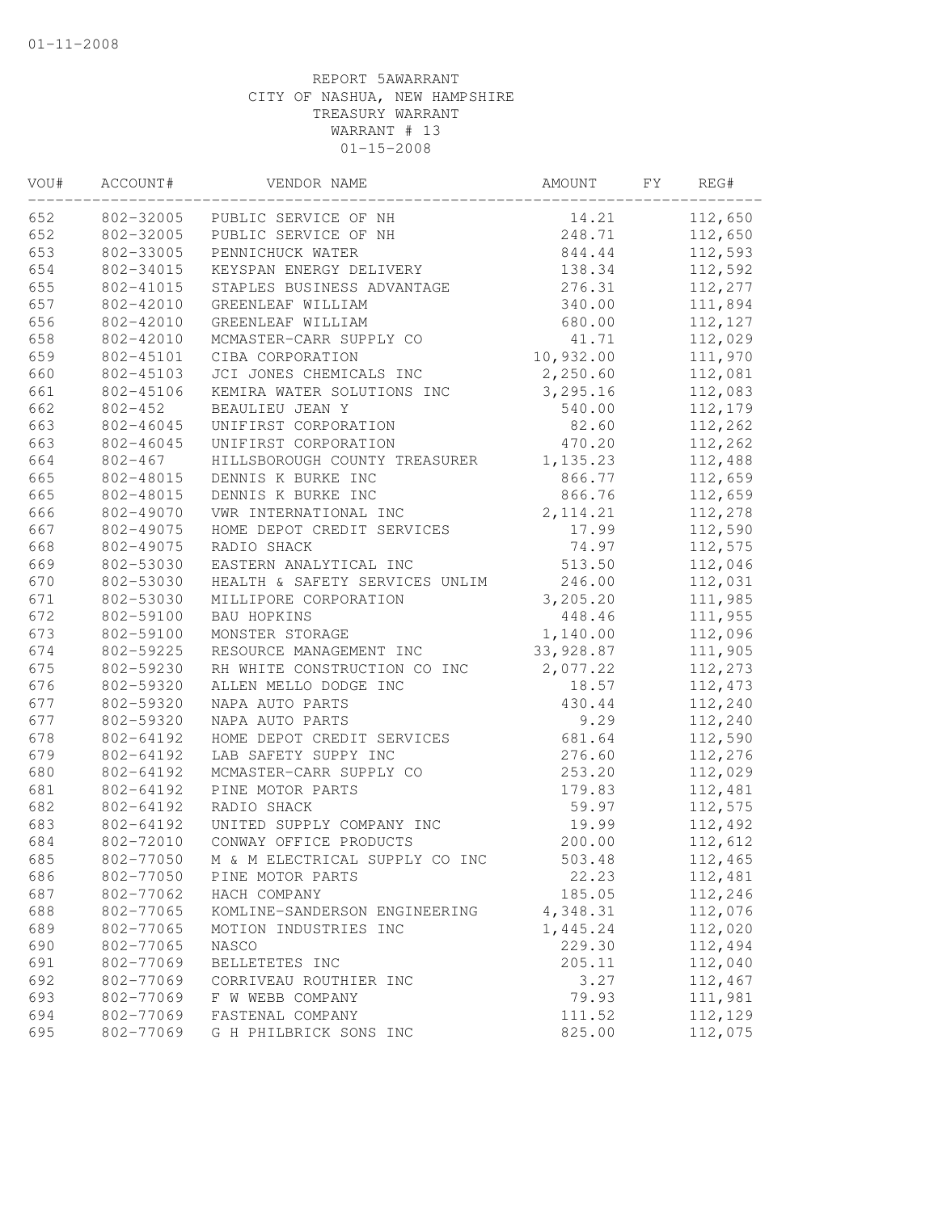01-11-2008

REPORT 5AWARRANT
CITY OF NASHUA, NEW HAMPSHIRE
TREASURY WARRANT
WARRANT # 13
01-15-2008

| VOU# | ACCOUNT# | VENDOR NAME | AMOUNT | FY | REG# |
|---|---|---|---|---|---|
| 652 | 802-32005 | PUBLIC SERVICE OF NH | 14.21 | | 112,650 |
| 652 | 802-32005 | PUBLIC SERVICE OF NH | 248.71 | | 112,650 |
| 653 | 802-33005 | PENNICHUCK WATER | 844.44 | | 112,593 |
| 654 | 802-34015 | KEYSPAN ENERGY DELIVERY | 138.34 | | 112,592 |
| 655 | 802-41015 | STAPLES BUSINESS ADVANTAGE | 276.31 | | 112,277 |
| 657 | 802-42010 | GREENLEAF WILLIAM | 340.00 | | 111,894 |
| 656 | 802-42010 | GREENLEAF WILLIAM | 680.00 | | 112,127 |
| 658 | 802-42010 | MCMASTER-CARR SUPPLY CO | 41.71 | | 112,029 |
| 659 | 802-45101 | CIBA CORPORATION | 10,932.00 | | 111,970 |
| 660 | 802-45103 | JCI JONES CHEMICALS INC | 2,250.60 | | 112,081 |
| 661 | 802-45106 | KEMIRA WATER SOLUTIONS INC | 3,295.16 | | 112,083 |
| 662 | 802-452 | BEAULIEU JEAN Y | 540.00 | | 112,179 |
| 663 | 802-46045 | UNIFIRST CORPORATION | 82.60 | | 112,262 |
| 663 | 802-46045 | UNIFIRST CORPORATION | 470.20 | | 112,262 |
| 664 | 802-467 | HILLSBOROUGH COUNTY TREASURER | 1,135.23 | | 112,488 |
| 665 | 802-48015 | DENNIS K BURKE INC | 866.77 | | 112,659 |
| 665 | 802-48015 | DENNIS K BURKE INC | 866.76 | | 112,659 |
| 666 | 802-49070 | VWR INTERNATIONAL INC | 2,114.21 | | 112,278 |
| 667 | 802-49075 | HOME DEPOT CREDIT SERVICES | 17.99 | | 112,590 |
| 668 | 802-49075 | RADIO SHACK | 74.97 | | 112,575 |
| 669 | 802-53030 | EASTERN ANALYTICAL INC | 513.50 | | 112,046 |
| 670 | 802-53030 | HEALTH & SAFETY SERVICES UNLIM | 246.00 | | 112,031 |
| 671 | 802-53030 | MILLIPORE CORPORATION | 3,205.20 | | 111,985 |
| 672 | 802-59100 | BAU HOPKINS | 448.46 | | 111,955 |
| 673 | 802-59100 | MONSTER STORAGE | 1,140.00 | | 112,096 |
| 674 | 802-59225 | RESOURCE MANAGEMENT INC | 33,928.87 | | 111,905 |
| 675 | 802-59230 | RH WHITE CONSTRUCTION CO INC | 2,077.22 | | 112,273 |
| 676 | 802-59320 | ALLEN MELLO DODGE INC | 18.57 | | 112,473 |
| 677 | 802-59320 | NAPA AUTO PARTS | 430.44 | | 112,240 |
| 677 | 802-59320 | NAPA AUTO PARTS | 9.29 | | 112,240 |
| 678 | 802-64192 | HOME DEPOT CREDIT SERVICES | 681.64 | | 112,590 |
| 679 | 802-64192 | LAB SAFETY SUPPY INC | 276.60 | | 112,276 |
| 680 | 802-64192 | MCMASTER-CARR SUPPLY CO | 253.20 | | 112,029 |
| 681 | 802-64192 | PINE MOTOR PARTS | 179.83 | | 112,481 |
| 682 | 802-64192 | RADIO SHACK | 59.97 | | 112,575 |
| 683 | 802-64192 | UNITED SUPPLY COMPANY INC | 19.99 | | 112,492 |
| 684 | 802-72010 | CONWAY OFFICE PRODUCTS | 200.00 | | 112,612 |
| 685 | 802-77050 | M & M ELECTRICAL SUPPLY CO INC | 503.48 | | 112,465 |
| 686 | 802-77050 | PINE MOTOR PARTS | 22.23 | | 112,481 |
| 687 | 802-77062 | HACH COMPANY | 185.05 | | 112,246 |
| 688 | 802-77065 | KOMLINE-SANDERSON ENGINEERING | 4,348.31 | | 112,076 |
| 689 | 802-77065 | MOTION INDUSTRIES INC | 1,445.24 | | 112,020 |
| 690 | 802-77065 | NASCO | 229.30 | | 112,494 |
| 691 | 802-77069 | BELLETETES INC | 205.11 | | 112,040 |
| 692 | 802-77069 | CORRIVEAU ROUTHIER INC | 3.27 | | 112,467 |
| 693 | 802-77069 | F W WEBB COMPANY | 79.93 | | 111,981 |
| 694 | 802-77069 | FASTENAL COMPANY | 111.52 | | 112,129 |
| 695 | 802-77069 | G H PHILBRICK SONS INC | 825.00 | | 112,075 |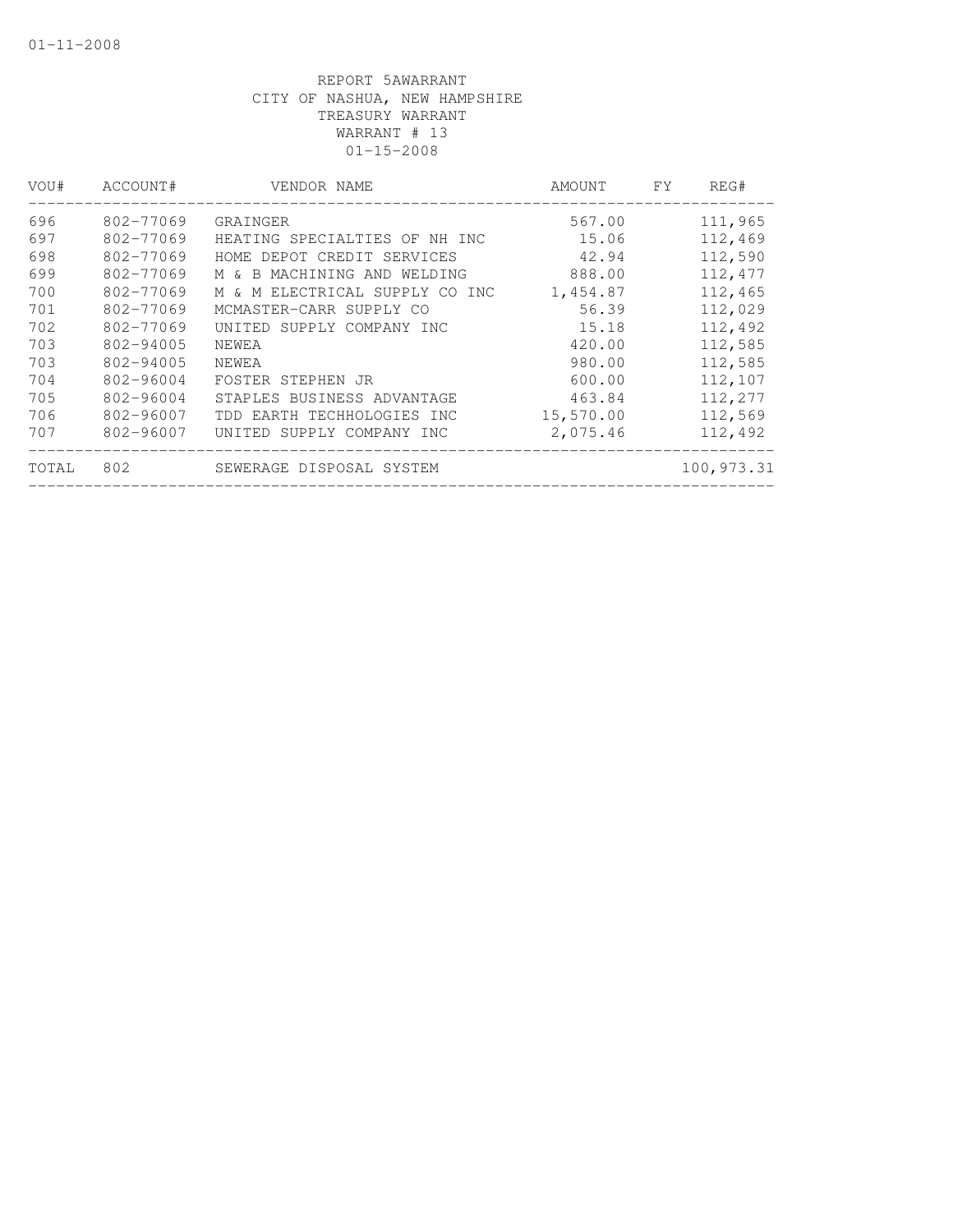REPORT 5AWARRANT
CITY OF NASHUA, NEW HAMPSHIRE
TREASURY WARRANT
WARRANT # 13
01-15-2008

| VOU# | ACCOUNT# | VENDOR NAME | AMOUNT | FY | REG# |
|---|---|---|---|---|---|
| 696 | 802-77069 | GRAINGER | 567.00 | | 111,965 |
| 697 | 802-77069 | HEATING SPECIALTIES OF NH INC | 15.06 | | 112,469 |
| 698 | 802-77069 | HOME DEPOT CREDIT SERVICES | 42.94 | | 112,590 |
| 699 | 802-77069 | M & B MACHINING AND WELDING | 888.00 | | 112,477 |
| 700 | 802-77069 | M & M ELECTRICAL SUPPLY CO INC | 1,454.87 | | 112,465 |
| 701 | 802-77069 | MCMASTER-CARR SUPPLY CO | 56.39 | | 112,029 |
| 702 | 802-77069 | UNITED SUPPLY COMPANY INC | 15.18 | | 112,492 |
| 703 | 802-94005 | NEWEA | 420.00 | | 112,585 |
| 703 | 802-94005 | NEWEA | 980.00 | | 112,585 |
| 704 | 802-96004 | FOSTER STEPHEN JR | 600.00 | | 112,107 |
| 705 | 802-96004 | STAPLES BUSINESS ADVANTAGE | 463.84 | | 112,277 |
| 706 | 802-96007 | TDD EARTH TECHHOLOGIES INC | 15,570.00 | | 112,569 |
| 707 | 802-96007 | UNITED SUPPLY COMPANY INC | 2,075.46 | | 112,492 |
| TOTAL | 802 | SEWERAGE DISPOSAL SYSTEM | | | 100,973.31 |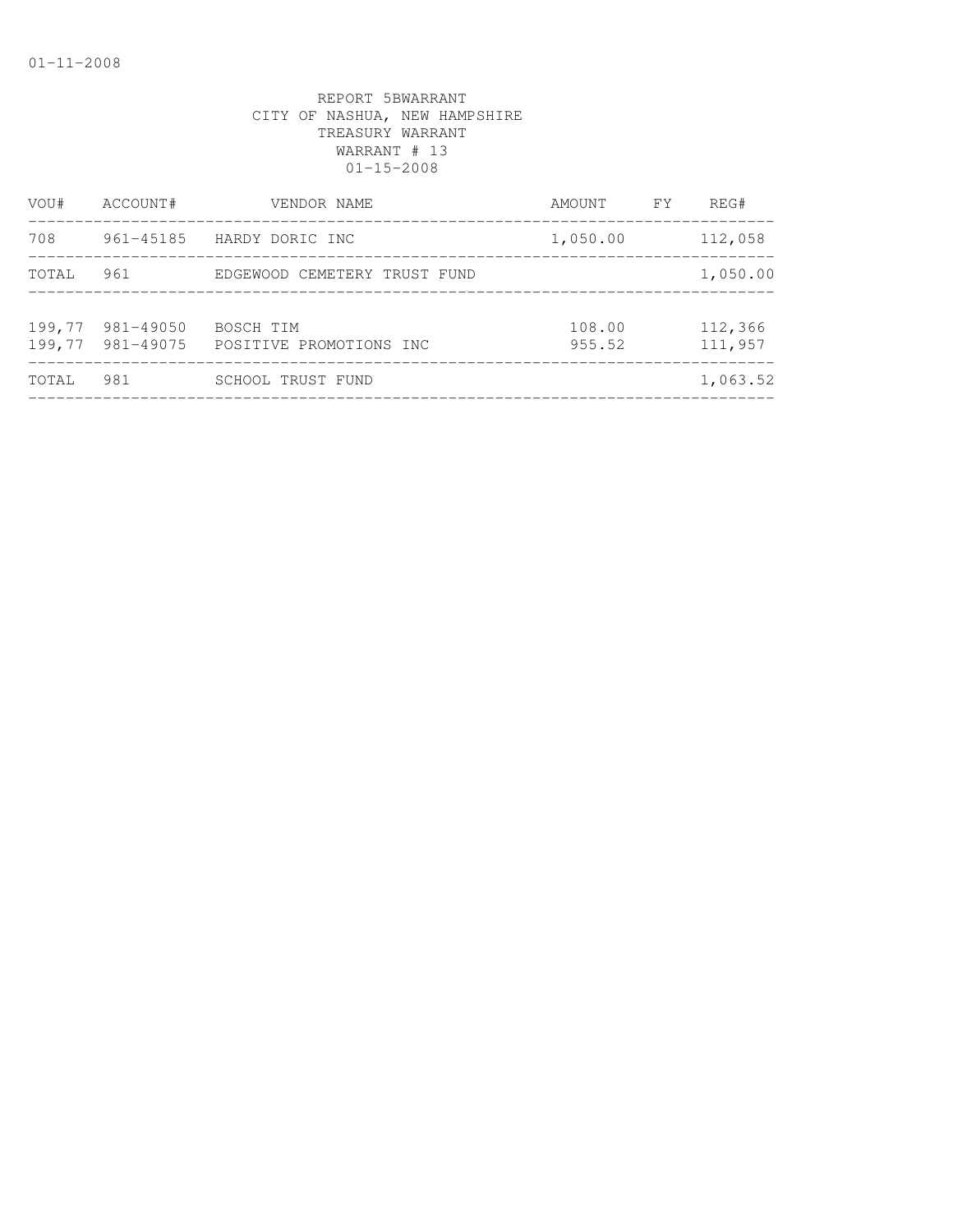01-11-2008

REPORT 5BWARRANT
CITY OF NASHUA, NEW HAMPSHIRE
TREASURY WARRANT
WARRANT # 13
01-15-2008

| VOU# | ACCOUNT# | VENDOR NAME | AMOUNT | FY | REG# |
|---|---|---|---|---|---|
| 708 | 961-45185 | HARDY DORIC INC | 1,050.00 | | 112,058 |
| TOTAL | 961 | EDGEWOOD CEMETERY TRUST FUND | | | 1,050.00 |
| 199,77 | 981-49050 | BOSCH TIM | 108.00 | | 112,366 |
| 199,77 | 981-49075 | POSITIVE PROMOTIONS INC | 955.52 | | 111,957 |
| TOTAL | 981 | SCHOOL TRUST FUND | | | 1,063.52 |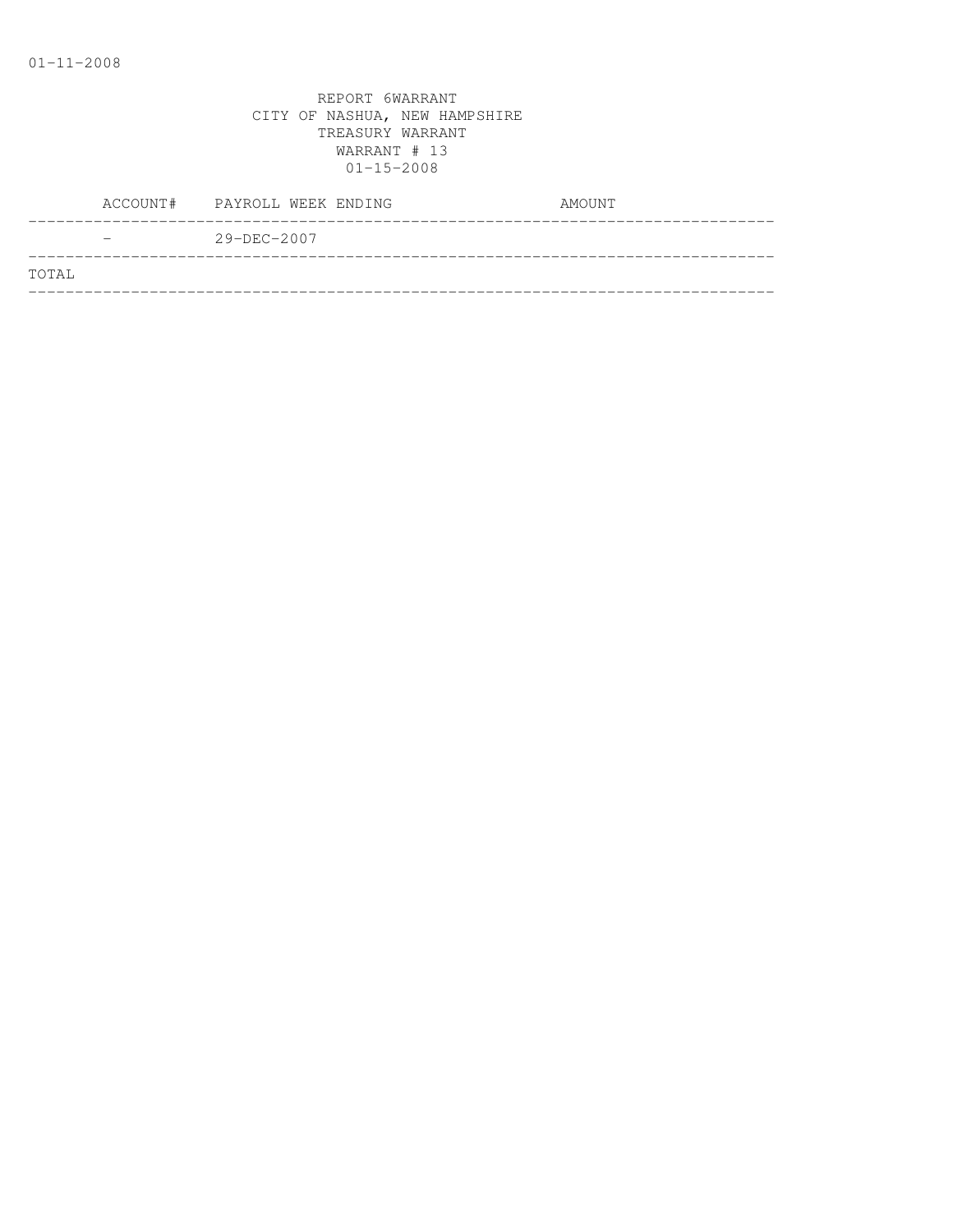01-11-2008

REPORT 6WARRANT
CITY OF NASHUA, NEW HAMPSHIRE
TREASURY WARRANT
WARRANT # 13
01-15-2008

| ACCOUNT# | PAYROLL WEEK ENDING | AMOUNT |
|---|---|---|
| - | 29-DEC-2007 | |
| TOTAL | | |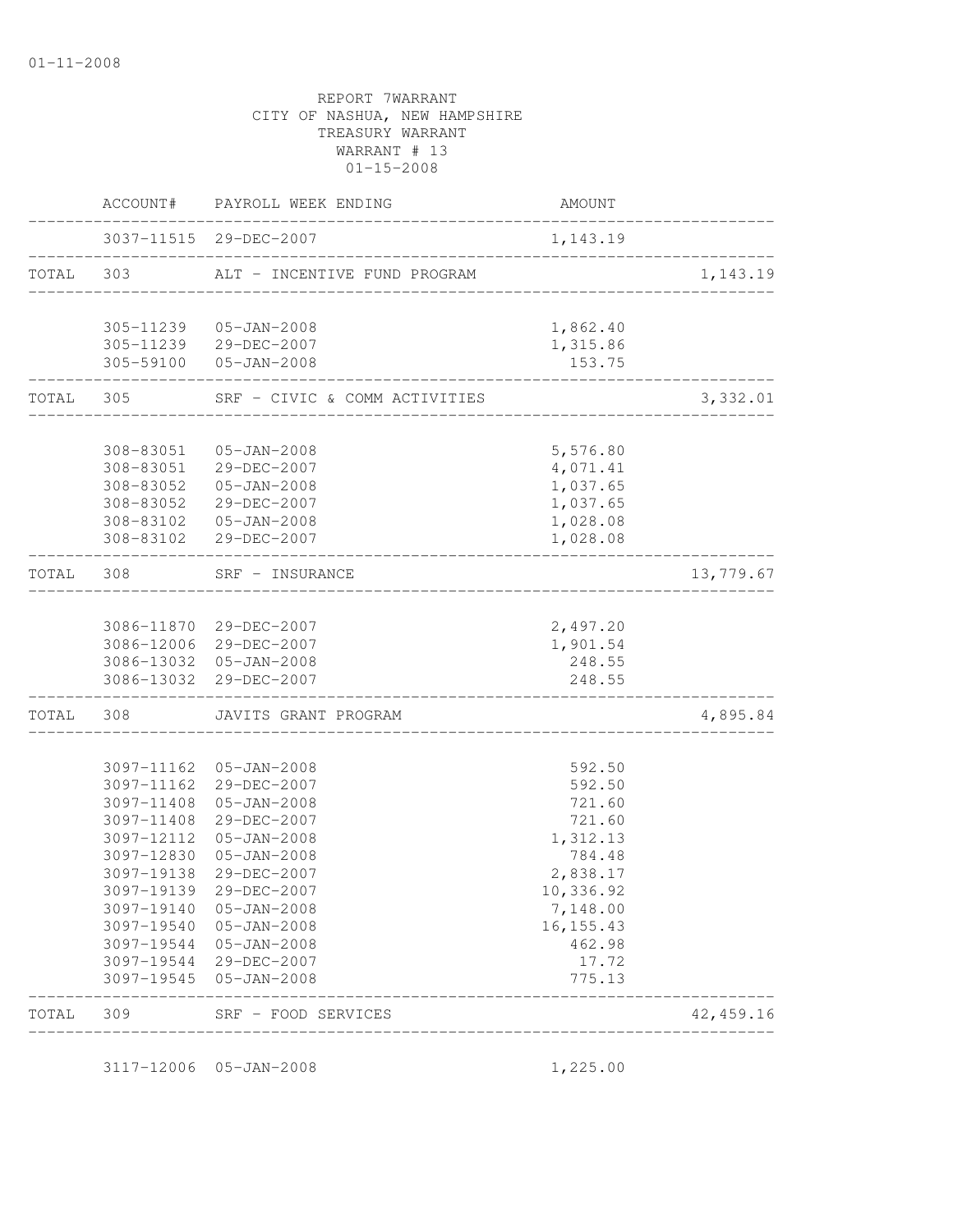01-11-2008

REPORT 7WARRANT
CITY OF NASHUA, NEW HAMPSHIRE
TREASURY WARRANT
WARRANT # 13
01-15-2008

| | ACCOUNT# | PAYROLL WEEK ENDING | AMOUNT | |
|---|---|---|---|---|
| | 3037-11515 | 29-DEC-2007 | 1,143.19 | |
| TOTAL | 303 | ALT - INCENTIVE FUND PROGRAM | | 1,143.19 |
| | 305-11239 | 05-JAN-2008 | 1,862.40 | |
| | 305-11239 | 29-DEC-2007 | 1,315.86 | |
| | 305-59100 | 05-JAN-2008 | 153.75 | |
| TOTAL | 305 | SRF - CIVIC & COMM ACTIVITIES | | 3,332.01 |
| | 308-83051 | 05-JAN-2008 | 5,576.80 | |
| | 308-83051 | 29-DEC-2007 | 4,071.41 | |
| | 308-83052 | 05-JAN-2008 | 1,037.65 | |
| | 308-83052 | 29-DEC-2007 | 1,037.65 | |
| | 308-83102 | 05-JAN-2008 | 1,028.08 | |
| | 308-83102 | 29-DEC-2007 | 1,028.08 | |
| TOTAL | 308 | SRF - INSURANCE | | 13,779.67 |
| | 3086-11870 | 29-DEC-2007 | 2,497.20 | |
| | 3086-12006 | 29-DEC-2007 | 1,901.54 | |
| | 3086-13032 | 05-JAN-2008 | 248.55 | |
| | 3086-13032 | 29-DEC-2007 | 248.55 | |
| TOTAL | 308 | JAVITS GRANT PROGRAM | | 4,895.84 |
| | 3097-11162 | 05-JAN-2008 | 592.50 | |
| | 3097-11162 | 29-DEC-2007 | 592.50 | |
| | 3097-11408 | 05-JAN-2008 | 721.60 | |
| | 3097-11408 | 29-DEC-2007 | 721.60 | |
| | 3097-12112 | 05-JAN-2008 | 1,312.13 | |
| | 3097-12830 | 05-JAN-2008 | 784.48 | |
| | 3097-19138 | 29-DEC-2007 | 2,838.17 | |
| | 3097-19139 | 29-DEC-2007 | 10,336.92 | |
| | 3097-19140 | 05-JAN-2008 | 7,148.00 | |
| | 3097-19540 | 05-JAN-2008 | 16,155.43 | |
| | 3097-19544 | 05-JAN-2008 | 462.98 | |
| | 3097-19544 | 29-DEC-2007 | 17.72 | |
| | 3097-19545 | 05-JAN-2008 | 775.13 | |
| TOTAL | 309 | SRF - FOOD SERVICES | | 42,459.16 |
| | 3117-12006 | 05-JAN-2008 | 1,225.00 | |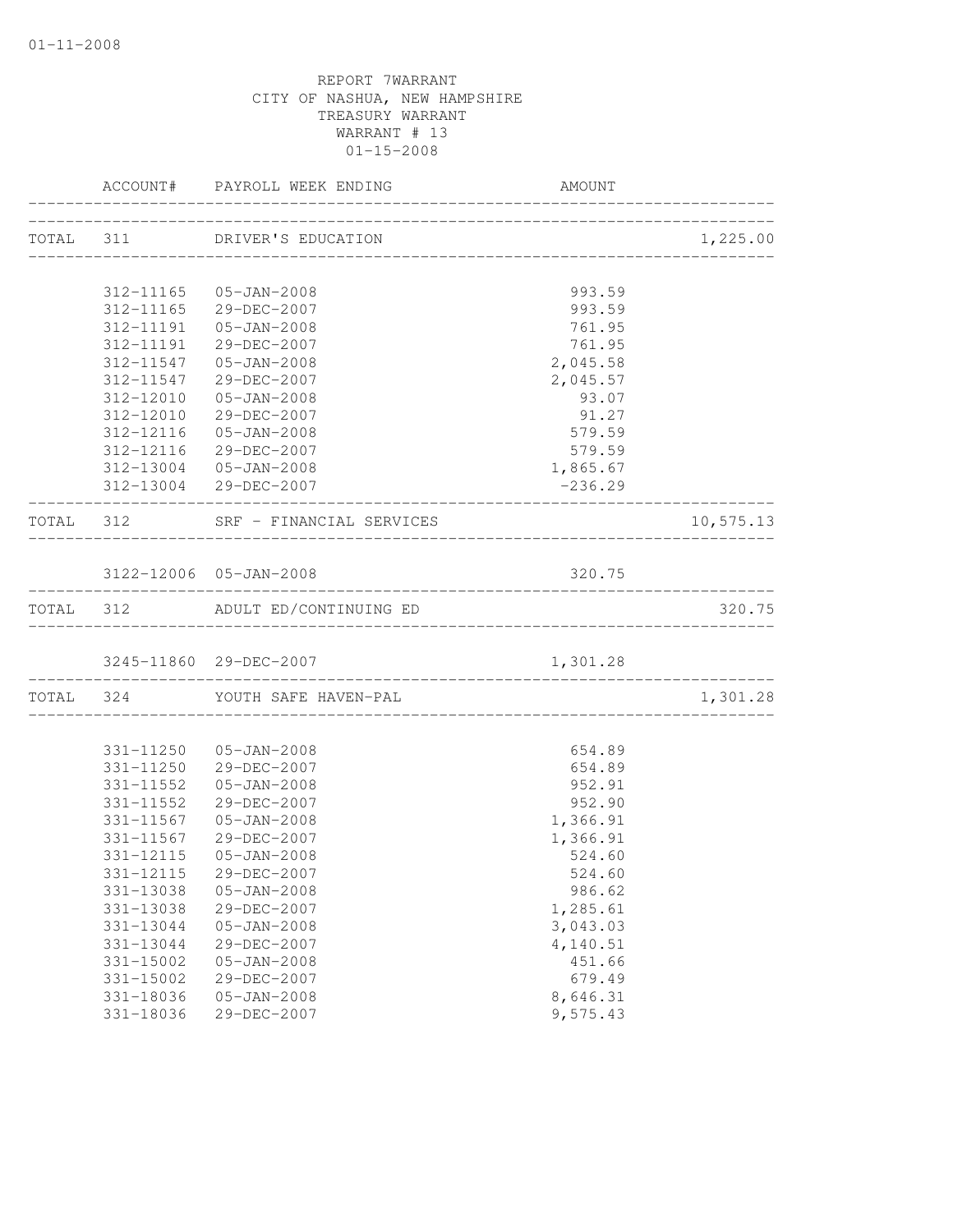REPORT 7WARRANT
CITY OF NASHUA, NEW HAMPSHIRE
TREASURY WARRANT
WARRANT # 13
01-15-2008

| | ACCOUNT# | PAYROLL WEEK ENDING | AMOUNT | |
|---|---|---|---|---|
| TOTAL | 311 | DRIVER'S EDUCATION | | 1,225.00 |
| | 312-11165 | 05-JAN-2008 | 993.59 | |
| | 312-11165 | 29-DEC-2007 | 993.59 | |
| | 312-11191 | 05-JAN-2008 | 761.95 | |
| | 312-11191 | 29-DEC-2007 | 761.95 | |
| | 312-11547 | 05-JAN-2008 | 2,045.58 | |
| | 312-11547 | 29-DEC-2007 | 2,045.57 | |
| | 312-12010 | 05-JAN-2008 | 93.07 | |
| | 312-12010 | 29-DEC-2007 | 91.27 | |
| | 312-12116 | 05-JAN-2008 | 579.59 | |
| | 312-12116 | 29-DEC-2007 | 579.59 | |
| | 312-13004 | 05-JAN-2008 | 1,865.67 | |
| | 312-13004 | 29-DEC-2007 | -236.29 | |
| TOTAL | 312 | SRF - FINANCIAL SERVICES | | 10,575.13 |
| | 3122-12006 | 05-JAN-2008 | 320.75 | |
| TOTAL | 312 | ADULT ED/CONTINUING ED | | 320.75 |
| | 3245-11860 | 29-DEC-2007 | 1,301.28 | |
| TOTAL | 324 | YOUTH SAFE HAVEN-PAL | | 1,301.28 |
| | 331-11250 | 05-JAN-2008 | 654.89 | |
| | 331-11250 | 29-DEC-2007 | 654.89 | |
| | 331-11552 | 05-JAN-2008 | 952.91 | |
| | 331-11552 | 29-DEC-2007 | 952.90 | |
| | 331-11567 | 05-JAN-2008 | 1,366.91 | |
| | 331-11567 | 29-DEC-2007 | 1,366.91 | |
| | 331-12115 | 05-JAN-2008 | 524.60 | |
| | 331-12115 | 29-DEC-2007 | 524.60 | |
| | 331-13038 | 05-JAN-2008 | 986.62 | |
| | 331-13038 | 29-DEC-2007 | 1,285.61 | |
| | 331-13044 | 05-JAN-2008 | 3,043.03 | |
| | 331-13044 | 29-DEC-2007 | 4,140.51 | |
| | 331-15002 | 05-JAN-2008 | 451.66 | |
| | 331-15002 | 29-DEC-2007 | 679.49 | |
| | 331-18036 | 05-JAN-2008 | 8,646.31 | |
| | 331-18036 | 29-DEC-2007 | 9,575.43 | |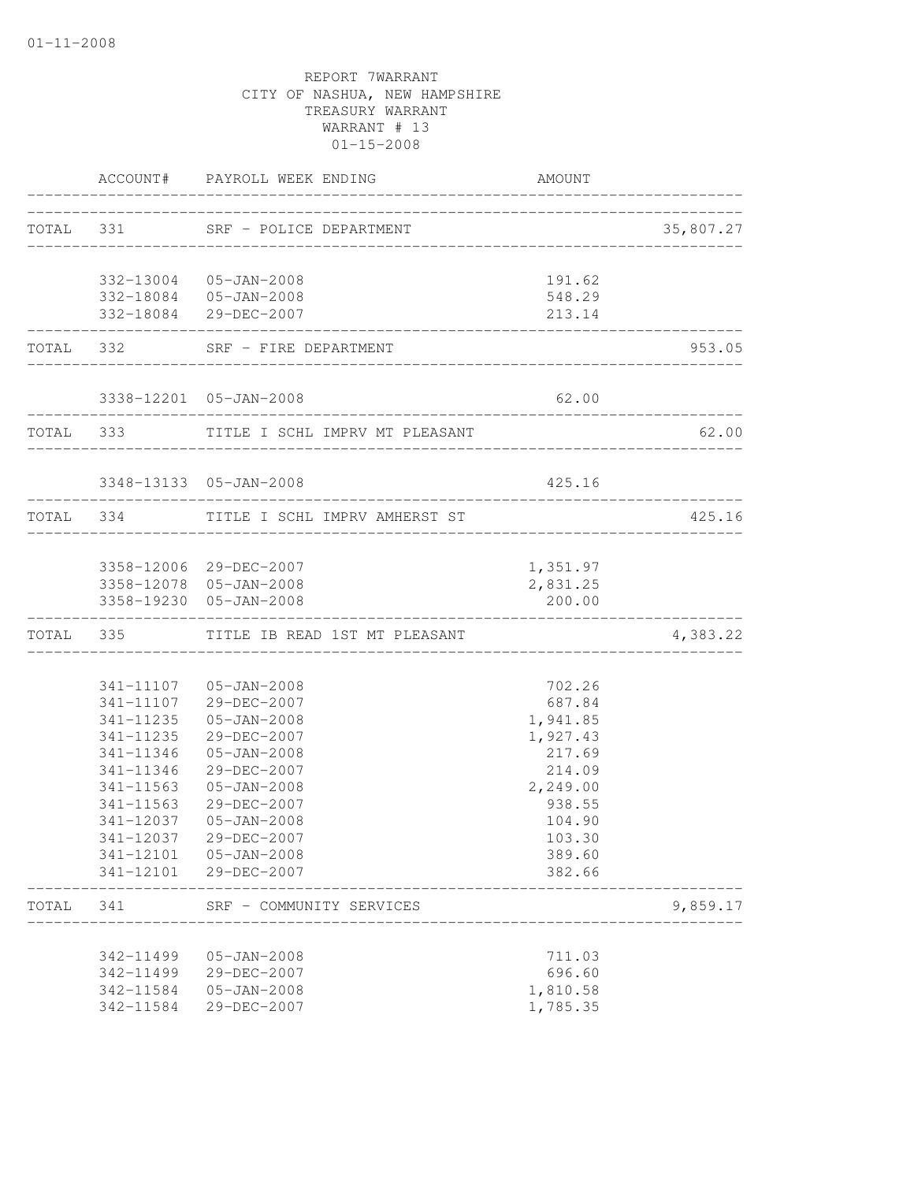01-11-2008

REPORT 7WARRANT
CITY OF NASHUA, NEW HAMPSHIRE
TREASURY WARRANT
WARRANT # 13
01-15-2008

| | ACCOUNT# | PAYROLL WEEK ENDING | AMOUNT | |
|---|---|---|---|---|
| TOTAL | 331 | SRF - POLICE DEPARTMENT | | 35,807.27 |
| | 332-13004 | 05-JAN-2008 | 191.62 | |
| | 332-18084 | 05-JAN-2008 | 548.29 | |
| | 332-18084 | 29-DEC-2007 | 213.14 | |
| TOTAL | 332 | SRF - FIRE DEPARTMENT | | 953.05 |
| | 3338-12201 | 05-JAN-2008 | 62.00 | |
| TOTAL | 333 | TITLE I SCHL IMPRV MT PLEASANT | | 62.00 |
| | 3348-13133 | 05-JAN-2008 | 425.16 | |
| TOTAL | 334 | TITLE I SCHL IMPRV AMHERST ST | | 425.16 |
| | 3358-12006 | 29-DEC-2007 | 1,351.97 | |
| | 3358-12078 | 05-JAN-2008 | 2,831.25 | |
| | 3358-19230 | 05-JAN-2008 | 200.00 | |
| TOTAL | 335 | TITLE IB READ 1ST MT PLEASANT | | 4,383.22 |
| | 341-11107 | 05-JAN-2008 | 702.26 | |
| | 341-11107 | 29-DEC-2007 | 687.84 | |
| | 341-11235 | 05-JAN-2008 | 1,941.85 | |
| | 341-11235 | 29-DEC-2007 | 1,927.43 | |
| | 341-11346 | 05-JAN-2008 | 217.69 | |
| | 341-11346 | 29-DEC-2007 | 214.09 | |
| | 341-11563 | 05-JAN-2008 | 2,249.00 | |
| | 341-11563 | 29-DEC-2007 | 938.55 | |
| | 341-12037 | 05-JAN-2008 | 104.90 | |
| | 341-12037 | 29-DEC-2007 | 103.30 | |
| | 341-12101 | 05-JAN-2008 | 389.60 | |
| | 341-12101 | 29-DEC-2007 | 382.66 | |
| TOTAL | 341 | SRF - COMMUNITY SERVICES | | 9,859.17 |
| | 342-11499 | 05-JAN-2008 | 711.03 | |
| | 342-11499 | 29-DEC-2007 | 696.60 | |
| | 342-11584 | 05-JAN-2008 | 1,810.58 | |
| | 342-11584 | 29-DEC-2007 | 1,785.35 | |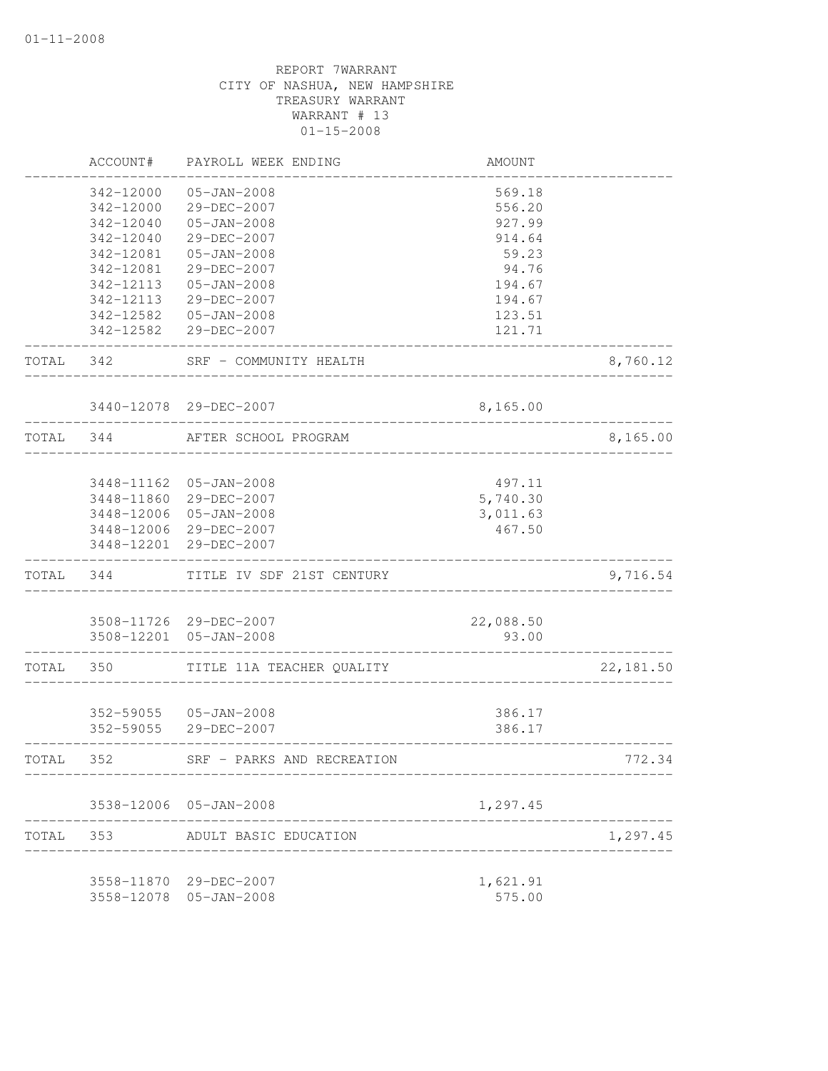REPORT 7WARRANT
CITY OF NASHUA, NEW HAMPSHIRE
TREASURY WARRANT
WARRANT # 13
01-15-2008

| | ACCOUNT# | PAYROLL WEEK ENDING | AMOUNT | |
|---|---|---|---|---|
| | 342-12000 | 05-JAN-2008 | 569.18 | |
| | 342-12000 | 29-DEC-2007 | 556.20 | |
| | 342-12040 | 05-JAN-2008 | 927.99 | |
| | 342-12040 | 29-DEC-2007 | 914.64 | |
| | 342-12081 | 05-JAN-2008 | 59.23 | |
| | 342-12081 | 29-DEC-2007 | 94.76 | |
| | 342-12113 | 05-JAN-2008 | 194.67 | |
| | 342-12113 | 29-DEC-2007 | 194.67 | |
| | 342-12582 | 05-JAN-2008 | 123.51 | |
| | 342-12582 | 29-DEC-2007 | 121.71 | |
| TOTAL | 342 | SRF - COMMUNITY HEALTH | | 8,760.12 |
| | 3440-12078 | 29-DEC-2007 | 8,165.00 | |
| TOTAL | 344 | AFTER SCHOOL PROGRAM | | 8,165.00 |
| | 3448-11162 | 05-JAN-2008 | 497.11 | |
| | 3448-11860 | 29-DEC-2007 | 5,740.30 | |
| | 3448-12006 | 05-JAN-2008 | 3,011.63 | |
| | 3448-12006 | 29-DEC-2007 | 467.50 | |
| | 3448-12201 | 29-DEC-2007 | | |
| TOTAL | 344 | TITLE IV SDF 21ST CENTURY | | 9,716.54 |
| | 3508-11726 | 29-DEC-2007 | 22,088.50 | |
| | 3508-12201 | 05-JAN-2008 | 93.00 | |
| TOTAL | 350 | TITLE 11A TEACHER QUALITY | | 22,181.50 |
| | 352-59055 | 05-JAN-2008 | 386.17 | |
| | 352-59055 | 29-DEC-2007 | 386.17 | |
| TOTAL | 352 | SRF - PARKS AND RECREATION | | 772.34 |
| | 3538-12006 | 05-JAN-2008 | 1,297.45 | |
| TOTAL | 353 | ADULT BASIC EDUCATION | | 1,297.45 |
| | 3558-11870 | 29-DEC-2007 | 1,621.91 | |
| | 3558-12078 | 05-JAN-2008 | 575.00 | |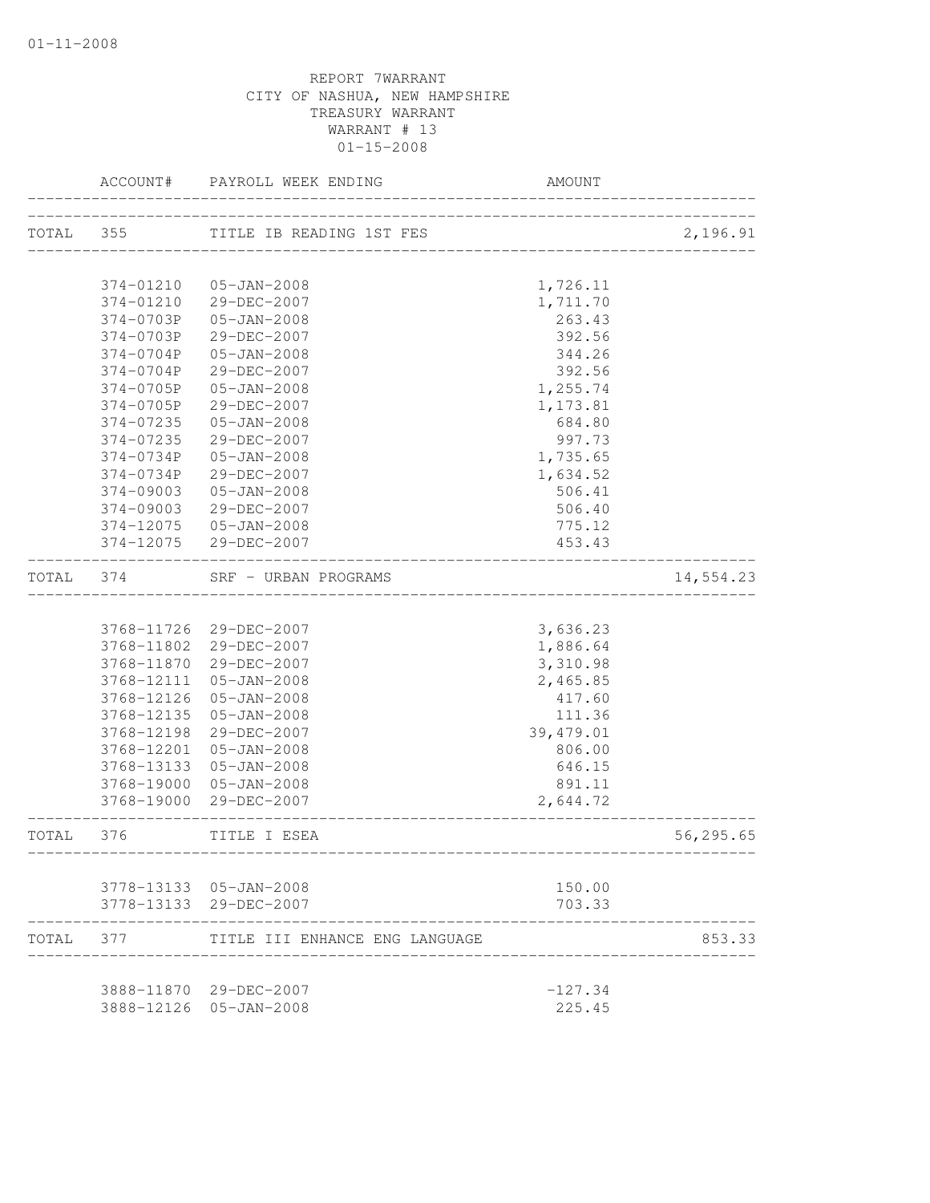01-11-2008

REPORT 7WARRANT
CITY OF NASHUA, NEW HAMPSHIRE
TREASURY WARRANT
WARRANT # 13
01-15-2008

| | ACCOUNT# | PAYROLL WEEK ENDING | AMOUNT | |
|---|---|---|---|---|
| TOTAL | 355 | TITLE IB READING 1ST FES | | 2,196.91 |
| | 374-01210 | 05-JAN-2008 | 1,726.11 | |
| | 374-01210 | 29-DEC-2007 | 1,711.70 | |
| | 374-0703P | 05-JAN-2008 | 263.43 | |
| | 374-0703P | 29-DEC-2007 | 392.56 | |
| | 374-0704P | 05-JAN-2008 | 344.26 | |
| | 374-0704P | 29-DEC-2007 | 392.56 | |
| | 374-0705P | 05-JAN-2008 | 1,255.74 | |
| | 374-0705P | 29-DEC-2007 | 1,173.81 | |
| | 374-07235 | 05-JAN-2008 | 684.80 | |
| | 374-07235 | 29-DEC-2007 | 997.73 | |
| | 374-0734P | 05-JAN-2008 | 1,735.65 | |
| | 374-0734P | 29-DEC-2007 | 1,634.52 | |
| | 374-09003 | 05-JAN-2008 | 506.41 | |
| | 374-09003 | 29-DEC-2007 | 506.40 | |
| | 374-12075 | 05-JAN-2008 | 775.12 | |
| | 374-12075 | 29-DEC-2007 | 453.43 | |
| TOTAL | 374 | SRF - URBAN PROGRAMS | | 14,554.23 |
| | 3768-11726 | 29-DEC-2007 | 3,636.23 | |
| | 3768-11802 | 29-DEC-2007 | 1,886.64 | |
| | 3768-11870 | 29-DEC-2007 | 3,310.98 | |
| | 3768-12111 | 05-JAN-2008 | 2,465.85 | |
| | 3768-12126 | 05-JAN-2008 | 417.60 | |
| | 3768-12135 | 05-JAN-2008 | 111.36 | |
| | 3768-12198 | 29-DEC-2007 | 39,479.01 | |
| | 3768-12201 | 05-JAN-2008 | 806.00 | |
| | 3768-13133 | 05-JAN-2008 | 646.15 | |
| | 3768-19000 | 05-JAN-2008 | 891.11 | |
| | 3768-19000 | 29-DEC-2007 | 2,644.72 | |
| TOTAL | 376 | TITLE I ESEA | | 56,295.65 |
| | 3778-13133 | 05-JAN-2008 | 150.00 | |
| | 3778-13133 | 29-DEC-2007 | 703.33 | |
| TOTAL | 377 | TITLE III ENHANCE ENG LANGUAGE | | 853.33 |
| | 3888-11870 | 29-DEC-2007 | -127.34 | |
| | 3888-12126 | 05-JAN-2008 | 225.45 | |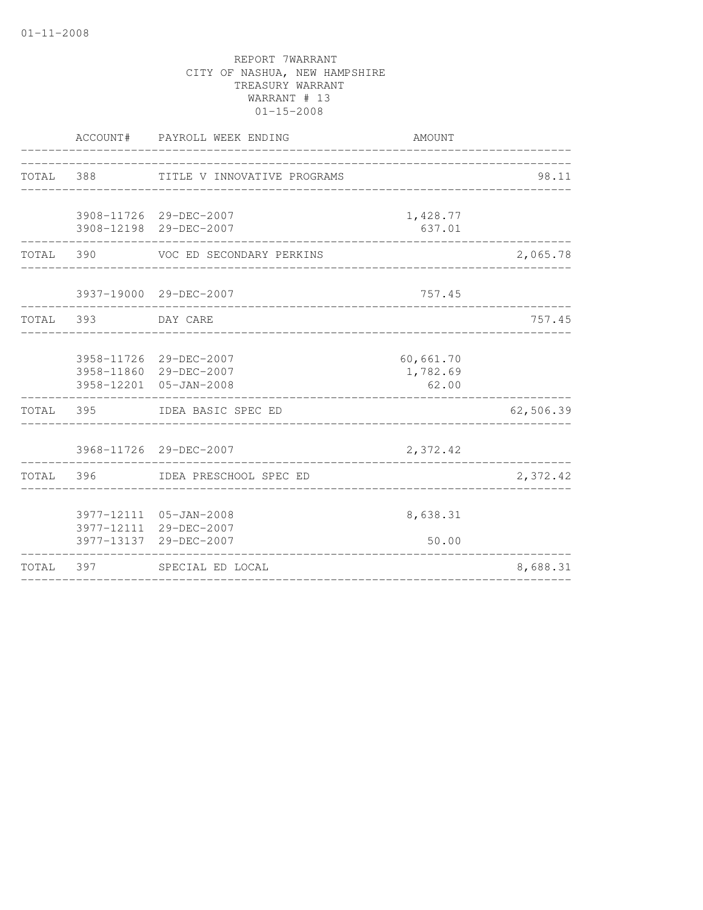01-11-2008

REPORT 7WARRANT
CITY OF NASHUA, NEW HAMPSHIRE
TREASURY WARRANT
WARRANT # 13
01-15-2008

| | ACCOUNT# | PAYROLL WEEK ENDING | AMOUNT | |
|---|---|---|---|---|
| TOTAL | 388 | TITLE V INNOVATIVE PROGRAMS | | 98.11 |
| | 3908-11726 | 29-DEC-2007 | 1,428.77 | |
| | 3908-12198 | 29-DEC-2007 | 637.01 | |
| TOTAL | 390 | VOC ED SECONDARY PERKINS | | 2,065.78 |
| | 3937-19000 | 29-DEC-2007 | 757.45 | |
| TOTAL | 393 | DAY CARE | | 757.45 |
| | 3958-11726 | 29-DEC-2007 | 60,661.70 | |
| | 3958-11860 | 29-DEC-2007 | 1,782.69 | |
| | 3958-12201 | 05-JAN-2008 | 62.00 | |
| TOTAL | 395 | IDEA BASIC SPEC ED | | 62,506.39 |
| | 3968-11726 | 29-DEC-2007 | 2,372.42 | |
| TOTAL | 396 | IDEA PRESCHOOL SPEC ED | | 2,372.42 |
| | 3977-12111 | 05-JAN-2008 | 8,638.31 | |
| | 3977-12111 | 29-DEC-2007 | | |
| | 3977-13137 | 29-DEC-2007 | 50.00 | |
| TOTAL | 397 | SPECIAL ED LOCAL | | 8,688.31 |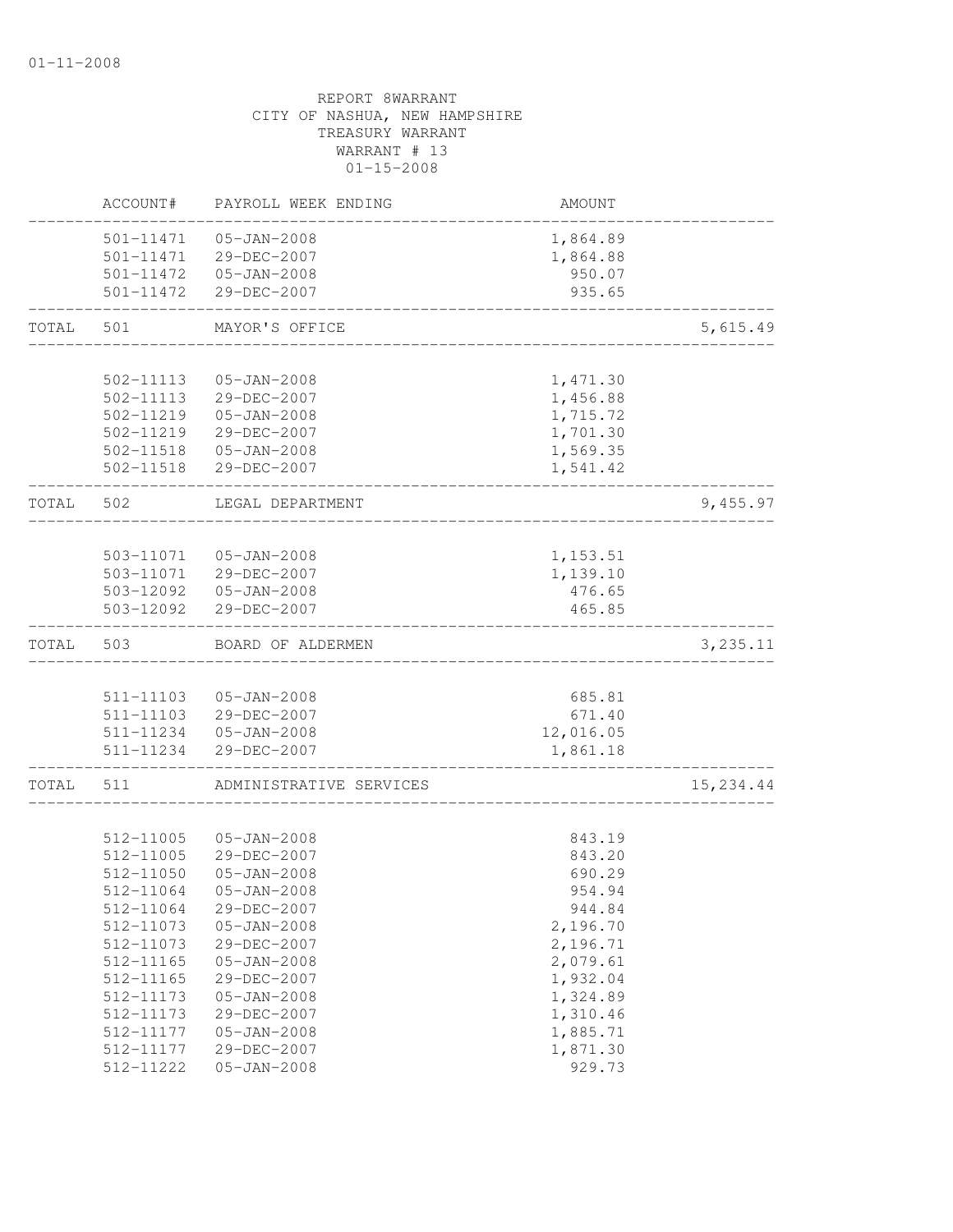01-11-2008

REPORT 8WARRANT
CITY OF NASHUA, NEW HAMPSHIRE
TREASURY WARRANT
WARRANT # 13
01-15-2008

| | ACCOUNT# | PAYROLL WEEK ENDING | AMOUNT | |
|---|---|---|---|---|
| | 501-11471 | 05-JAN-2008 | 1,864.89 | |
| | 501-11471 | 29-DEC-2007 | 1,864.88 | |
| | 501-11472 | 05-JAN-2008 | 950.07 | |
| | 501-11472 | 29-DEC-2007 | 935.65 | |
| TOTAL | 501 | MAYOR'S OFFICE | | 5,615.49 |
| | 502-11113 | 05-JAN-2008 | 1,471.30 | |
| | 502-11113 | 29-DEC-2007 | 1,456.88 | |
| | 502-11219 | 05-JAN-2008 | 1,715.72 | |
| | 502-11219 | 29-DEC-2007 | 1,701.30 | |
| | 502-11518 | 05-JAN-2008 | 1,569.35 | |
| | 502-11518 | 29-DEC-2007 | 1,541.42 | |
| TOTAL | 502 | LEGAL DEPARTMENT | | 9,455.97 |
| | 503-11071 | 05-JAN-2008 | 1,153.51 | |
| | 503-11071 | 29-DEC-2007 | 1,139.10 | |
| | 503-12092 | 05-JAN-2008 | 476.65 | |
| | 503-12092 | 29-DEC-2007 | 465.85 | |
| TOTAL | 503 | BOARD OF ALDERMEN | | 3,235.11 |
| | 511-11103 | 05-JAN-2008 | 685.81 | |
| | 511-11103 | 29-DEC-2007 | 671.40 | |
| | 511-11234 | 05-JAN-2008 | 12,016.05 | |
| | 511-11234 | 29-DEC-2007 | 1,861.18 | |
| TOTAL | 511 | ADMINISTRATIVE SERVICES | | 15,234.44 |
| | 512-11005 | 05-JAN-2008 | 843.19 | |
| | 512-11005 | 29-DEC-2007 | 843.20 | |
| | 512-11050 | 05-JAN-2008 | 690.29 | |
| | 512-11064 | 05-JAN-2008 | 954.94 | |
| | 512-11064 | 29-DEC-2007 | 944.84 | |
| | 512-11073 | 05-JAN-2008 | 2,196.70 | |
| | 512-11073 | 29-DEC-2007 | 2,196.71 | |
| | 512-11165 | 05-JAN-2008 | 2,079.61 | |
| | 512-11165 | 29-DEC-2007 | 1,932.04 | |
| | 512-11173 | 05-JAN-2008 | 1,324.89 | |
| | 512-11173 | 29-DEC-2007 | 1,310.46 | |
| | 512-11177 | 05-JAN-2008 | 1,885.71 | |
| | 512-11177 | 29-DEC-2007 | 1,871.30 | |
| | 512-11222 | 05-JAN-2008 | 929.73 | |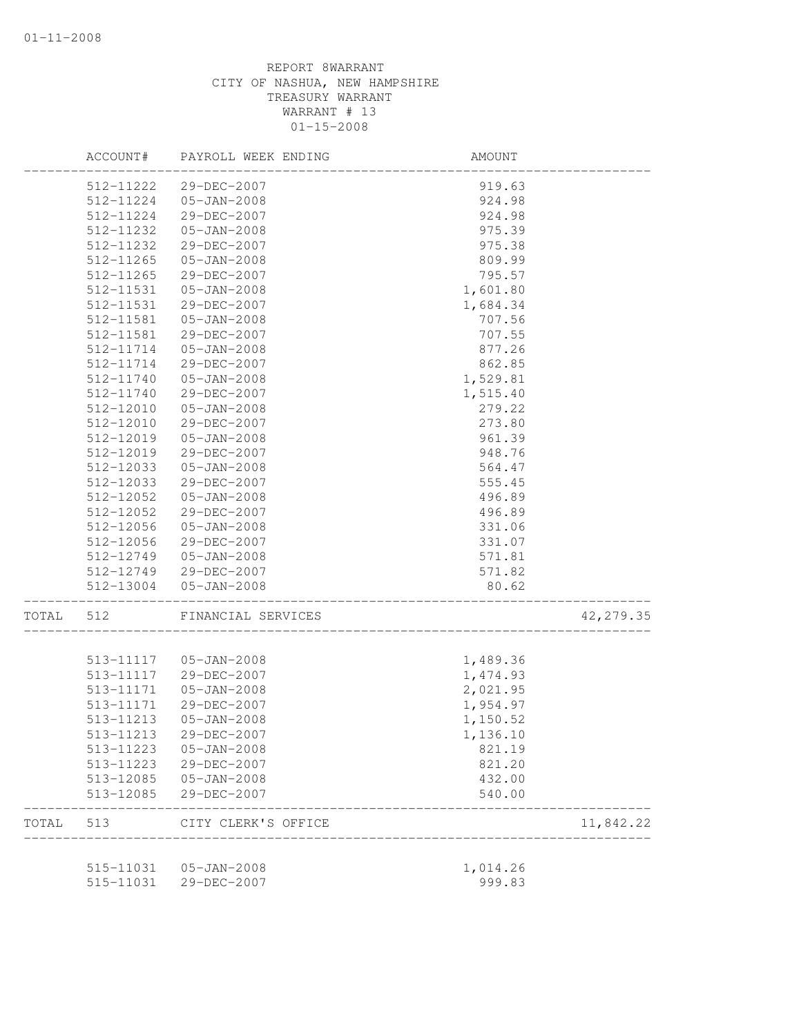REPORT 8WARRANT
CITY OF NASHUA, NEW HAMPSHIRE
TREASURY WARRANT
WARRANT # 13
01-15-2008

| | ACCOUNT# | PAYROLL WEEK ENDING | AMOUNT | |
|---|---|---|---|---|
| | 512-11222 | 29-DEC-2007 | 919.63 | |
| | 512-11224 | 05-JAN-2008 | 924.98 | |
| | 512-11224 | 29-DEC-2007 | 924.98 | |
| | 512-11232 | 05-JAN-2008 | 975.39 | |
| | 512-11232 | 29-DEC-2007 | 975.38 | |
| | 512-11265 | 05-JAN-2008 | 809.99 | |
| | 512-11265 | 29-DEC-2007 | 795.57 | |
| | 512-11531 | 05-JAN-2008 | 1,601.80 | |
| | 512-11531 | 29-DEC-2007 | 1,684.34 | |
| | 512-11581 | 05-JAN-2008 | 707.56 | |
| | 512-11581 | 29-DEC-2007 | 707.55 | |
| | 512-11714 | 05-JAN-2008 | 877.26 | |
| | 512-11714 | 29-DEC-2007 | 862.85 | |
| | 512-11740 | 05-JAN-2008 | 1,529.81 | |
| | 512-11740 | 29-DEC-2007 | 1,515.40 | |
| | 512-12010 | 05-JAN-2008 | 279.22 | |
| | 512-12010 | 29-DEC-2007 | 273.80 | |
| | 512-12019 | 05-JAN-2008 | 961.39 | |
| | 512-12019 | 29-DEC-2007 | 948.76 | |
| | 512-12033 | 05-JAN-2008 | 564.47 | |
| | 512-12033 | 29-DEC-2007 | 555.45 | |
| | 512-12052 | 05-JAN-2008 | 496.89 | |
| | 512-12052 | 29-DEC-2007 | 496.89 | |
| | 512-12056 | 05-JAN-2008 | 331.06 | |
| | 512-12056 | 29-DEC-2007 | 331.07 | |
| | 512-12749 | 05-JAN-2008 | 571.81 | |
| | 512-12749 | 29-DEC-2007 | 571.82 | |
| | 512-13004 | 05-JAN-2008 | 80.62 | |
| TOTAL | 512 | FINANCIAL SERVICES | | 42,279.35 |
| | 513-11117 | 05-JAN-2008 | 1,489.36 | |
| | 513-11117 | 29-DEC-2007 | 1,474.93 | |
| | 513-11171 | 05-JAN-2008 | 2,021.95 | |
| | 513-11171 | 29-DEC-2007 | 1,954.97 | |
| | 513-11213 | 05-JAN-2008 | 1,150.52 | |
| | 513-11213 | 29-DEC-2007 | 1,136.10 | |
| | 513-11223 | 05-JAN-2008 | 821.19 | |
| | 513-11223 | 29-DEC-2007 | 821.20 | |
| | 513-12085 | 05-JAN-2008 | 432.00 | |
| | 513-12085 | 29-DEC-2007 | 540.00 | |
| TOTAL | 513 | CITY CLERK'S OFFICE | | 11,842.22 |
| | 515-11031 | 05-JAN-2008 | 1,014.26 | |
| | 515-11031 | 29-DEC-2007 | 999.83 | |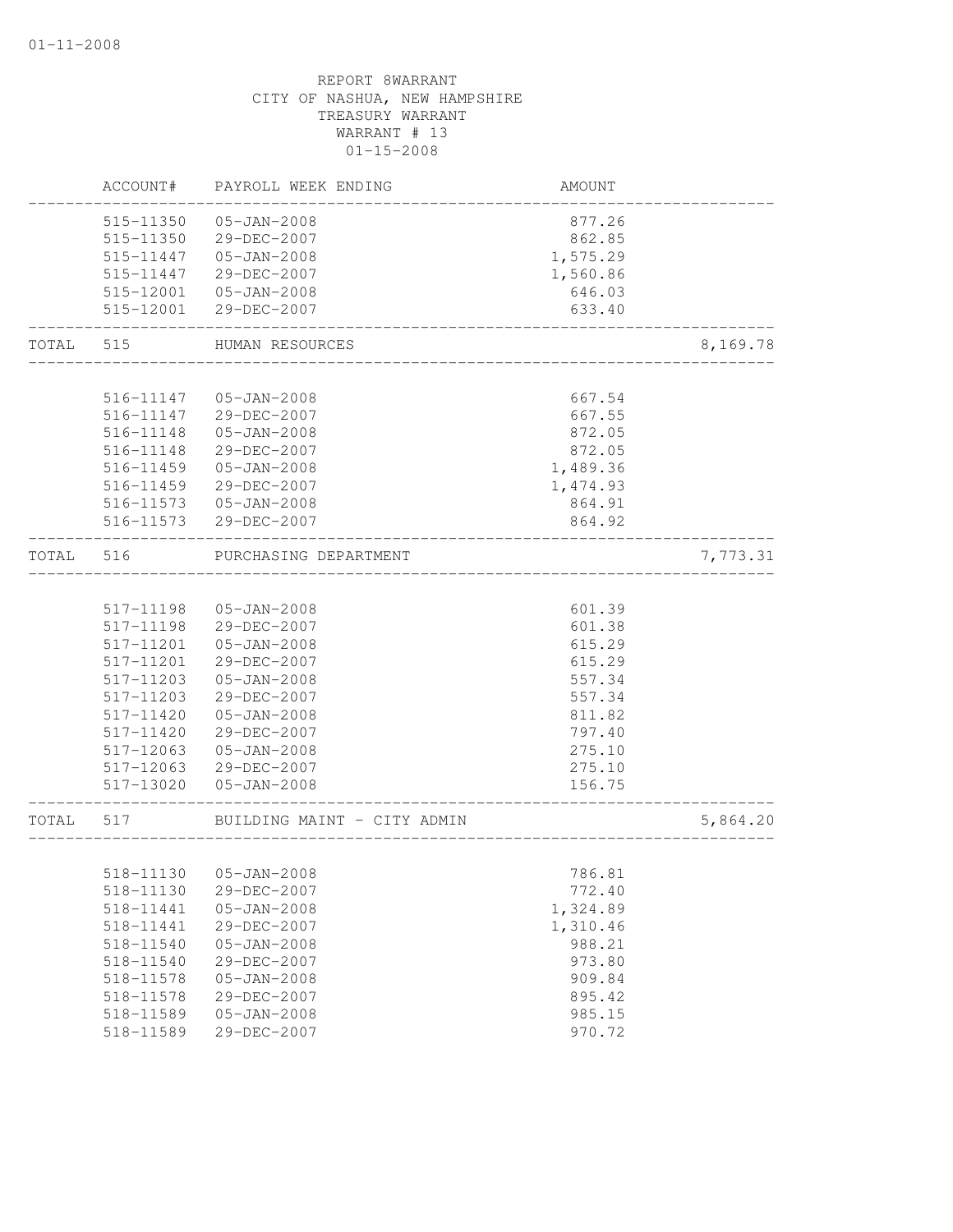01-11-2008

REPORT 8WARRANT
CITY OF NASHUA, NEW HAMPSHIRE
TREASURY WARRANT
WARRANT # 13
01-15-2008

| | ACCOUNT# | PAYROLL WEEK ENDING | AMOUNT | |
|---|---|---|---|---|
| | 515-11350 | 05-JAN-2008 | 877.26 | |
| | 515-11350 | 29-DEC-2007 | 862.85 | |
| | 515-11447 | 05-JAN-2008 | 1,575.29 | |
| | 515-11447 | 29-DEC-2007 | 1,560.86 | |
| | 515-12001 | 05-JAN-2008 | 646.03 | |
| | 515-12001 | 29-DEC-2007 | 633.40 | |
| TOTAL | 515 | HUMAN RESOURCES | | 8,169.78 |
| | 516-11147 | 05-JAN-2008 | 667.54 | |
| | 516-11147 | 29-DEC-2007 | 667.55 | |
| | 516-11148 | 05-JAN-2008 | 872.05 | |
| | 516-11148 | 29-DEC-2007 | 872.05 | |
| | 516-11459 | 05-JAN-2008 | 1,489.36 | |
| | 516-11459 | 29-DEC-2007 | 1,474.93 | |
| | 516-11573 | 05-JAN-2008 | 864.91 | |
| | 516-11573 | 29-DEC-2007 | 864.92 | |
| TOTAL | 516 | PURCHASING DEPARTMENT | | 7,773.31 |
| | 517-11198 | 05-JAN-2008 | 601.39 | |
| | 517-11198 | 29-DEC-2007 | 601.38 | |
| | 517-11201 | 05-JAN-2008 | 615.29 | |
| | 517-11201 | 29-DEC-2007 | 615.29 | |
| | 517-11203 | 05-JAN-2008 | 557.34 | |
| | 517-11203 | 29-DEC-2007 | 557.34 | |
| | 517-11420 | 05-JAN-2008 | 811.82 | |
| | 517-11420 | 29-DEC-2007 | 797.40 | |
| | 517-12063 | 05-JAN-2008 | 275.10 | |
| | 517-12063 | 29-DEC-2007 | 275.10 | |
| | 517-13020 | 05-JAN-2008 | 156.75 | |
| TOTAL | 517 | BUILDING MAINT - CITY ADMIN | | 5,864.20 |
| | 518-11130 | 05-JAN-2008 | 786.81 | |
| | 518-11130 | 29-DEC-2007 | 772.40 | |
| | 518-11441 | 05-JAN-2008 | 1,324.89 | |
| | 518-11441 | 29-DEC-2007 | 1,310.46 | |
| | 518-11540 | 05-JAN-2008 | 988.21 | |
| | 518-11540 | 29-DEC-2007 | 973.80 | |
| | 518-11578 | 05-JAN-2008 | 909.84 | |
| | 518-11578 | 29-DEC-2007 | 895.42 | |
| | 518-11589 | 05-JAN-2008 | 985.15 | |
| | 518-11589 | 29-DEC-2007 | 970.72 | |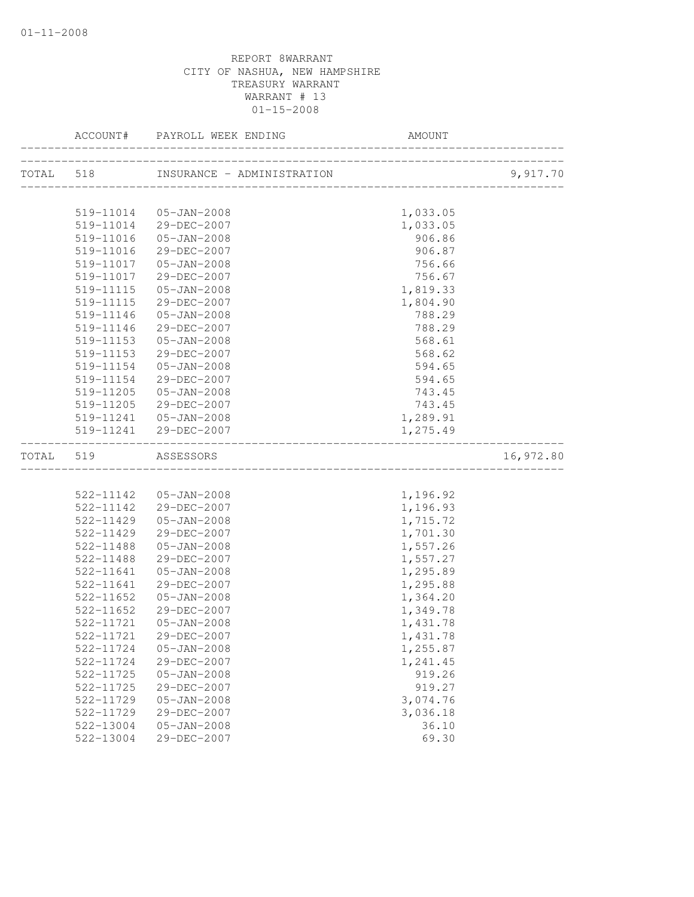REPORT 8WARRANT
CITY OF NASHUA, NEW HAMPSHIRE
TREASURY WARRANT
WARRANT # 13
01-15-2008

| | ACCOUNT# | PAYROLL WEEK ENDING | AMOUNT | |
|---|---|---|---|---|
| TOTAL | 518 | INSURANCE - ADMINISTRATION | | 9,917.70 |
| | 519-11014 | 05-JAN-2008 | 1,033.05 | |
| | 519-11014 | 29-DEC-2007 | 1,033.05 | |
| | 519-11016 | 05-JAN-2008 | 906.86 | |
| | 519-11016 | 29-DEC-2007 | 906.87 | |
| | 519-11017 | 05-JAN-2008 | 756.66 | |
| | 519-11017 | 29-DEC-2007 | 756.67 | |
| | 519-11115 | 05-JAN-2008 | 1,819.33 | |
| | 519-11115 | 29-DEC-2007 | 1,804.90 | |
| | 519-11146 | 05-JAN-2008 | 788.29 | |
| | 519-11146 | 29-DEC-2007 | 788.29 | |
| | 519-11153 | 05-JAN-2008 | 568.61 | |
| | 519-11153 | 29-DEC-2007 | 568.62 | |
| | 519-11154 | 05-JAN-2008 | 594.65 | |
| | 519-11154 | 29-DEC-2007 | 594.65 | |
| | 519-11205 | 05-JAN-2008 | 743.45 | |
| | 519-11205 | 29-DEC-2007 | 743.45 | |
| | 519-11241 | 05-JAN-2008 | 1,289.91 | |
| | 519-11241 | 29-DEC-2007 | 1,275.49 | |
| TOTAL | 519 | ASSESSORS | | 16,972.80 |
| | 522-11142 | 05-JAN-2008 | 1,196.92 | |
| | 522-11142 | 29-DEC-2007 | 1,196.93 | |
| | 522-11429 | 05-JAN-2008 | 1,715.72 | |
| | 522-11429 | 29-DEC-2007 | 1,701.30 | |
| | 522-11488 | 05-JAN-2008 | 1,557.26 | |
| | 522-11488 | 29-DEC-2007 | 1,557.27 | |
| | 522-11641 | 05-JAN-2008 | 1,295.89 | |
| | 522-11641 | 29-DEC-2007 | 1,295.88 | |
| | 522-11652 | 05-JAN-2008 | 1,364.20 | |
| | 522-11652 | 29-DEC-2007 | 1,349.78 | |
| | 522-11721 | 05-JAN-2008 | 1,431.78 | |
| | 522-11721 | 29-DEC-2007 | 1,431.78 | |
| | 522-11724 | 05-JAN-2008 | 1,255.87 | |
| | 522-11724 | 29-DEC-2007 | 1,241.45 | |
| | 522-11725 | 05-JAN-2008 | 919.26 | |
| | 522-11725 | 29-DEC-2007 | 919.27 | |
| | 522-11729 | 05-JAN-2008 | 3,074.76 | |
| | 522-11729 | 29-DEC-2007 | 3,036.18 | |
| | 522-13004 | 05-JAN-2008 | 36.10 | |
| | 522-13004 | 29-DEC-2007 | 69.30 | |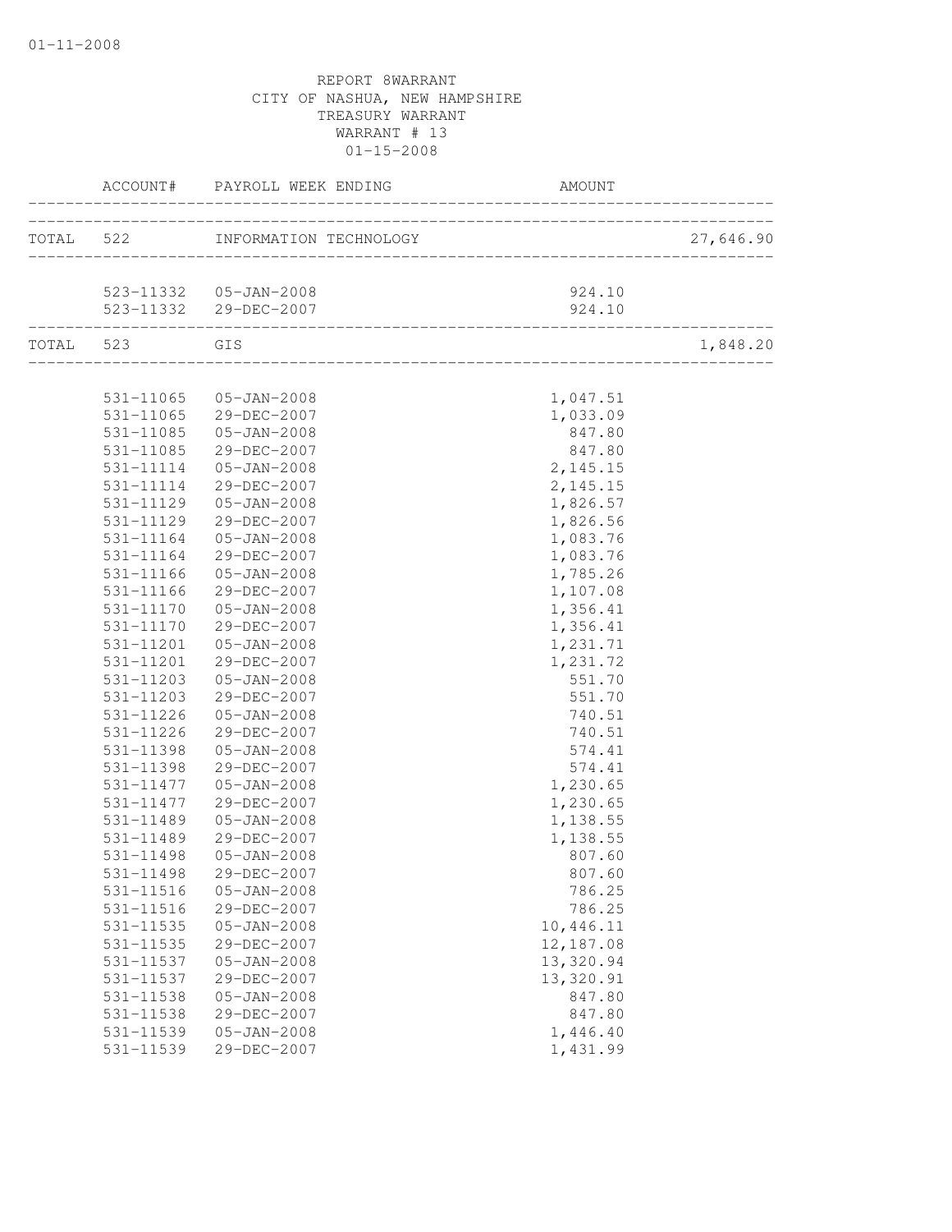REPORT 8WARRANT
CITY OF NASHUA, NEW HAMPSHIRE
TREASURY WARRANT
WARRANT # 13
01-15-2008

| | ACCOUNT# | PAYROLL WEEK ENDING | AMOUNT | |
|---|---|---|---|---|
| TOTAL | 522 | INFORMATION TECHNOLOGY | | 27,646.90 |
| | 523-11332 | 05-JAN-2008 | 924.10 | |
| | 523-11332 | 29-DEC-2007 | 924.10 | |
| TOTAL | 523 | GIS | | 1,848.20 |
| | 531-11065 | 05-JAN-2008 | 1,047.51 | |
| | 531-11065 | 29-DEC-2007 | 1,033.09 | |
| | 531-11085 | 05-JAN-2008 | 847.80 | |
| | 531-11085 | 29-DEC-2007 | 847.80 | |
| | 531-11114 | 05-JAN-2008 | 2,145.15 | |
| | 531-11114 | 29-DEC-2007 | 2,145.15 | |
| | 531-11129 | 05-JAN-2008 | 1,826.57 | |
| | 531-11129 | 29-DEC-2007 | 1,826.56 | |
| | 531-11164 | 05-JAN-2008 | 1,083.76 | |
| | 531-11164 | 29-DEC-2007 | 1,083.76 | |
| | 531-11166 | 05-JAN-2008 | 1,785.26 | |
| | 531-11166 | 29-DEC-2007 | 1,107.08 | |
| | 531-11170 | 05-JAN-2008 | 1,356.41 | |
| | 531-11170 | 29-DEC-2007 | 1,356.41 | |
| | 531-11201 | 05-JAN-2008 | 1,231.71 | |
| | 531-11201 | 29-DEC-2007 | 1,231.72 | |
| | 531-11203 | 05-JAN-2008 | 551.70 | |
| | 531-11203 | 29-DEC-2007 | 551.70 | |
| | 531-11226 | 05-JAN-2008 | 740.51 | |
| | 531-11226 | 29-DEC-2007 | 740.51 | |
| | 531-11398 | 05-JAN-2008 | 574.41 | |
| | 531-11398 | 29-DEC-2007 | 574.41 | |
| | 531-11477 | 05-JAN-2008 | 1,230.65 | |
| | 531-11477 | 29-DEC-2007 | 1,230.65 | |
| | 531-11489 | 05-JAN-2008 | 1,138.55 | |
| | 531-11489 | 29-DEC-2007 | 1,138.55 | |
| | 531-11498 | 05-JAN-2008 | 807.60 | |
| | 531-11498 | 29-DEC-2007 | 807.60 | |
| | 531-11516 | 05-JAN-2008 | 786.25 | |
| | 531-11516 | 29-DEC-2007 | 786.25 | |
| | 531-11535 | 05-JAN-2008 | 10,446.11 | |
| | 531-11535 | 29-DEC-2007 | 12,187.08 | |
| | 531-11537 | 05-JAN-2008 | 13,320.94 | |
| | 531-11537 | 29-DEC-2007 | 13,320.91 | |
| | 531-11538 | 05-JAN-2008 | 847.80 | |
| | 531-11538 | 29-DEC-2007 | 847.80 | |
| | 531-11539 | 05-JAN-2008 | 1,446.40 | |
| | 531-11539 | 29-DEC-2007 | 1,431.99 | |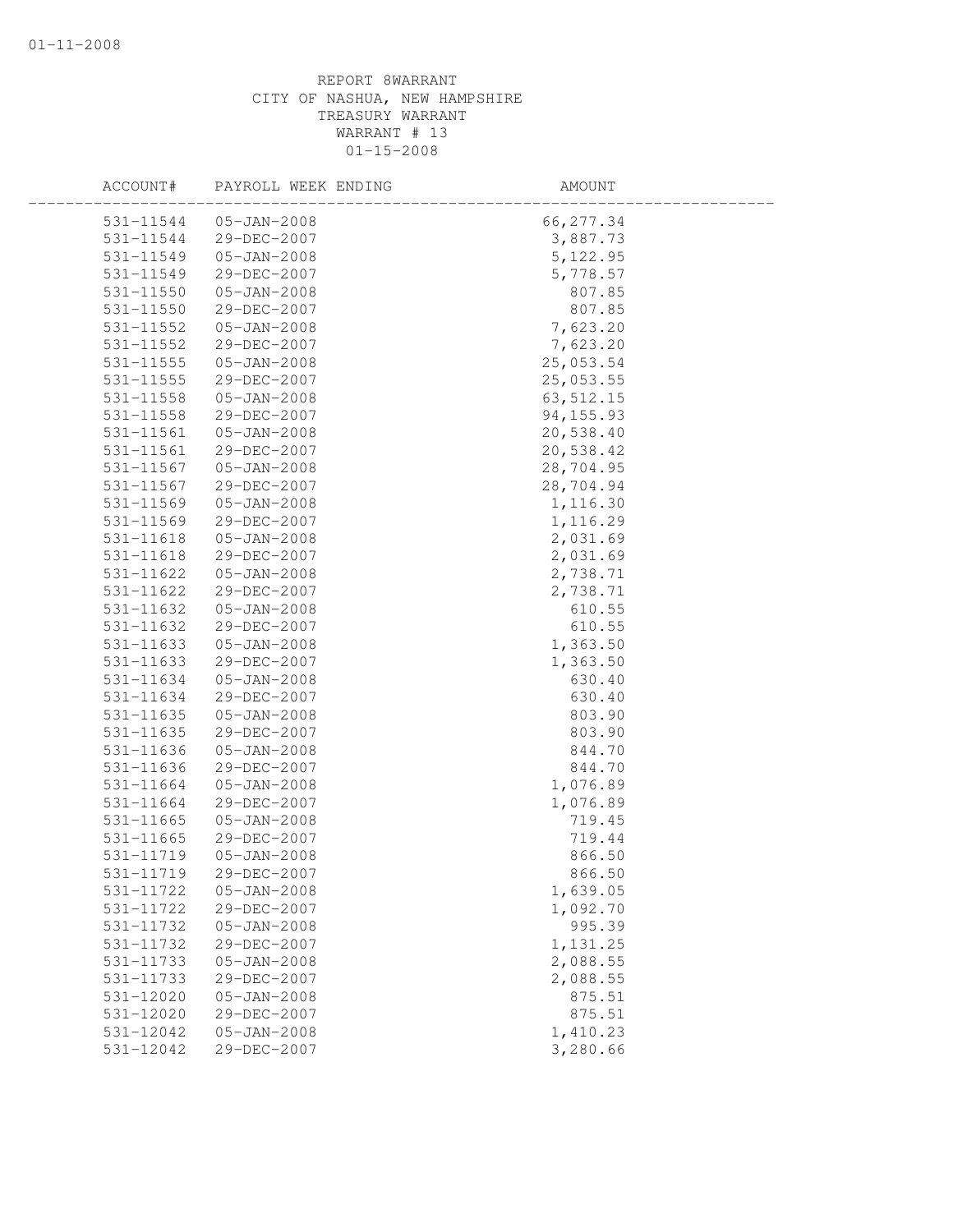REPORT 8WARRANT
CITY OF NASHUA, NEW HAMPSHIRE
TREASURY WARRANT
WARRANT # 13
01-15-2008

| ACCOUNT# | PAYROLL WEEK ENDING | AMOUNT |
|---|---|---|
| 531-11544 | 05-JAN-2008 | 66,277.34 |
| 531-11544 | 29-DEC-2007 | 3,887.73 |
| 531-11549 | 05-JAN-2008 | 5,122.95 |
| 531-11549 | 29-DEC-2007 | 5,778.57 |
| 531-11550 | 05-JAN-2008 | 807.85 |
| 531-11550 | 29-DEC-2007 | 807.85 |
| 531-11552 | 05-JAN-2008 | 7,623.20 |
| 531-11552 | 29-DEC-2007 | 7,623.20 |
| 531-11555 | 05-JAN-2008 | 25,053.54 |
| 531-11555 | 29-DEC-2007 | 25,053.55 |
| 531-11558 | 05-JAN-2008 | 63,512.15 |
| 531-11558 | 29-DEC-2007 | 94,155.93 |
| 531-11561 | 05-JAN-2008 | 20,538.40 |
| 531-11561 | 29-DEC-2007 | 20,538.42 |
| 531-11567 | 05-JAN-2008 | 28,704.95 |
| 531-11567 | 29-DEC-2007 | 28,704.94 |
| 531-11569 | 05-JAN-2008 | 1,116.30 |
| 531-11569 | 29-DEC-2007 | 1,116.29 |
| 531-11618 | 05-JAN-2008 | 2,031.69 |
| 531-11618 | 29-DEC-2007 | 2,031.69 |
| 531-11622 | 05-JAN-2008 | 2,738.71 |
| 531-11622 | 29-DEC-2007 | 2,738.71 |
| 531-11632 | 05-JAN-2008 | 610.55 |
| 531-11632 | 29-DEC-2007 | 610.55 |
| 531-11633 | 05-JAN-2008 | 1,363.50 |
| 531-11633 | 29-DEC-2007 | 1,363.50 |
| 531-11634 | 05-JAN-2008 | 630.40 |
| 531-11634 | 29-DEC-2007 | 630.40 |
| 531-11635 | 05-JAN-2008 | 803.90 |
| 531-11635 | 29-DEC-2007 | 803.90 |
| 531-11636 | 05-JAN-2008 | 844.70 |
| 531-11636 | 29-DEC-2007 | 844.70 |
| 531-11664 | 05-JAN-2008 | 1,076.89 |
| 531-11664 | 29-DEC-2007 | 1,076.89 |
| 531-11665 | 05-JAN-2008 | 719.45 |
| 531-11665 | 29-DEC-2007 | 719.44 |
| 531-11719 | 05-JAN-2008 | 866.50 |
| 531-11719 | 29-DEC-2007 | 866.50 |
| 531-11722 | 05-JAN-2008 | 1,639.05 |
| 531-11722 | 29-DEC-2007 | 1,092.70 |
| 531-11732 | 05-JAN-2008 | 995.39 |
| 531-11732 | 29-DEC-2007 | 1,131.25 |
| 531-11733 | 05-JAN-2008 | 2,088.55 |
| 531-11733 | 29-DEC-2007 | 2,088.55 |
| 531-12020 | 05-JAN-2008 | 875.51 |
| 531-12020 | 29-DEC-2007 | 875.51 |
| 531-12042 | 05-JAN-2008 | 1,410.23 |
| 531-12042 | 29-DEC-2007 | 3,280.66 |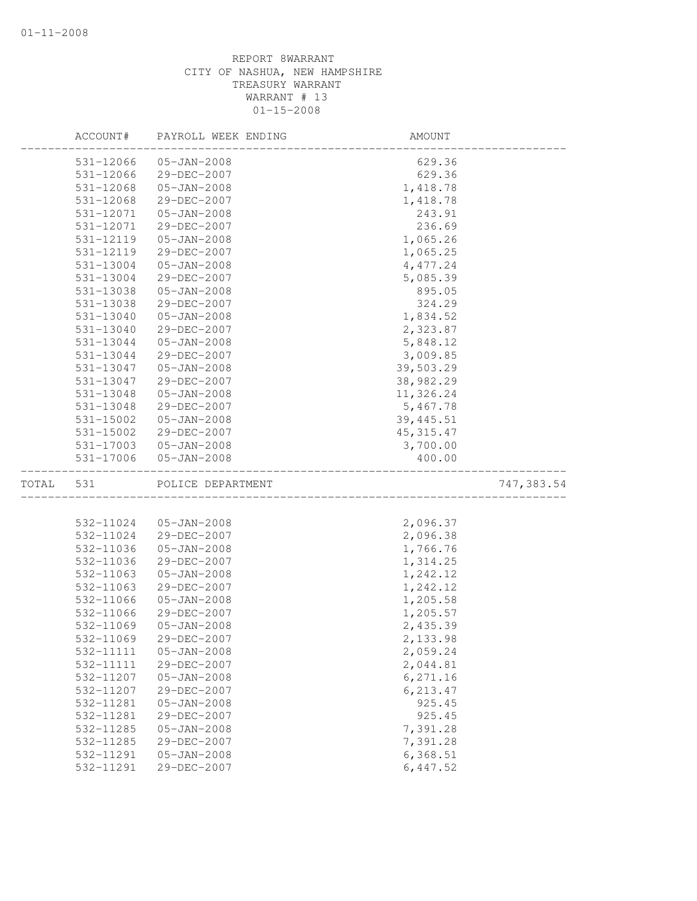REPORT 8WARRANT
CITY OF NASHUA, NEW HAMPSHIRE
TREASURY WARRANT
WARRANT # 13
01-15-2008

| | ACCOUNT# | PAYROLL WEEK ENDING | AMOUNT | |
|---|---|---|---|---|
| | 531-12066 | 05-JAN-2008 | 629.36 | |
| | 531-12066 | 29-DEC-2007 | 629.36 | |
| | 531-12068 | 05-JAN-2008 | 1,418.78 | |
| | 531-12068 | 29-DEC-2007 | 1,418.78 | |
| | 531-12071 | 05-JAN-2008 | 243.91 | |
| | 531-12071 | 29-DEC-2007 | 236.69 | |
| | 531-12119 | 05-JAN-2008 | 1,065.26 | |
| | 531-12119 | 29-DEC-2007 | 1,065.25 | |
| | 531-13004 | 05-JAN-2008 | 4,477.24 | |
| | 531-13004 | 29-DEC-2007 | 5,085.39 | |
| | 531-13038 | 05-JAN-2008 | 895.05 | |
| | 531-13038 | 29-DEC-2007 | 324.29 | |
| | 531-13040 | 05-JAN-2008 | 1,834.52 | |
| | 531-13040 | 29-DEC-2007 | 2,323.87 | |
| | 531-13044 | 05-JAN-2008 | 5,848.12 | |
| | 531-13044 | 29-DEC-2007 | 3,009.85 | |
| | 531-13047 | 05-JAN-2008 | 39,503.29 | |
| | 531-13047 | 29-DEC-2007 | 38,982.29 | |
| | 531-13048 | 05-JAN-2008 | 11,326.24 | |
| | 531-13048 | 29-DEC-2007 | 5,467.78 | |
| | 531-15002 | 05-JAN-2008 | 39,445.51 | |
| | 531-15002 | 29-DEC-2007 | 45,315.47 | |
| | 531-17003 | 05-JAN-2008 | 3,700.00 | |
| | 531-17006 | 05-JAN-2008 | 400.00 | |
| TOTAL | 531 | POLICE DEPARTMENT | | 747,383.54 |
| | 532-11024 | 05-JAN-2008 | 2,096.37 | |
| | 532-11024 | 29-DEC-2007 | 2,096.38 | |
| | 532-11036 | 05-JAN-2008 | 1,766.76 | |
| | 532-11036 | 29-DEC-2007 | 1,314.25 | |
| | 532-11063 | 05-JAN-2008 | 1,242.12 | |
| | 532-11063 | 29-DEC-2007 | 1,242.12 | |
| | 532-11066 | 05-JAN-2008 | 1,205.58 | |
| | 532-11066 | 29-DEC-2007 | 1,205.57 | |
| | 532-11069 | 05-JAN-2008 | 2,435.39 | |
| | 532-11069 | 29-DEC-2007 | 2,133.98 | |
| | 532-11111 | 05-JAN-2008 | 2,059.24 | |
| | 532-11111 | 29-DEC-2007 | 2,044.81 | |
| | 532-11207 | 05-JAN-2008 | 6,271.16 | |
| | 532-11207 | 29-DEC-2007 | 6,213.47 | |
| | 532-11281 | 05-JAN-2008 | 925.45 | |
| | 532-11281 | 29-DEC-2007 | 925.45 | |
| | 532-11285 | 05-JAN-2008 | 7,391.28 | |
| | 532-11285 | 29-DEC-2007 | 7,391.28 | |
| | 532-11291 | 05-JAN-2008 | 6,368.51 | |
| | 532-11291 | 29-DEC-2007 | 6,447.52 | |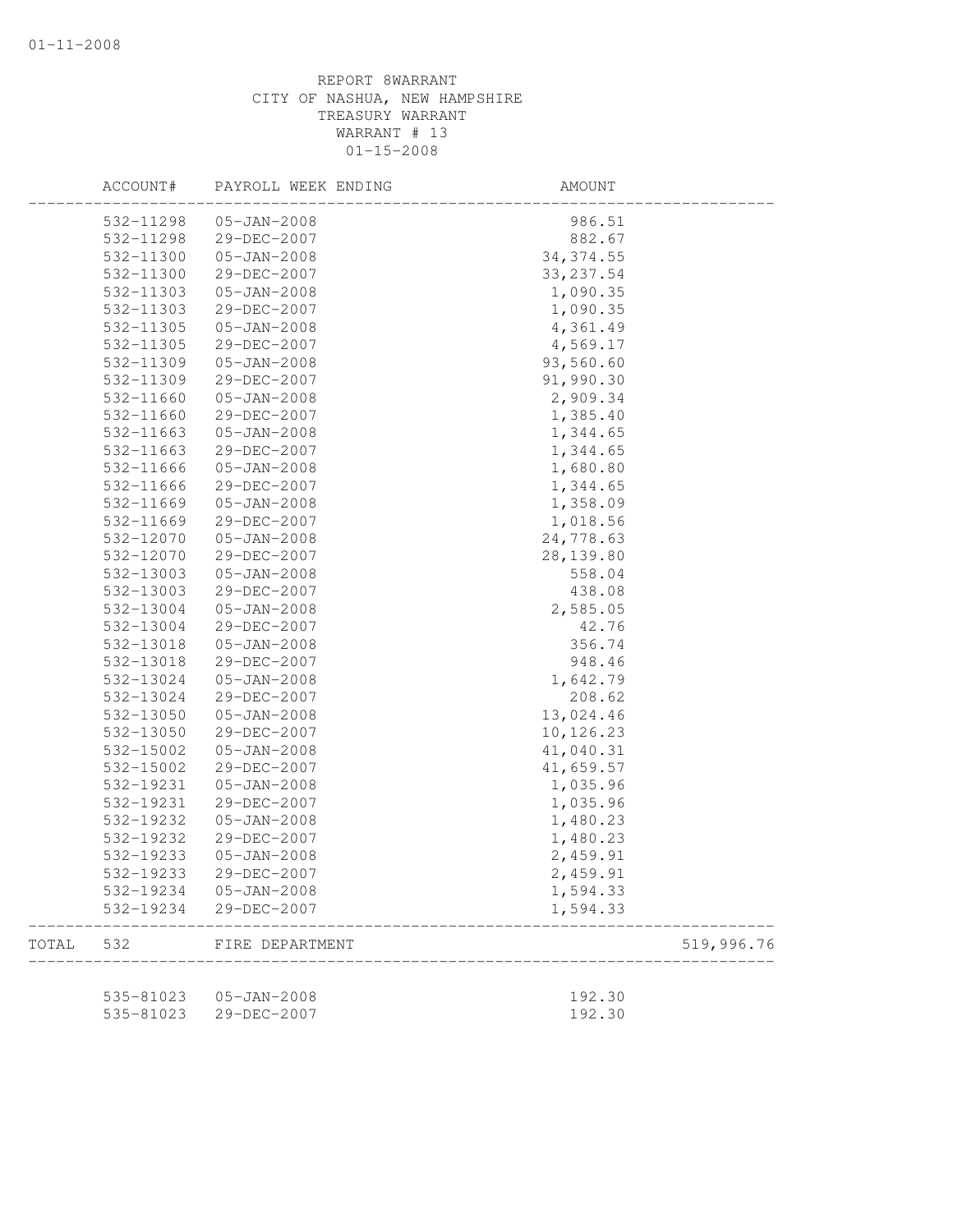01-11-2008

REPORT 8WARRANT
CITY OF NASHUA, NEW HAMPSHIRE
TREASURY WARRANT
WARRANT # 13
01-15-2008

| | ACCOUNT# | PAYROLL WEEK ENDING | AMOUNT | |
|---|---|---|---|---|
| | 532-11298 | 05-JAN-2008 | 986.51 | |
| | 532-11298 | 29-DEC-2007 | 882.67 | |
| | 532-11300 | 05-JAN-2008 | 34,374.55 | |
| | 532-11300 | 29-DEC-2007 | 33,237.54 | |
| | 532-11303 | 05-JAN-2008 | 1,090.35 | |
| | 532-11303 | 29-DEC-2007 | 1,090.35 | |
| | 532-11305 | 05-JAN-2008 | 4,361.49 | |
| | 532-11305 | 29-DEC-2007 | 4,569.17 | |
| | 532-11309 | 05-JAN-2008 | 93,560.60 | |
| | 532-11309 | 29-DEC-2007 | 91,990.30 | |
| | 532-11660 | 05-JAN-2008 | 2,909.34 | |
| | 532-11660 | 29-DEC-2007 | 1,385.40 | |
| | 532-11663 | 05-JAN-2008 | 1,344.65 | |
| | 532-11663 | 29-DEC-2007 | 1,344.65 | |
| | 532-11666 | 05-JAN-2008 | 1,680.80 | |
| | 532-11666 | 29-DEC-2007 | 1,344.65 | |
| | 532-11669 | 05-JAN-2008 | 1,358.09 | |
| | 532-11669 | 29-DEC-2007 | 1,018.56 | |
| | 532-12070 | 05-JAN-2008 | 24,778.63 | |
| | 532-12070 | 29-DEC-2007 | 28,139.80 | |
| | 532-13003 | 05-JAN-2008 | 558.04 | |
| | 532-13003 | 29-DEC-2007 | 438.08 | |
| | 532-13004 | 05-JAN-2008 | 2,585.05 | |
| | 532-13004 | 29-DEC-2007 | 42.76 | |
| | 532-13018 | 05-JAN-2008 | 356.74 | |
| | 532-13018 | 29-DEC-2007 | 948.46 | |
| | 532-13024 | 05-JAN-2008 | 1,642.79 | |
| | 532-13024 | 29-DEC-2007 | 208.62 | |
| | 532-13050 | 05-JAN-2008 | 13,024.46 | |
| | 532-13050 | 29-DEC-2007 | 10,126.23 | |
| | 532-15002 | 05-JAN-2008 | 41,040.31 | |
| | 532-15002 | 29-DEC-2007 | 41,659.57 | |
| | 532-19231 | 05-JAN-2008 | 1,035.96 | |
| | 532-19231 | 29-DEC-2007 | 1,035.96 | |
| | 532-19232 | 05-JAN-2008 | 1,480.23 | |
| | 532-19232 | 29-DEC-2007 | 1,480.23 | |
| | 532-19233 | 05-JAN-2008 | 2,459.91 | |
| | 532-19233 | 29-DEC-2007 | 2,459.91 | |
| | 532-19234 | 05-JAN-2008 | 1,594.33 | |
| | 532-19234 | 29-DEC-2007 | 1,594.33 | |
| TOTAL | 532 | FIRE DEPARTMENT | | 519,996.76 |
| | 535-81023 | 05-JAN-2008 | 192.30 | |
| | 535-81023 | 29-DEC-2007 | 192.30 | |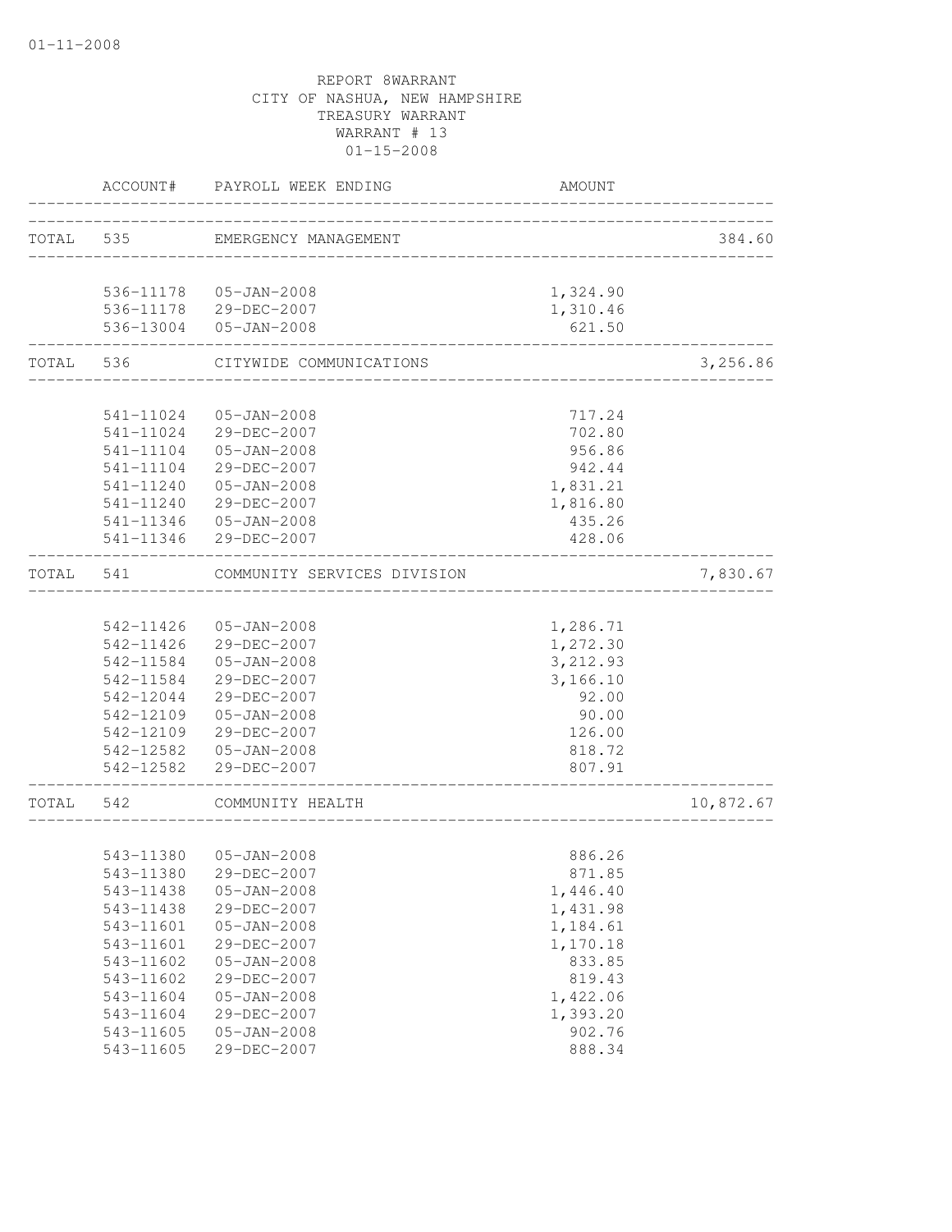REPORT 8WARRANT
CITY OF NASHUA, NEW HAMPSHIRE
TREASURY WARRANT
WARRANT # 13
01-15-2008

| | ACCOUNT# | PAYROLL WEEK ENDING | AMOUNT | |
|---|---|---|---|---|
| TOTAL | 535 | EMERGENCY MANAGEMENT | | 384.60 |
| | 536-11178 | 05-JAN-2008 | 1,324.90 | |
| | 536-11178 | 29-DEC-2007 | 1,310.46 | |
| | 536-13004 | 05-JAN-2008 | 621.50 | |
| TOTAL | 536 | CITYWIDE COMMUNICATIONS | | 3,256.86 |
| | 541-11024 | 05-JAN-2008 | 717.24 | |
| | 541-11024 | 29-DEC-2007 | 702.80 | |
| | 541-11104 | 05-JAN-2008 | 956.86 | |
| | 541-11104 | 29-DEC-2007 | 942.44 | |
| | 541-11240 | 05-JAN-2008 | 1,831.21 | |
| | 541-11240 | 29-DEC-2007 | 1,816.80 | |
| | 541-11346 | 05-JAN-2008 | 435.26 | |
| | 541-11346 | 29-DEC-2007 | 428.06 | |
| TOTAL | 541 | COMMUNITY SERVICES DIVISION | | 7,830.67 |
| | 542-11426 | 05-JAN-2008 | 1,286.71 | |
| | 542-11426 | 29-DEC-2007 | 1,272.30 | |
| | 542-11584 | 05-JAN-2008 | 3,212.93 | |
| | 542-11584 | 29-DEC-2007 | 3,166.10 | |
| | 542-12044 | 29-DEC-2007 | 92.00 | |
| | 542-12109 | 05-JAN-2008 | 90.00 | |
| | 542-12109 | 29-DEC-2007 | 126.00 | |
| | 542-12582 | 05-JAN-2008 | 818.72 | |
| | 542-12582 | 29-DEC-2007 | 807.91 | |
| TOTAL | 542 | COMMUNITY HEALTH | | 10,872.67 |
| | 543-11380 | 05-JAN-2008 | 886.26 | |
| | 543-11380 | 29-DEC-2007 | 871.85 | |
| | 543-11438 | 05-JAN-2008 | 1,446.40 | |
| | 543-11438 | 29-DEC-2007 | 1,431.98 | |
| | 543-11601 | 05-JAN-2008 | 1,184.61 | |
| | 543-11601 | 29-DEC-2007 | 1,170.18 | |
| | 543-11602 | 05-JAN-2008 | 833.85 | |
| | 543-11602 | 29-DEC-2007 | 819.43 | |
| | 543-11604 | 05-JAN-2008 | 1,422.06 | |
| | 543-11604 | 29-DEC-2007 | 1,393.20 | |
| | 543-11605 | 05-JAN-2008 | 902.76 | |
| | 543-11605 | 29-DEC-2007 | 888.34 | |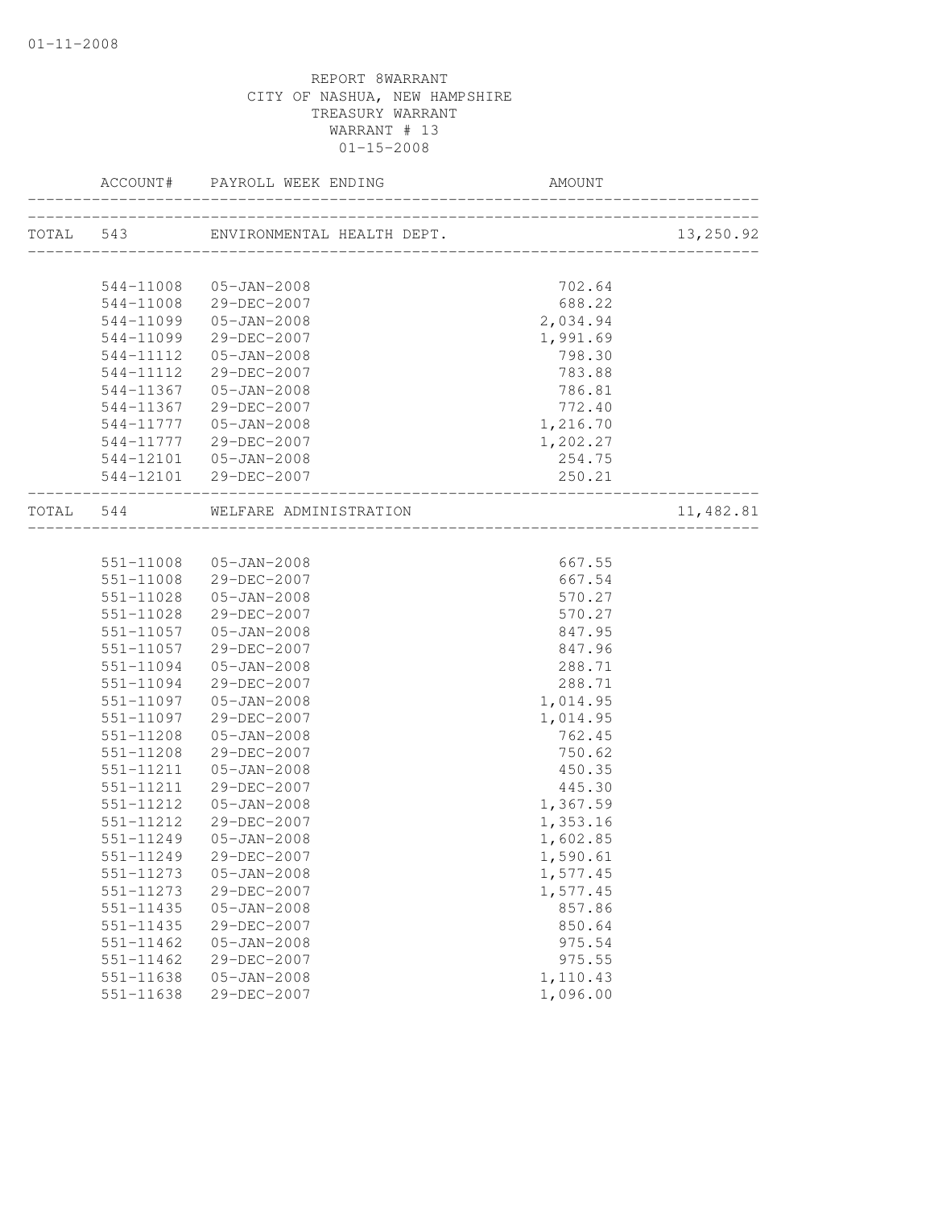REPORT 8WARRANT
CITY OF NASHUA, NEW HAMPSHIRE
TREASURY WARRANT
WARRANT # 13
01-15-2008

| | ACCOUNT# | PAYROLL WEEK ENDING | AMOUNT | |
|---|---|---|---|---|
| TOTAL | 543 | ENVIRONMENTAL HEALTH DEPT. | | 13,250.92 |
| | 544-11008 | 05-JAN-2008 | 702.64 | |
| | 544-11008 | 29-DEC-2007 | 688.22 | |
| | 544-11099 | 05-JAN-2008 | 2,034.94 | |
| | 544-11099 | 29-DEC-2007 | 1,991.69 | |
| | 544-11112 | 05-JAN-2008 | 798.30 | |
| | 544-11112 | 29-DEC-2007 | 783.88 | |
| | 544-11367 | 05-JAN-2008 | 786.81 | |
| | 544-11367 | 29-DEC-2007 | 772.40 | |
| | 544-11777 | 05-JAN-2008 | 1,216.70 | |
| | 544-11777 | 29-DEC-2007 | 1,202.27 | |
| | 544-12101 | 05-JAN-2008 | 254.75 | |
| | 544-12101 | 29-DEC-2007 | 250.21 | |
| TOTAL | 544 | WELFARE ADMINISTRATION | | 11,482.81 |
| | 551-11008 | 05-JAN-2008 | 667.55 | |
| | 551-11008 | 29-DEC-2007 | 667.54 | |
| | 551-11028 | 05-JAN-2008 | 570.27 | |
| | 551-11028 | 29-DEC-2007 | 570.27 | |
| | 551-11057 | 05-JAN-2008 | 847.95 | |
| | 551-11057 | 29-DEC-2007 | 847.96 | |
| | 551-11094 | 05-JAN-2008 | 288.71 | |
| | 551-11094 | 29-DEC-2007 | 288.71 | |
| | 551-11097 | 05-JAN-2008 | 1,014.95 | |
| | 551-11097 | 29-DEC-2007 | 1,014.95 | |
| | 551-11208 | 05-JAN-2008 | 762.45 | |
| | 551-11208 | 29-DEC-2007 | 750.62 | |
| | 551-11211 | 05-JAN-2008 | 450.35 | |
| | 551-11211 | 29-DEC-2007 | 445.30 | |
| | 551-11212 | 05-JAN-2008 | 1,367.59 | |
| | 551-11212 | 29-DEC-2007 | 1,353.16 | |
| | 551-11249 | 05-JAN-2008 | 1,602.85 | |
| | 551-11249 | 29-DEC-2007 | 1,590.61 | |
| | 551-11273 | 05-JAN-2008 | 1,577.45 | |
| | 551-11273 | 29-DEC-2007 | 1,577.45 | |
| | 551-11435 | 05-JAN-2008 | 857.86 | |
| | 551-11435 | 29-DEC-2007 | 850.64 | |
| | 551-11462 | 05-JAN-2008 | 975.54 | |
| | 551-11462 | 29-DEC-2007 | 975.55 | |
| | 551-11638 | 05-JAN-2008 | 1,110.43 | |
| | 551-11638 | 29-DEC-2007 | 1,096.00 | |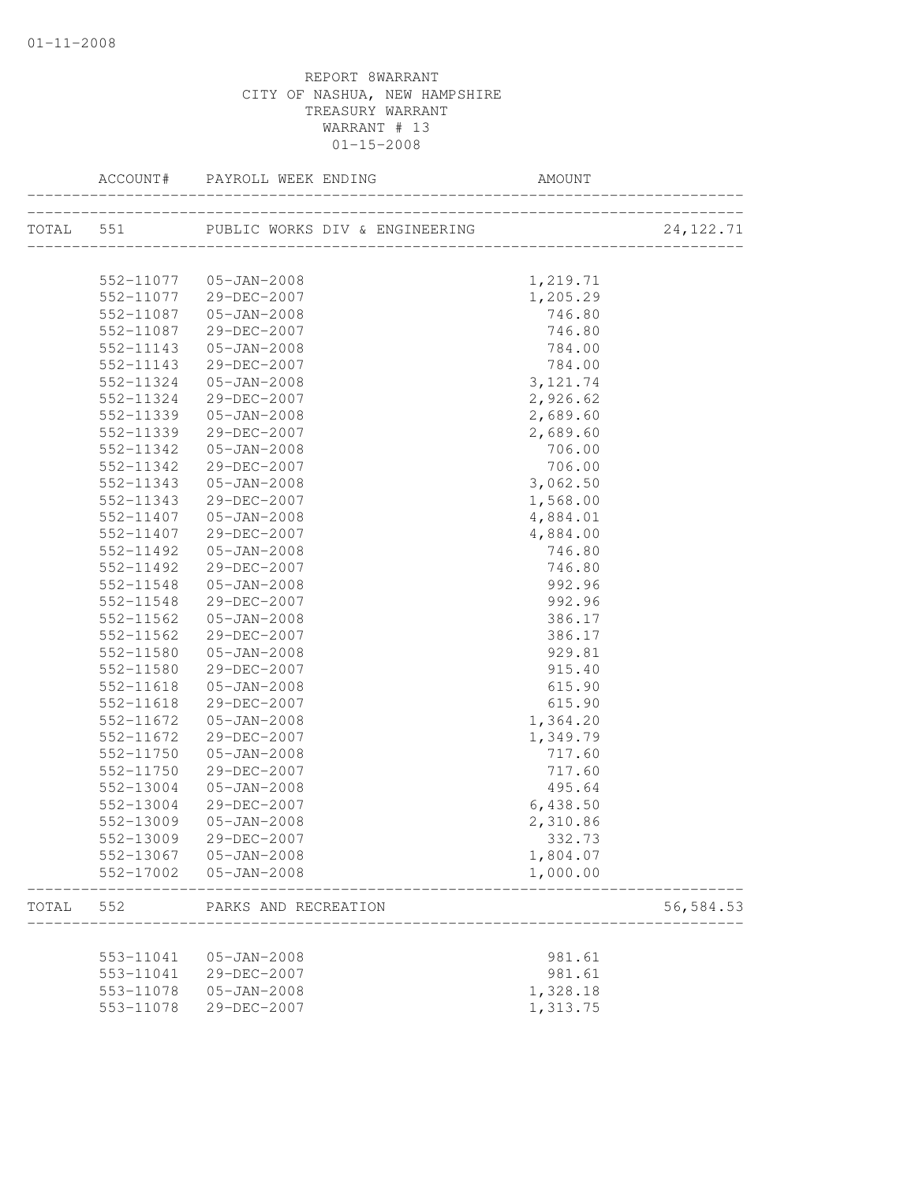REPORT 8WARRANT
CITY OF NASHUA, NEW HAMPSHIRE
TREASURY WARRANT
WARRANT # 13
01-15-2008

| ACCOUNT# | PAYROLL WEEK ENDING | AMOUNT | |
|---|---|---|---|
| TOTAL 551 | PUBLIC WORKS DIV & ENGINEERING | | 24,122.71 |
| 552-11077 | 05-JAN-2008 | 1,219.71 | |
| 552-11077 | 29-DEC-2007 | 1,205.29 | |
| 552-11087 | 05-JAN-2008 | 746.80 | |
| 552-11087 | 29-DEC-2007 | 746.80 | |
| 552-11143 | 05-JAN-2008 | 784.00 | |
| 552-11143 | 29-DEC-2007 | 784.00 | |
| 552-11324 | 05-JAN-2008 | 3,121.74 | |
| 552-11324 | 29-DEC-2007 | 2,926.62 | |
| 552-11339 | 05-JAN-2008 | 2,689.60 | |
| 552-11339 | 29-DEC-2007 | 2,689.60 | |
| 552-11342 | 05-JAN-2008 | 706.00 | |
| 552-11342 | 29-DEC-2007 | 706.00 | |
| 552-11343 | 05-JAN-2008 | 3,062.50 | |
| 552-11343 | 29-DEC-2007 | 1,568.00 | |
| 552-11407 | 05-JAN-2008 | 4,884.01 | |
| 552-11407 | 29-DEC-2007 | 4,884.00 | |
| 552-11492 | 05-JAN-2008 | 746.80 | |
| 552-11492 | 29-DEC-2007 | 746.80 | |
| 552-11548 | 05-JAN-2008 | 992.96 | |
| 552-11548 | 29-DEC-2007 | 992.96 | |
| 552-11562 | 05-JAN-2008 | 386.17 | |
| 552-11562 | 29-DEC-2007 | 386.17 | |
| 552-11580 | 05-JAN-2008 | 929.81 | |
| 552-11580 | 29-DEC-2007 | 915.40 | |
| 552-11618 | 05-JAN-2008 | 615.90 | |
| 552-11618 | 29-DEC-2007 | 615.90 | |
| 552-11672 | 05-JAN-2008 | 1,364.20 | |
| 552-11672 | 29-DEC-2007 | 1,349.79 | |
| 552-11750 | 05-JAN-2008 | 717.60 | |
| 552-11750 | 29-DEC-2007 | 717.60 | |
| 552-13004 | 05-JAN-2008 | 495.64 | |
| 552-13004 | 29-DEC-2007 | 6,438.50 | |
| 552-13009 | 05-JAN-2008 | 2,310.86 | |
| 552-13009 | 29-DEC-2007 | 332.73 | |
| 552-13067 | 05-JAN-2008 | 1,804.07 | |
| 552-17002 | 05-JAN-2008 | 1,000.00 | |
| TOTAL 552 | PARKS AND RECREATION | | 56,584.53 |
| 553-11041 | 05-JAN-2008 | 981.61 | |
| 553-11041 | 29-DEC-2007 | 981.61 | |
| 553-11078 | 05-JAN-2008 | 1,328.18 | |
| 553-11078 | 29-DEC-2007 | 1,313.75 | |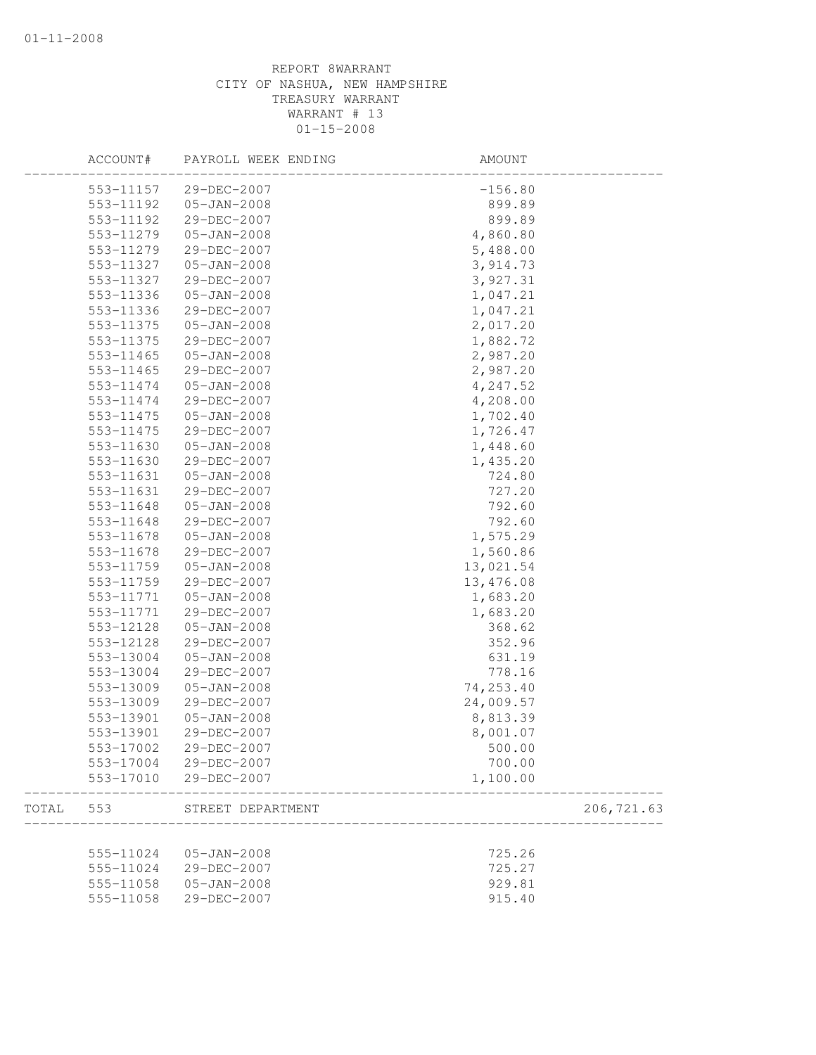REPORT 8WARRANT
CITY OF NASHUA, NEW HAMPSHIRE
TREASURY WARRANT
WARRANT # 13
01-15-2008

| ACCOUNT# | PAYROLL WEEK ENDING | AMOUNT | |
|---|---|---|---|
| 553-11157 | 29-DEC-2007 | -156.80 | |
| 553-11192 | 05-JAN-2008 | 899.89 | |
| 553-11192 | 29-DEC-2007 | 899.89 | |
| 553-11279 | 05-JAN-2008 | 4,860.80 | |
| 553-11279 | 29-DEC-2007 | 5,488.00 | |
| 553-11327 | 05-JAN-2008 | 3,914.73 | |
| 553-11327 | 29-DEC-2007 | 3,927.31 | |
| 553-11336 | 05-JAN-2008 | 1,047.21 | |
| 553-11336 | 29-DEC-2007 | 1,047.21 | |
| 553-11375 | 05-JAN-2008 | 2,017.20 | |
| 553-11375 | 29-DEC-2007 | 1,882.72 | |
| 553-11465 | 05-JAN-2008 | 2,987.20 | |
| 553-11465 | 29-DEC-2007 | 2,987.20 | |
| 553-11474 | 05-JAN-2008 | 4,247.52 | |
| 553-11474 | 29-DEC-2007 | 4,208.00 | |
| 553-11475 | 05-JAN-2008 | 1,702.40 | |
| 553-11475 | 29-DEC-2007 | 1,726.47 | |
| 553-11630 | 05-JAN-2008 | 1,448.60 | |
| 553-11630 | 29-DEC-2007 | 1,435.20 | |
| 553-11631 | 05-JAN-2008 | 724.80 | |
| 553-11631 | 29-DEC-2007 | 727.20 | |
| 553-11648 | 05-JAN-2008 | 792.60 | |
| 553-11648 | 29-DEC-2007 | 792.60 | |
| 553-11678 | 05-JAN-2008 | 1,575.29 | |
| 553-11678 | 29-DEC-2007 | 1,560.86 | |
| 553-11759 | 05-JAN-2008 | 13,021.54 | |
| 553-11759 | 29-DEC-2007 | 13,476.08 | |
| 553-11771 | 05-JAN-2008 | 1,683.20 | |
| 553-11771 | 29-DEC-2007 | 1,683.20 | |
| 553-12128 | 05-JAN-2008 | 368.62 | |
| 553-12128 | 29-DEC-2007 | 352.96 | |
| 553-13004 | 05-JAN-2008 | 631.19 | |
| 553-13004 | 29-DEC-2007 | 778.16 | |
| 553-13009 | 05-JAN-2008 | 74,253.40 | |
| 553-13009 | 29-DEC-2007 | 24,009.57 | |
| 553-13901 | 05-JAN-2008 | 8,813.39 | |
| 553-13901 | 29-DEC-2007 | 8,001.07 | |
| 553-17002 | 29-DEC-2007 | 500.00 | |
| 553-17004 | 29-DEC-2007 | 700.00 | |
| 553-17010 | 29-DEC-2007 | 1,100.00 | |
| TOTAL 553 | STREET DEPARTMENT | | 206,721.63 |
| 555-11024 | 05-JAN-2008 | 725.26 | |
| 555-11024 | 29-DEC-2007 | 725.27 | |
| 555-11058 | 05-JAN-2008 | 929.81 | |
| 555-11058 | 29-DEC-2007 | 915.40 | |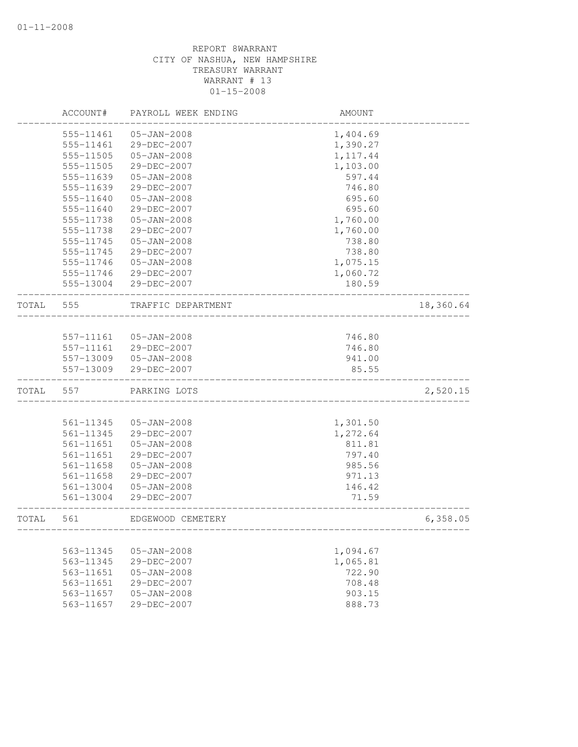01-11-2008

REPORT 8WARRANT
CITY OF NASHUA, NEW HAMPSHIRE
TREASURY WARRANT
WARRANT # 13
01-15-2008

| | ACCOUNT# | PAYROLL WEEK ENDING | AMOUNT | |
|---|---|---|---|---|
| | 555-11461 | 05-JAN-2008 | 1,404.69 | |
| | 555-11461 | 29-DEC-2007 | 1,390.27 | |
| | 555-11505 | 05-JAN-2008 | 1,117.44 | |
| | 555-11505 | 29-DEC-2007 | 1,103.00 | |
| | 555-11639 | 05-JAN-2008 | 597.44 | |
| | 555-11639 | 29-DEC-2007 | 746.80 | |
| | 555-11640 | 05-JAN-2008 | 695.60 | |
| | 555-11640 | 29-DEC-2007 | 695.60 | |
| | 555-11738 | 05-JAN-2008 | 1,760.00 | |
| | 555-11738 | 29-DEC-2007 | 1,760.00 | |
| | 555-11745 | 05-JAN-2008 | 738.80 | |
| | 555-11745 | 29-DEC-2007 | 738.80 | |
| | 555-11746 | 05-JAN-2008 | 1,075.15 | |
| | 555-11746 | 29-DEC-2007 | 1,060.72 | |
| | 555-13004 | 29-DEC-2007 | 180.59 | |
| TOTAL | 555 | TRAFFIC DEPARTMENT | | 18,360.64 |
| | 557-11161 | 05-JAN-2008 | 746.80 | |
| | 557-11161 | 29-DEC-2007 | 746.80 | |
| | 557-13009 | 05-JAN-2008 | 941.00 | |
| | 557-13009 | 29-DEC-2007 | 85.55 | |
| TOTAL | 557 | PARKING LOTS | | 2,520.15 |
| | 561-11345 | 05-JAN-2008 | 1,301.50 | |
| | 561-11345 | 29-DEC-2007 | 1,272.64 | |
| | 561-11651 | 05-JAN-2008 | 811.81 | |
| | 561-11651 | 29-DEC-2007 | 797.40 | |
| | 561-11658 | 05-JAN-2008 | 985.56 | |
| | 561-11658 | 29-DEC-2007 | 971.13 | |
| | 561-13004 | 05-JAN-2008 | 146.42 | |
| | 561-13004 | 29-DEC-2007 | 71.59 | |
| TOTAL | 561 | EDGEWOOD CEMETERY | | 6,358.05 |
| | 563-11345 | 05-JAN-2008 | 1,094.67 | |
| | 563-11345 | 29-DEC-2007 | 1,065.81 | |
| | 563-11651 | 05-JAN-2008 | 722.90 | |
| | 563-11651 | 29-DEC-2007 | 708.48 | |
| | 563-11657 | 05-JAN-2008 | 903.15 | |
| | 563-11657 | 29-DEC-2007 | 888.73 | |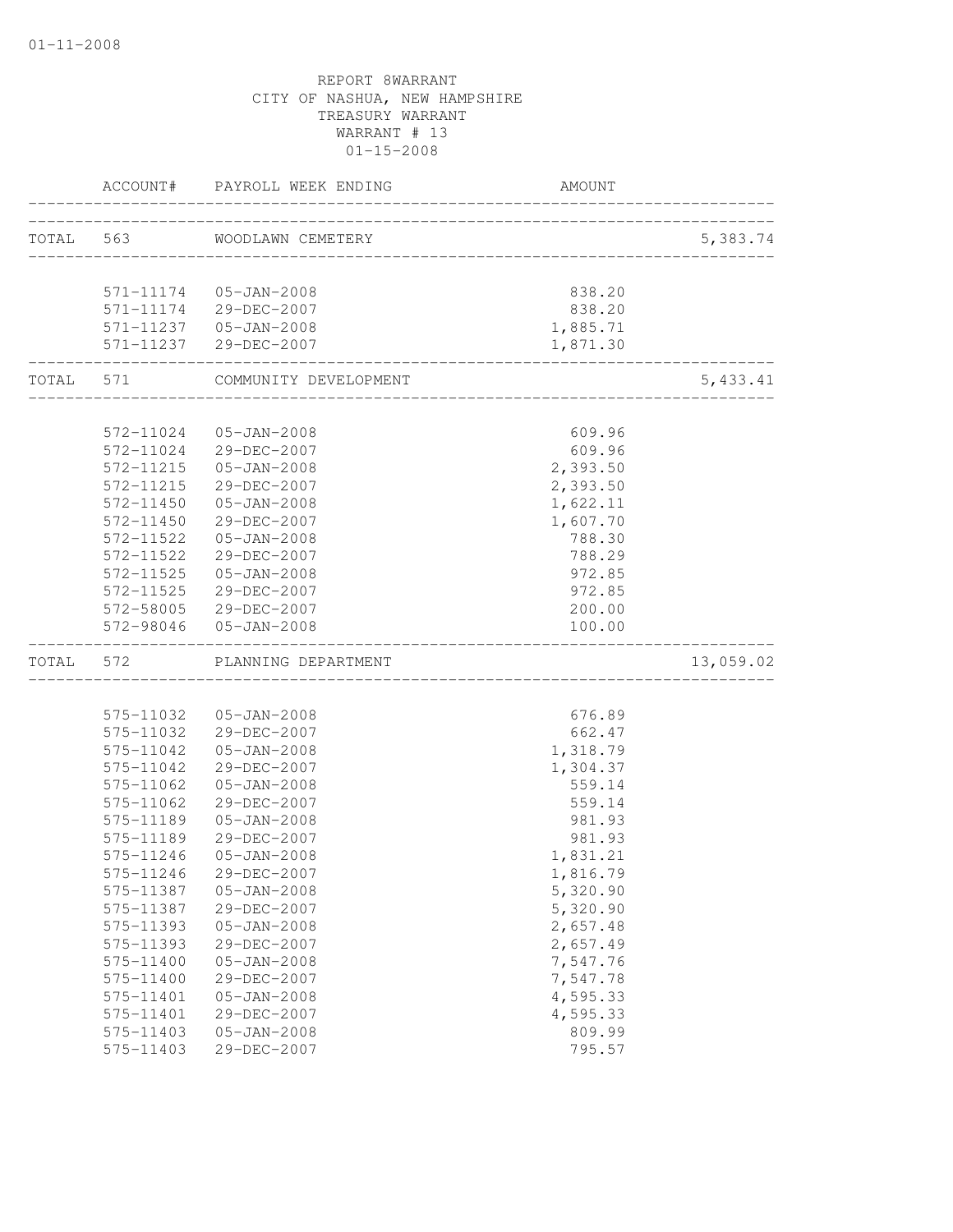REPORT 8WARRANT
CITY OF NASHUA, NEW HAMPSHIRE
TREASURY WARRANT
WARRANT # 13
01-15-2008

| | ACCOUNT# | PAYROLL WEEK ENDING | AMOUNT | |
|---|---|---|---|---|
| TOTAL | 563 | WOODLAWN CEMETERY | | 5,383.74 |
| | 571-11174 | 05-JAN-2008 | 838.20 | |
| | 571-11174 | 29-DEC-2007 | 838.20 | |
| | 571-11237 | 05-JAN-2008 | 1,885.71 | |
| | 571-11237 | 29-DEC-2007 | 1,871.30 | |
| TOTAL | 571 | COMMUNITY DEVELOPMENT | | 5,433.41 |
| | 572-11024 | 05-JAN-2008 | 609.96 | |
| | 572-11024 | 29-DEC-2007 | 609.96 | |
| | 572-11215 | 05-JAN-2008 | 2,393.50 | |
| | 572-11215 | 29-DEC-2007 | 2,393.50 | |
| | 572-11450 | 05-JAN-2008 | 1,622.11 | |
| | 572-11450 | 29-DEC-2007 | 1,607.70 | |
| | 572-11522 | 05-JAN-2008 | 788.30 | |
| | 572-11522 | 29-DEC-2007 | 788.29 | |
| | 572-11525 | 05-JAN-2008 | 972.85 | |
| | 572-11525 | 29-DEC-2007 | 972.85 | |
| | 572-58005 | 29-DEC-2007 | 200.00 | |
| | 572-98046 | 05-JAN-2008 | 100.00 | |
| TOTAL | 572 | PLANNING DEPARTMENT | | 13,059.02 |
| | 575-11032 | 05-JAN-2008 | 676.89 | |
| | 575-11032 | 29-DEC-2007 | 662.47 | |
| | 575-11042 | 05-JAN-2008 | 1,318.79 | |
| | 575-11042 | 29-DEC-2007 | 1,304.37 | |
| | 575-11062 | 05-JAN-2008 | 559.14 | |
| | 575-11062 | 29-DEC-2007 | 559.14 | |
| | 575-11189 | 05-JAN-2008 | 981.93 | |
| | 575-11189 | 29-DEC-2007 | 981.93 | |
| | 575-11246 | 05-JAN-2008 | 1,831.21 | |
| | 575-11246 | 29-DEC-2007 | 1,816.79 | |
| | 575-11387 | 05-JAN-2008 | 5,320.90 | |
| | 575-11387 | 29-DEC-2007 | 5,320.90 | |
| | 575-11393 | 05-JAN-2008 | 2,657.48 | |
| | 575-11393 | 29-DEC-2007 | 2,657.49 | |
| | 575-11400 | 05-JAN-2008 | 7,547.76 | |
| | 575-11400 | 29-DEC-2007 | 7,547.78 | |
| | 575-11401 | 05-JAN-2008 | 4,595.33 | |
| | 575-11401 | 29-DEC-2007 | 4,595.33 | |
| | 575-11403 | 05-JAN-2008 | 809.99 | |
| | 575-11403 | 29-DEC-2007 | 795.57 | |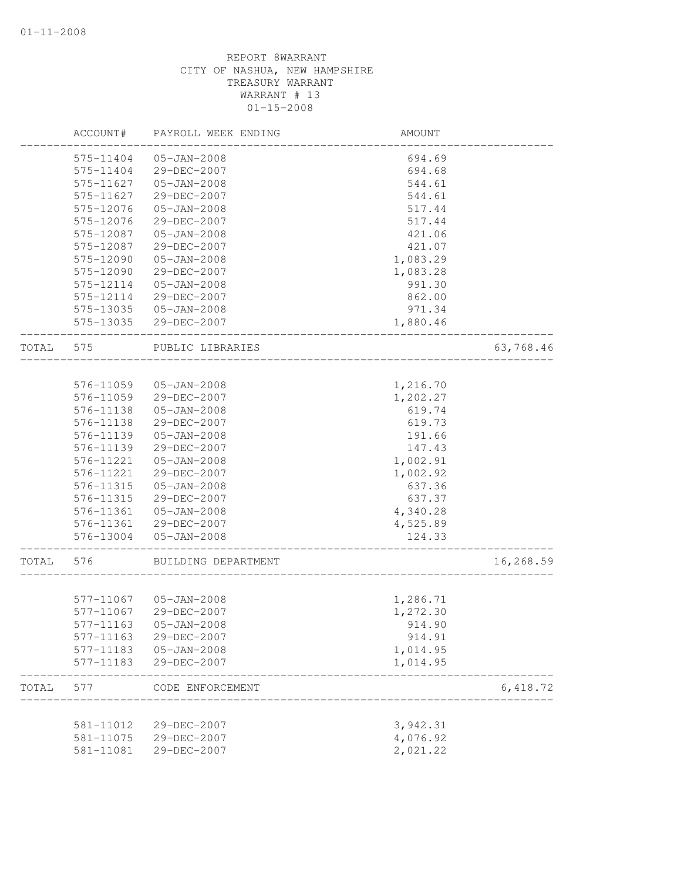REPORT 8WARRANT
CITY OF NASHUA, NEW HAMPSHIRE
TREASURY WARRANT
WARRANT # 13
01-15-2008

| | ACCOUNT# | PAYROLL WEEK ENDING | AMOUNT | |
|---|---|---|---|---|
| | 575-11404 | 05-JAN-2008 | 694.69 | |
| | 575-11404 | 29-DEC-2007 | 694.68 | |
| | 575-11627 | 05-JAN-2008 | 544.61 | |
| | 575-11627 | 29-DEC-2007 | 544.61 | |
| | 575-12076 | 05-JAN-2008 | 517.44 | |
| | 575-12076 | 29-DEC-2007 | 517.44 | |
| | 575-12087 | 05-JAN-2008 | 421.06 | |
| | 575-12087 | 29-DEC-2007 | 421.07 | |
| | 575-12090 | 05-JAN-2008 | 1,083.29 | |
| | 575-12090 | 29-DEC-2007 | 1,083.28 | |
| | 575-12114 | 05-JAN-2008 | 991.30 | |
| | 575-12114 | 29-DEC-2007 | 862.00 | |
| | 575-13035 | 05-JAN-2008 | 971.34 | |
| | 575-13035 | 29-DEC-2007 | 1,880.46 | |
| TOTAL | 575 | PUBLIC LIBRARIES | | 63,768.46 |
| | 576-11059 | 05-JAN-2008 | 1,216.70 | |
| | 576-11059 | 29-DEC-2007 | 1,202.27 | |
| | 576-11138 | 05-JAN-2008 | 619.74 | |
| | 576-11138 | 29-DEC-2007 | 619.73 | |
| | 576-11139 | 05-JAN-2008 | 191.66 | |
| | 576-11139 | 29-DEC-2007 | 147.43 | |
| | 576-11221 | 05-JAN-2008 | 1,002.91 | |
| | 576-11221 | 29-DEC-2007 | 1,002.92 | |
| | 576-11315 | 05-JAN-2008 | 637.36 | |
| | 576-11315 | 29-DEC-2007 | 637.37 | |
| | 576-11361 | 05-JAN-2008 | 4,340.28 | |
| | 576-11361 | 29-DEC-2007 | 4,525.89 | |
| | 576-13004 | 05-JAN-2008 | 124.33 | |
| TOTAL | 576 | BUILDING DEPARTMENT | | 16,268.59 |
| | 577-11067 | 05-JAN-2008 | 1,286.71 | |
| | 577-11067 | 29-DEC-2007 | 1,272.30 | |
| | 577-11163 | 05-JAN-2008 | 914.90 | |
| | 577-11163 | 29-DEC-2007 | 914.91 | |
| | 577-11183 | 05-JAN-2008 | 1,014.95 | |
| | 577-11183 | 29-DEC-2007 | 1,014.95 | |
| TOTAL | 577 | CODE ENFORCEMENT | | 6,418.72 |
| | 581-11012 | 29-DEC-2007 | 3,942.31 | |
| | 581-11075 | 29-DEC-2007 | 4,076.92 | |
| | 581-11081 | 29-DEC-2007 | 2,021.22 | |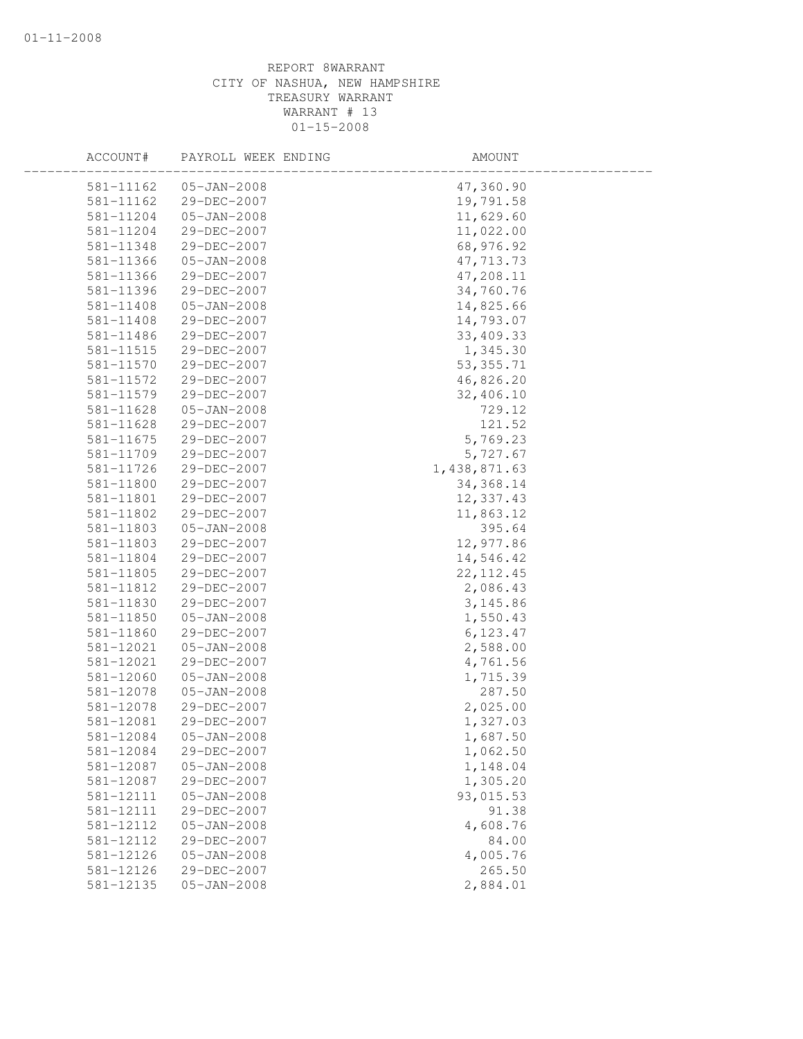REPORT 8WARRANT
CITY OF NASHUA, NEW HAMPSHIRE
TREASURY WARRANT
WARRANT # 13
01-15-2008

| ACCOUNT# | PAYROLL WEEK ENDING | AMOUNT |
|---|---|---|
| 581-11162 | 05-JAN-2008 | 47,360.90 |
| 581-11162 | 29-DEC-2007 | 19,791.58 |
| 581-11204 | 05-JAN-2008 | 11,629.60 |
| 581-11204 | 29-DEC-2007 | 11,022.00 |
| 581-11348 | 29-DEC-2007 | 68,976.92 |
| 581-11366 | 05-JAN-2008 | 47,713.73 |
| 581-11366 | 29-DEC-2007 | 47,208.11 |
| 581-11396 | 29-DEC-2007 | 34,760.76 |
| 581-11408 | 05-JAN-2008 | 14,825.66 |
| 581-11408 | 29-DEC-2007 | 14,793.07 |
| 581-11486 | 29-DEC-2007 | 33,409.33 |
| 581-11515 | 29-DEC-2007 | 1,345.30 |
| 581-11570 | 29-DEC-2007 | 53,355.71 |
| 581-11572 | 29-DEC-2007 | 46,826.20 |
| 581-11579 | 29-DEC-2007 | 32,406.10 |
| 581-11628 | 05-JAN-2008 | 729.12 |
| 581-11628 | 29-DEC-2007 | 121.52 |
| 581-11675 | 29-DEC-2007 | 5,769.23 |
| 581-11709 | 29-DEC-2007 | 5,727.67 |
| 581-11726 | 29-DEC-2007 | 1,438,871.63 |
| 581-11800 | 29-DEC-2007 | 34,368.14 |
| 581-11801 | 29-DEC-2007 | 12,337.43 |
| 581-11802 | 29-DEC-2007 | 11,863.12 |
| 581-11803 | 05-JAN-2008 | 395.64 |
| 581-11803 | 29-DEC-2007 | 12,977.86 |
| 581-11804 | 29-DEC-2007 | 14,546.42 |
| 581-11805 | 29-DEC-2007 | 22,112.45 |
| 581-11812 | 29-DEC-2007 | 2,086.43 |
| 581-11830 | 29-DEC-2007 | 3,145.86 |
| 581-11850 | 05-JAN-2008 | 1,550.43 |
| 581-11860 | 29-DEC-2007 | 6,123.47 |
| 581-12021 | 05-JAN-2008 | 2,588.00 |
| 581-12021 | 29-DEC-2007 | 4,761.56 |
| 581-12060 | 05-JAN-2008 | 1,715.39 |
| 581-12078 | 05-JAN-2008 | 287.50 |
| 581-12078 | 29-DEC-2007 | 2,025.00 |
| 581-12081 | 29-DEC-2007 | 1,327.03 |
| 581-12084 | 05-JAN-2008 | 1,687.50 |
| 581-12084 | 29-DEC-2007 | 1,062.50 |
| 581-12087 | 05-JAN-2008 | 1,148.04 |
| 581-12087 | 29-DEC-2007 | 1,305.20 |
| 581-12111 | 05-JAN-2008 | 93,015.53 |
| 581-12111 | 29-DEC-2007 | 91.38 |
| 581-12112 | 05-JAN-2008 | 4,608.76 |
| 581-12112 | 29-DEC-2007 | 84.00 |
| 581-12126 | 05-JAN-2008 | 4,005.76 |
| 581-12126 | 29-DEC-2007 | 265.50 |
| 581-12135 | 05-JAN-2008 | 2,884.01 |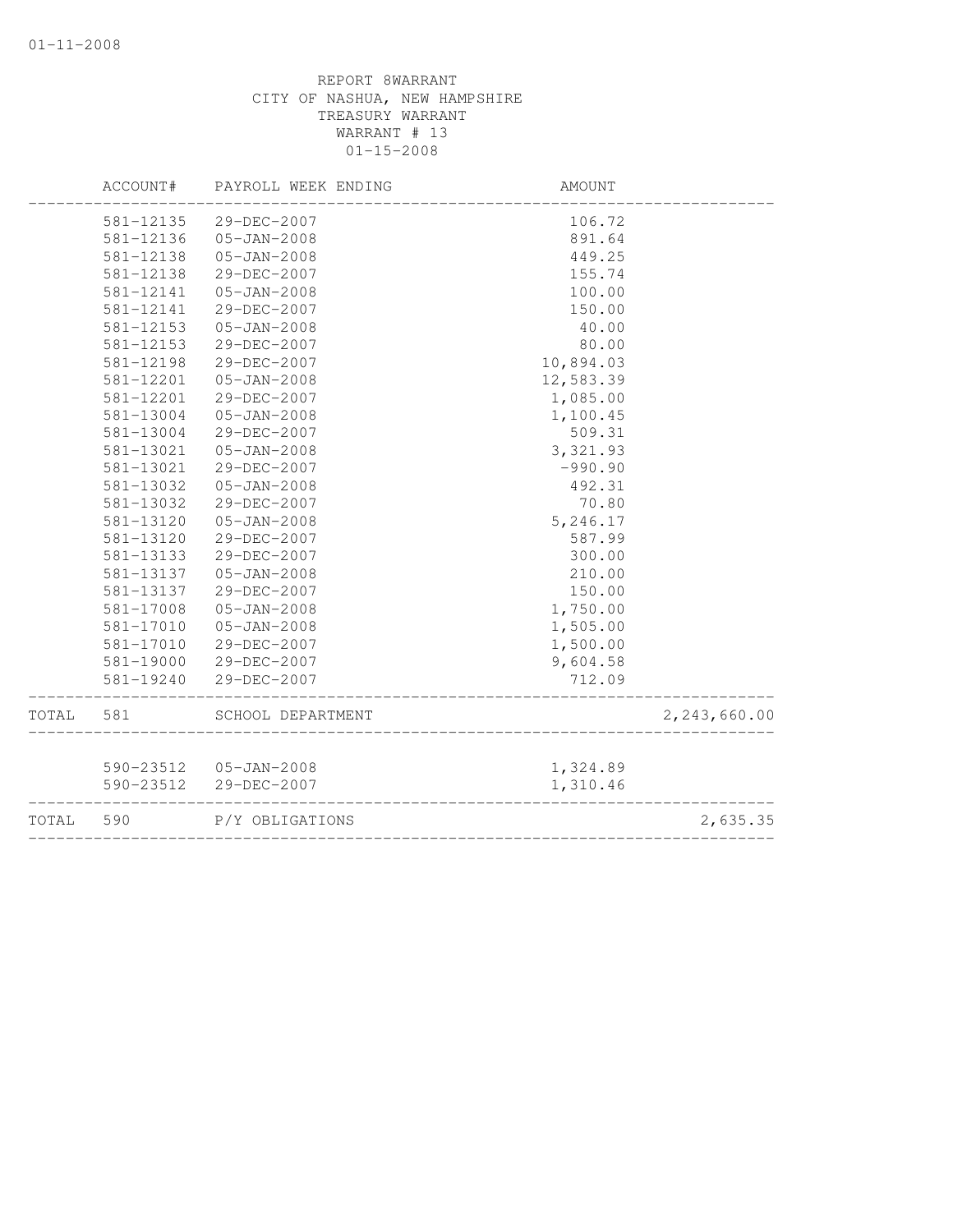REPORT 8WARRANT
CITY OF NASHUA, NEW HAMPSHIRE
TREASURY WARRANT
WARRANT # 13
01-15-2008

| | ACCOUNT# | PAYROLL WEEK ENDING | AMOUNT | |
|---|---|---|---|---|
| | 581-12135 | 29-DEC-2007 | 106.72 | |
| | 581-12136 | 05-JAN-2008 | 891.64 | |
| | 581-12138 | 05-JAN-2008 | 449.25 | |
| | 581-12138 | 29-DEC-2007 | 155.74 | |
| | 581-12141 | 05-JAN-2008 | 100.00 | |
| | 581-12141 | 29-DEC-2007 | 150.00 | |
| | 581-12153 | 05-JAN-2008 | 40.00 | |
| | 581-12153 | 29-DEC-2007 | 80.00 | |
| | 581-12198 | 29-DEC-2007 | 10,894.03 | |
| | 581-12201 | 05-JAN-2008 | 12,583.39 | |
| | 581-12201 | 29-DEC-2007 | 1,085.00 | |
| | 581-13004 | 05-JAN-2008 | 1,100.45 | |
| | 581-13004 | 29-DEC-2007 | 509.31 | |
| | 581-13021 | 05-JAN-2008 | 3,321.93 | |
| | 581-13021 | 29-DEC-2007 | -990.90 | |
| | 581-13032 | 05-JAN-2008 | 492.31 | |
| | 581-13032 | 29-DEC-2007 | 70.80 | |
| | 581-13120 | 05-JAN-2008 | 5,246.17 | |
| | 581-13120 | 29-DEC-2007 | 587.99 | |
| | 581-13133 | 29-DEC-2007 | 300.00 | |
| | 581-13137 | 05-JAN-2008 | 210.00 | |
| | 581-13137 | 29-DEC-2007 | 150.00 | |
| | 581-17008 | 05-JAN-2008 | 1,750.00 | |
| | 581-17010 | 05-JAN-2008 | 1,505.00 | |
| | 581-17010 | 29-DEC-2007 | 1,500.00 | |
| | 581-19000 | 29-DEC-2007 | 9,604.58 | |
| | 581-19240 | 29-DEC-2007 | 712.09 | |
| TOTAL | 581 | SCHOOL DEPARTMENT | | 2,243,660.00 |
| | 590-23512 | 05-JAN-2008 | 1,324.89 | |
| | 590-23512 | 29-DEC-2007 | 1,310.46 | |
| TOTAL | 590 | P/Y OBLIGATIONS | | 2,635.35 |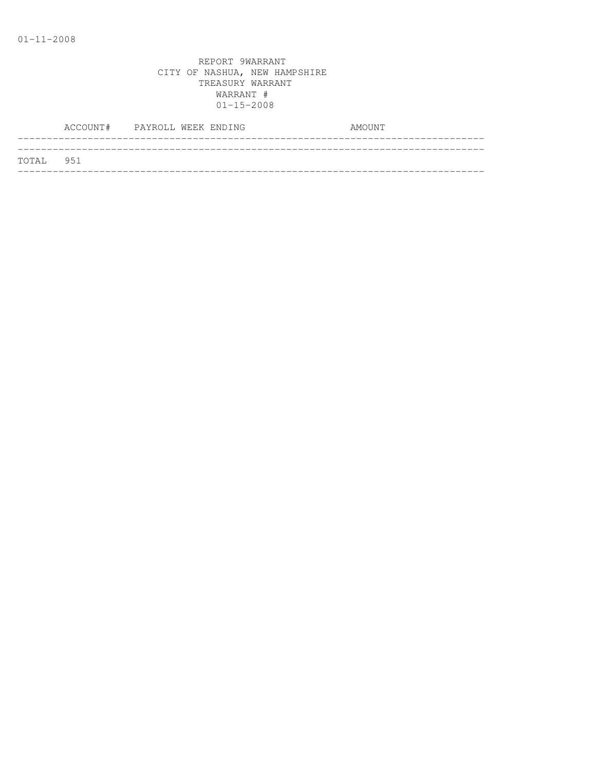REPORT 9WARRANT
CITY OF NASHUA, NEW HAMPSHIRE
TREASURY WARRANT
WARRANT #
01-15-2008

| ACCOUNT# | PAYROLL WEEK ENDING | AMOUNT |
|---|---|---|
| TOTAL 951 | | |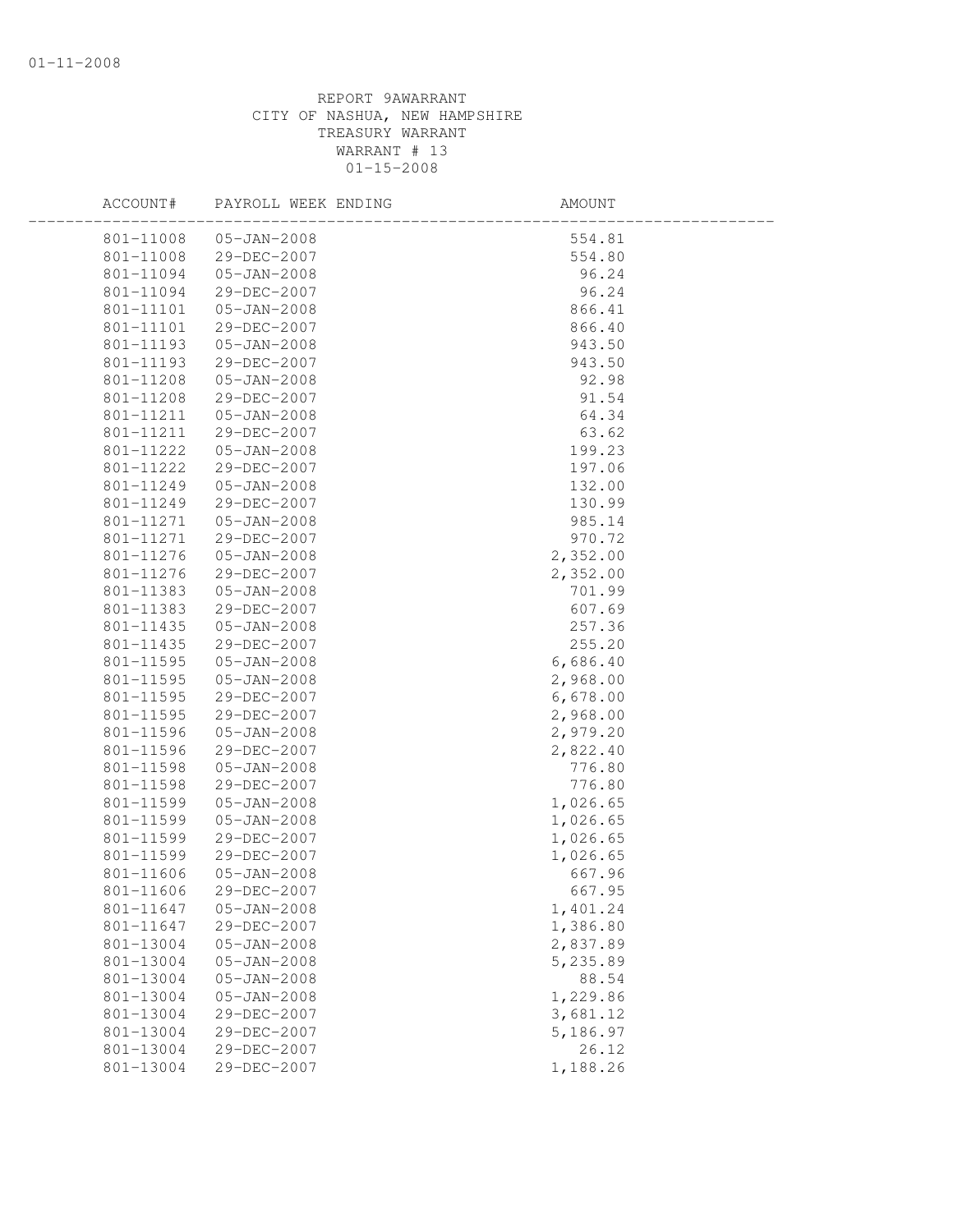REPORT 9AWARRANT
CITY OF NASHUA, NEW HAMPSHIRE
TREASURY WARRANT
WARRANT # 13
01-15-2008

| ACCOUNT# | PAYROLL WEEK ENDING | AMOUNT |
|---|---|---|
| 801-11008 | 05-JAN-2008 | 554.81 |
| 801-11008 | 29-DEC-2007 | 554.80 |
| 801-11094 | 05-JAN-2008 | 96.24 |
| 801-11094 | 29-DEC-2007 | 96.24 |
| 801-11101 | 05-JAN-2008 | 866.41 |
| 801-11101 | 29-DEC-2007 | 866.40 |
| 801-11193 | 05-JAN-2008 | 943.50 |
| 801-11193 | 29-DEC-2007 | 943.50 |
| 801-11208 | 05-JAN-2008 | 92.98 |
| 801-11208 | 29-DEC-2007 | 91.54 |
| 801-11211 | 05-JAN-2008 | 64.34 |
| 801-11211 | 29-DEC-2007 | 63.62 |
| 801-11222 | 05-JAN-2008 | 199.23 |
| 801-11222 | 29-DEC-2007 | 197.06 |
| 801-11249 | 05-JAN-2008 | 132.00 |
| 801-11249 | 29-DEC-2007 | 130.99 |
| 801-11271 | 05-JAN-2008 | 985.14 |
| 801-11271 | 29-DEC-2007 | 970.72 |
| 801-11276 | 05-JAN-2008 | 2,352.00 |
| 801-11276 | 29-DEC-2007 | 2,352.00 |
| 801-11383 | 05-JAN-2008 | 701.99 |
| 801-11383 | 29-DEC-2007 | 607.69 |
| 801-11435 | 05-JAN-2008 | 257.36 |
| 801-11435 | 29-DEC-2007 | 255.20 |
| 801-11595 | 05-JAN-2008 | 6,686.40 |
| 801-11595 | 05-JAN-2008 | 2,968.00 |
| 801-11595 | 29-DEC-2007 | 6,678.00 |
| 801-11595 | 29-DEC-2007 | 2,968.00 |
| 801-11596 | 05-JAN-2008 | 2,979.20 |
| 801-11596 | 29-DEC-2007 | 2,822.40 |
| 801-11598 | 05-JAN-2008 | 776.80 |
| 801-11598 | 29-DEC-2007 | 776.80 |
| 801-11599 | 05-JAN-2008 | 1,026.65 |
| 801-11599 | 05-JAN-2008 | 1,026.65 |
| 801-11599 | 29-DEC-2007 | 1,026.65 |
| 801-11599 | 29-DEC-2007 | 1,026.65 |
| 801-11606 | 05-JAN-2008 | 667.96 |
| 801-11606 | 29-DEC-2007 | 667.95 |
| 801-11647 | 05-JAN-2008 | 1,401.24 |
| 801-11647 | 29-DEC-2007 | 1,386.80 |
| 801-13004 | 05-JAN-2008 | 2,837.89 |
| 801-13004 | 05-JAN-2008 | 5,235.89 |
| 801-13004 | 05-JAN-2008 | 88.54 |
| 801-13004 | 05-JAN-2008 | 1,229.86 |
| 801-13004 | 29-DEC-2007 | 3,681.12 |
| 801-13004 | 29-DEC-2007 | 5,186.97 |
| 801-13004 | 29-DEC-2007 | 26.12 |
| 801-13004 | 29-DEC-2007 | 1,188.26 |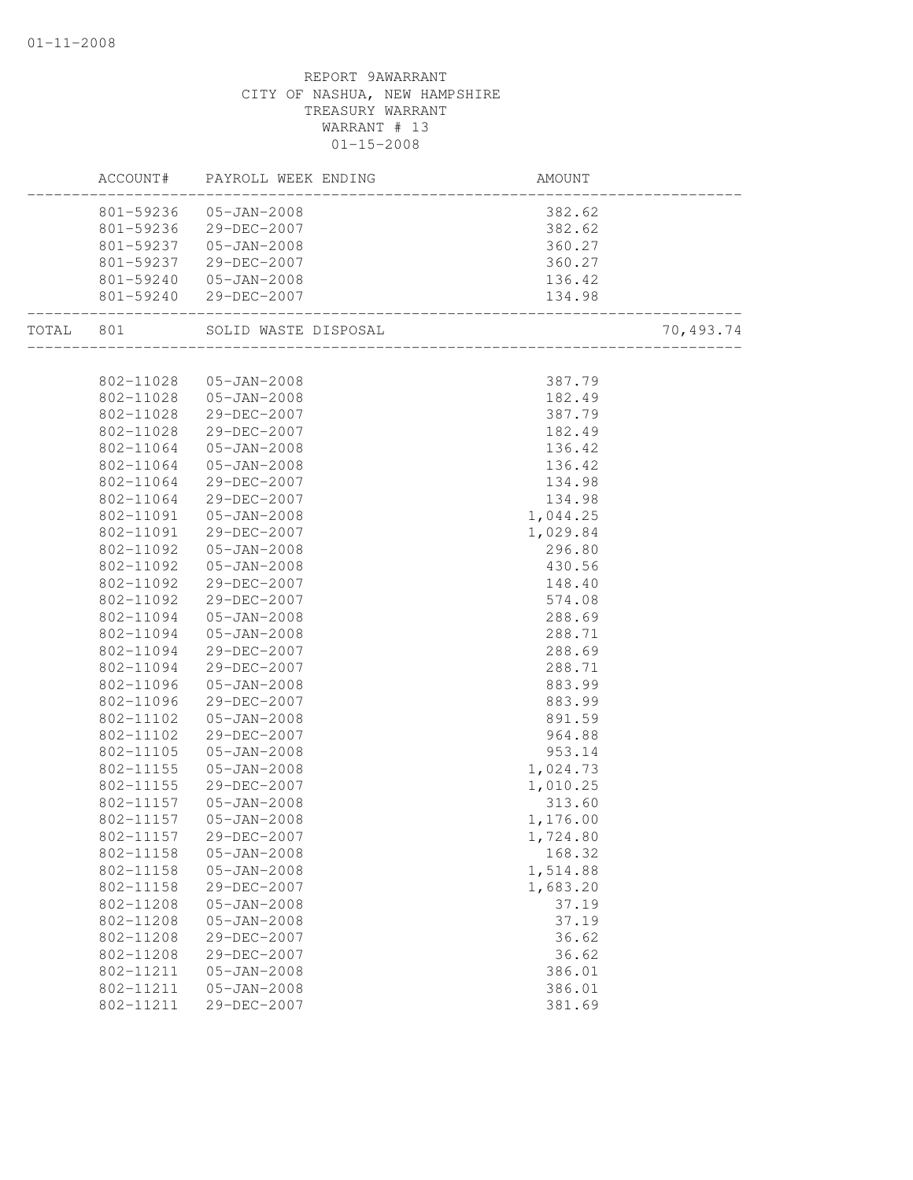01-11-2008

REPORT 9AWARRANT
CITY OF NASHUA, NEW HAMPSHIRE
TREASURY WARRANT
WARRANT # 13
01-15-2008

| | ACCOUNT# | PAYROLL WEEK ENDING | AMOUNT | |
|---|---|---|---|---|
| | 801-59236 | 05-JAN-2008 | 382.62 | |
| | 801-59236 | 29-DEC-2007 | 382.62 | |
| | 801-59237 | 05-JAN-2008 | 360.27 | |
| | 801-59237 | 29-DEC-2007 | 360.27 | |
| | 801-59240 | 05-JAN-2008 | 136.42 | |
| | 801-59240 | 29-DEC-2007 | 134.98 | |
| TOTAL | 801 | SOLID WASTE DISPOSAL | | 70,493.74 |
| | 802-11028 | 05-JAN-2008 | 387.79 | |
| | 802-11028 | 05-JAN-2008 | 182.49 | |
| | 802-11028 | 29-DEC-2007 | 387.79 | |
| | 802-11028 | 29-DEC-2007 | 182.49 | |
| | 802-11064 | 05-JAN-2008 | 136.42 | |
| | 802-11064 | 05-JAN-2008 | 136.42 | |
| | 802-11064 | 29-DEC-2007 | 134.98 | |
| | 802-11064 | 29-DEC-2007 | 134.98 | |
| | 802-11091 | 05-JAN-2008 | 1,044.25 | |
| | 802-11091 | 29-DEC-2007 | 1,029.84 | |
| | 802-11092 | 05-JAN-2008 | 296.80 | |
| | 802-11092 | 05-JAN-2008 | 430.56 | |
| | 802-11092 | 29-DEC-2007 | 148.40 | |
| | 802-11092 | 29-DEC-2007 | 574.08 | |
| | 802-11094 | 05-JAN-2008 | 288.69 | |
| | 802-11094 | 05-JAN-2008 | 288.71 | |
| | 802-11094 | 29-DEC-2007 | 288.69 | |
| | 802-11094 | 29-DEC-2007 | 288.71 | |
| | 802-11096 | 05-JAN-2008 | 883.99 | |
| | 802-11096 | 29-DEC-2007 | 883.99 | |
| | 802-11102 | 05-JAN-2008 | 891.59 | |
| | 802-11102 | 29-DEC-2007 | 964.88 | |
| | 802-11105 | 05-JAN-2008 | 953.14 | |
| | 802-11155 | 05-JAN-2008 | 1,024.73 | |
| | 802-11155 | 29-DEC-2007 | 1,010.25 | |
| | 802-11157 | 05-JAN-2008 | 313.60 | |
| | 802-11157 | 05-JAN-2008 | 1,176.00 | |
| | 802-11157 | 29-DEC-2007 | 1,724.80 | |
| | 802-11158 | 05-JAN-2008 | 168.32 | |
| | 802-11158 | 05-JAN-2008 | 1,514.88 | |
| | 802-11158 | 29-DEC-2007 | 1,683.20 | |
| | 802-11208 | 05-JAN-2008 | 37.19 | |
| | 802-11208 | 05-JAN-2008 | 37.19 | |
| | 802-11208 | 29-DEC-2007 | 36.62 | |
| | 802-11208 | 29-DEC-2007 | 36.62 | |
| | 802-11211 | 05-JAN-2008 | 386.01 | |
| | 802-11211 | 05-JAN-2008 | 386.01 | |
| | 802-11211 | 29-DEC-2007 | 381.69 | |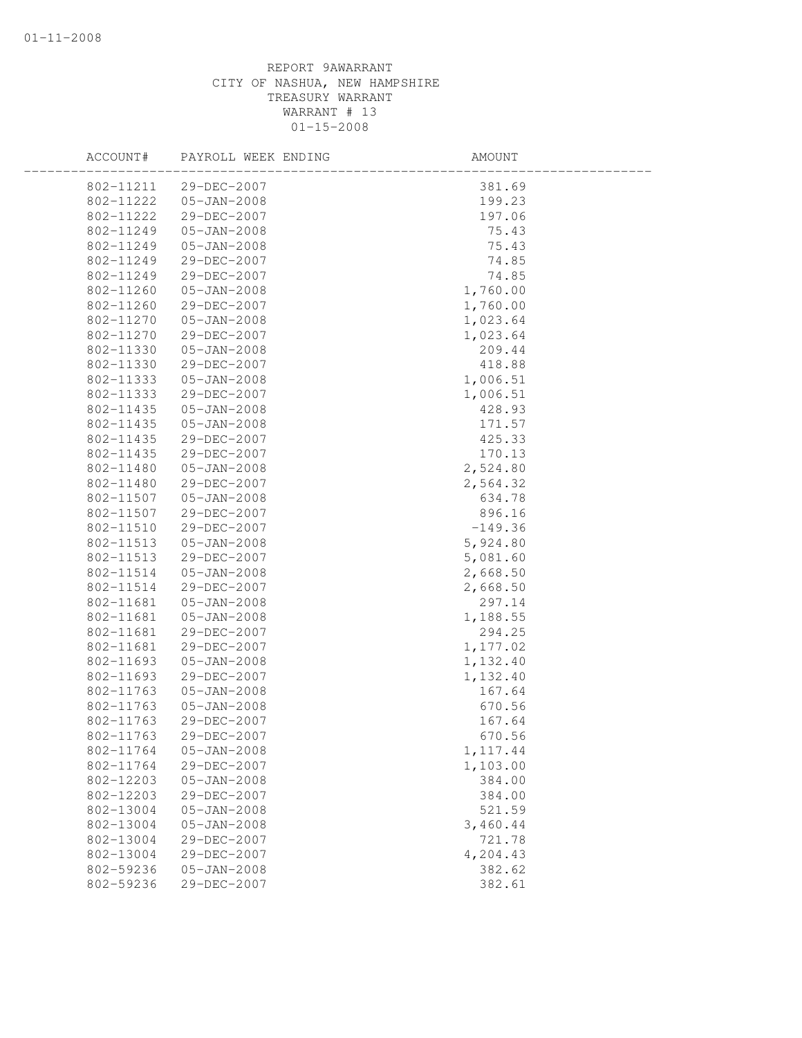REPORT 9AWARRANT
CITY OF NASHUA, NEW HAMPSHIRE
TREASURY WARRANT
WARRANT # 13
01-15-2008

| ACCOUNT# | PAYROLL WEEK ENDING | AMOUNT |
|---|---|---|
| 802-11211 | 29-DEC-2007 | 381.69 |
| 802-11222 | 05-JAN-2008 | 199.23 |
| 802-11222 | 29-DEC-2007 | 197.06 |
| 802-11249 | 05-JAN-2008 | 75.43 |
| 802-11249 | 05-JAN-2008 | 75.43 |
| 802-11249 | 29-DEC-2007 | 74.85 |
| 802-11249 | 29-DEC-2007 | 74.85 |
| 802-11260 | 05-JAN-2008 | 1,760.00 |
| 802-11260 | 29-DEC-2007 | 1,760.00 |
| 802-11270 | 05-JAN-2008 | 1,023.64 |
| 802-11270 | 29-DEC-2007 | 1,023.64 |
| 802-11330 | 05-JAN-2008 | 209.44 |
| 802-11330 | 29-DEC-2007 | 418.88 |
| 802-11333 | 05-JAN-2008 | 1,006.51 |
| 802-11333 | 29-DEC-2007 | 1,006.51 |
| 802-11435 | 05-JAN-2008 | 428.93 |
| 802-11435 | 05-JAN-2008 | 171.57 |
| 802-11435 | 29-DEC-2007 | 425.33 |
| 802-11435 | 29-DEC-2007 | 170.13 |
| 802-11480 | 05-JAN-2008 | 2,524.80 |
| 802-11480 | 29-DEC-2007 | 2,564.32 |
| 802-11507 | 05-JAN-2008 | 634.78 |
| 802-11507 | 29-DEC-2007 | 896.16 |
| 802-11510 | 29-DEC-2007 | -149.36 |
| 802-11513 | 05-JAN-2008 | 5,924.80 |
| 802-11513 | 29-DEC-2007 | 5,081.60 |
| 802-11514 | 05-JAN-2008 | 2,668.50 |
| 802-11514 | 29-DEC-2007 | 2,668.50 |
| 802-11681 | 05-JAN-2008 | 297.14 |
| 802-11681 | 05-JAN-2008 | 1,188.55 |
| 802-11681 | 29-DEC-2007 | 294.25 |
| 802-11681 | 29-DEC-2007 | 1,177.02 |
| 802-11693 | 05-JAN-2008 | 1,132.40 |
| 802-11693 | 29-DEC-2007 | 1,132.40 |
| 802-11763 | 05-JAN-2008 | 167.64 |
| 802-11763 | 05-JAN-2008 | 670.56 |
| 802-11763 | 29-DEC-2007 | 167.64 |
| 802-11763 | 29-DEC-2007 | 670.56 |
| 802-11764 | 05-JAN-2008 | 1,117.44 |
| 802-11764 | 29-DEC-2007 | 1,103.00 |
| 802-12203 | 05-JAN-2008 | 384.00 |
| 802-12203 | 29-DEC-2007 | 384.00 |
| 802-13004 | 05-JAN-2008 | 521.59 |
| 802-13004 | 05-JAN-2008 | 3,460.44 |
| 802-13004 | 29-DEC-2007 | 721.78 |
| 802-13004 | 29-DEC-2007 | 4,204.43 |
| 802-59236 | 05-JAN-2008 | 382.62 |
| 802-59236 | 29-DEC-2007 | 382.61 |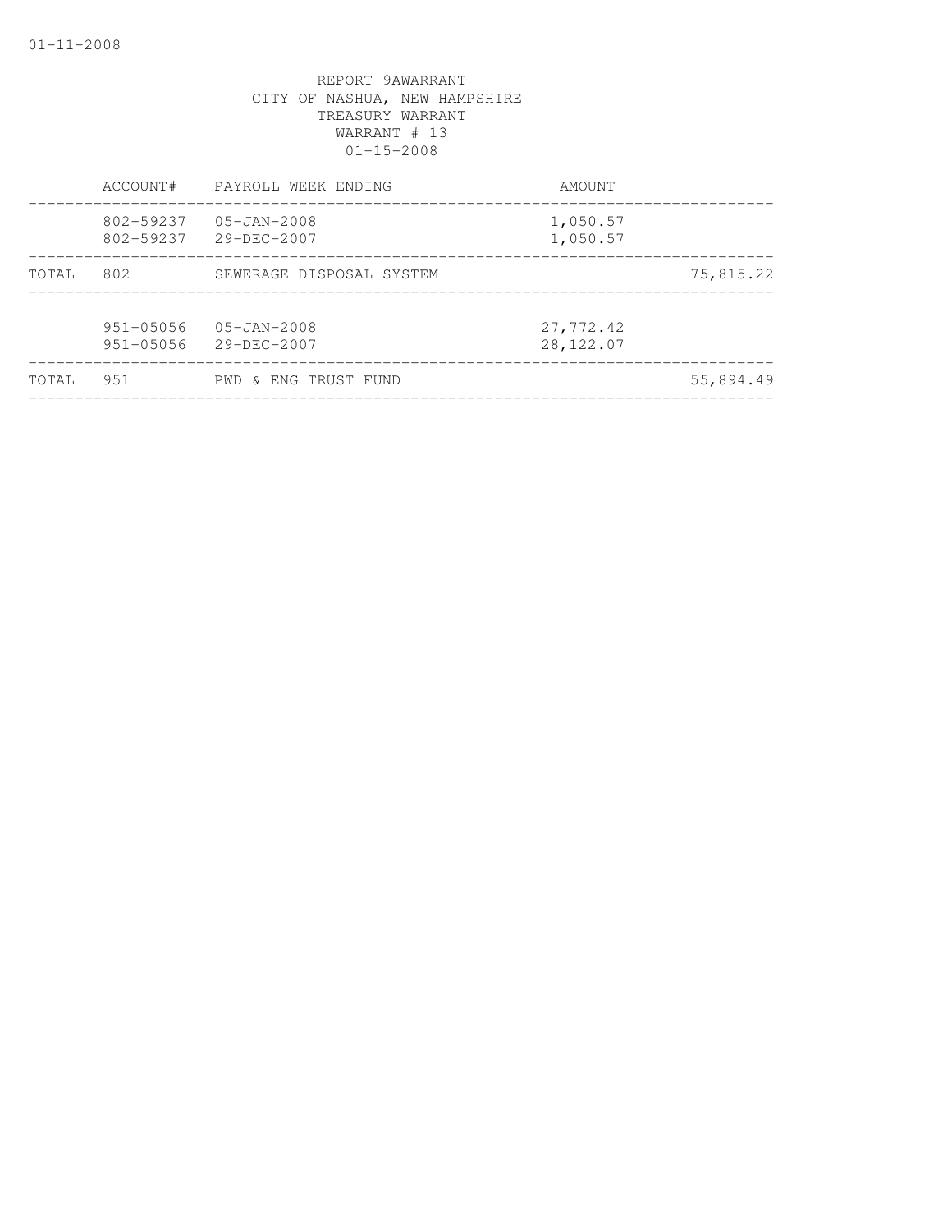01-11-2008

REPORT 9AWARRANT
CITY OF NASHUA, NEW HAMPSHIRE
TREASURY WARRANT
WARRANT # 13
01-15-2008

| | ACCOUNT# | PAYROLL WEEK ENDING | AMOUNT | |
|---|---|---|---|---|
| | 802-59237 | 05-JAN-2008 | 1,050.57 | |
| | 802-59237 | 29-DEC-2007 | 1,050.57 | |
| TOTAL | 802 | SEWERAGE DISPOSAL SYSTEM | | 75,815.22 |
| | 951-05056 | 05-JAN-2008 | 27,772.42 | |
| | 951-05056 | 29-DEC-2007 | 28,122.07 | |
| TOTAL | 951 | PWD & ENG TRUST FUND | | 55,894.49 |